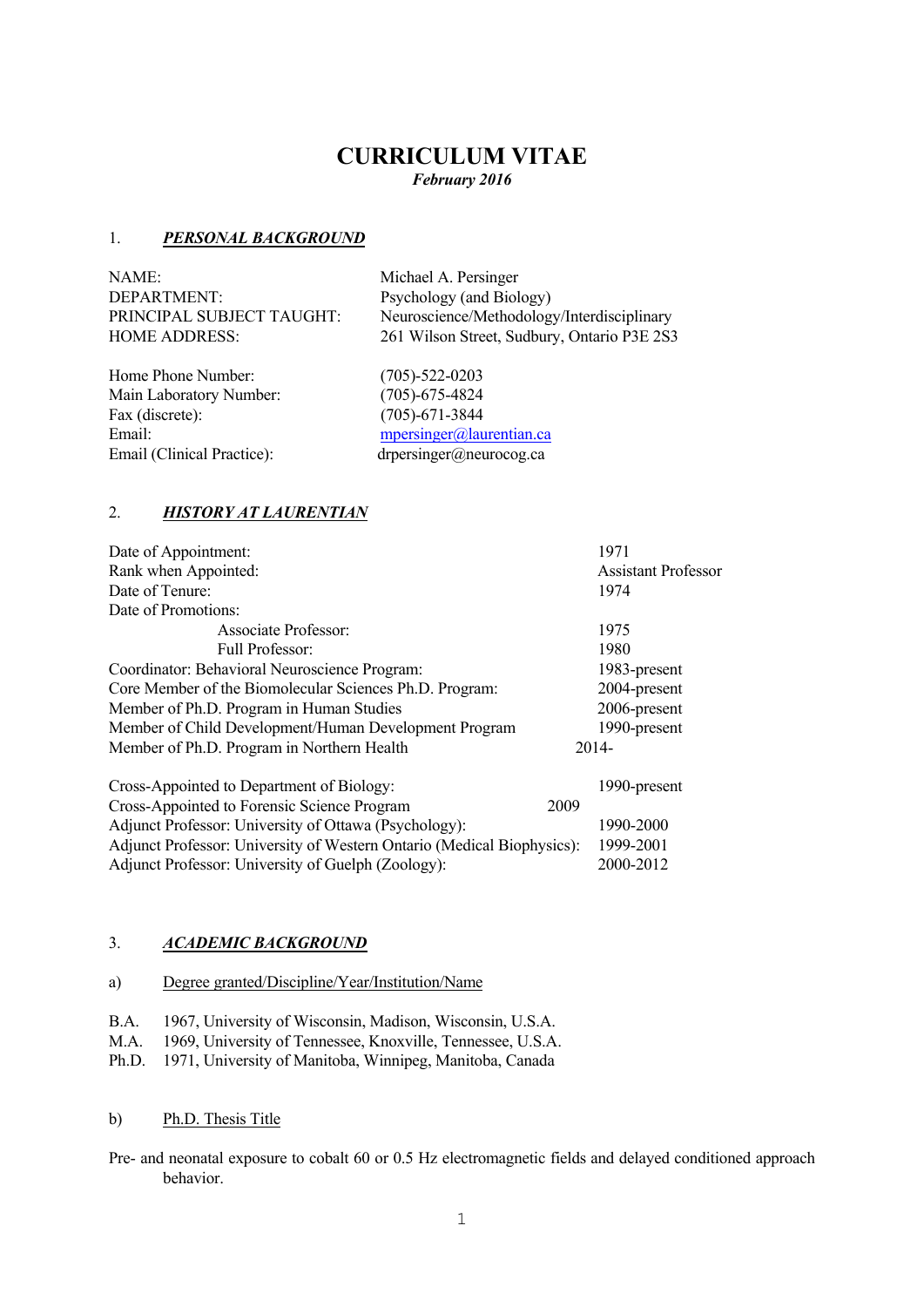# CURRICULUM VITAE

*February 2016*

## 1. *PERSONAL BACKGROUND*

| | |
|---|---|
| NAME: | Michael A. Persinger |
| DEPARTMENT: | Psychology (and Biology) |
| PRINCIPAL SUBJECT TAUGHT: | Neuroscience/Methodology/Interdisciplinary |
| HOME ADDRESS: | 261 Wilson Street, Sudbury, Ontario P3E 2S3 |
| Home Phone Number: | (705)-522-0203 |
| Main Laboratory Number: | (705)-675-4824 |
| Fax (discrete): | (705)-671-3844 |
| Email: | mpersinger@laurentian.ca |
| Email (Clinical Practice): | drpersinger@neurocog.ca |

## 2. *HISTORY AT LAURENTIAN*

| | |
|---|---|
| Date of Appointment: | 1971 |
| Rank when Appointed: | Assistant Professor |
| Date of Tenure: | 1974 |
| Date of Promotions: | |
| Associate Professor: | 1975 |
| Full Professor: | 1980 |
| Coordinator: Behavioral Neuroscience Program: | 1983-present |
| Core Member of the Biomolecular Sciences Ph.D. Program: | 2004-present |
| Member of Ph.D. Program in Human Studies | 2006-present |
| Member of Child Development/Human Development Program | 1990-present |
| Member of Ph.D. Program in Northern Health | 2014- |
| Cross-Appointed to Department of Biology: | 1990-present |
| Cross-Appointed to Forensic Science Program | 2009 |
| Adjunct Professor: University of Ottawa (Psychology): | 1990-2000 |
| Adjunct Professor: University of Western Ontario (Medical Biophysics): | 1999-2001 |
| Adjunct Professor: University of Guelph (Zoology): | 2000-2012 |

## 3. *ACADEMIC BACKGROUND*

a) Degree granted/Discipline/Year/Institution/Name

B.A. 1967, University of Wisconsin, Madison, Wisconsin, U.S.A.
M.A. 1969, University of Tennessee, Knoxville, Tennessee, U.S.A.
Ph.D. 1971, University of Manitoba, Winnipeg, Manitoba, Canada

b) Ph.D. Thesis Title

Pre- and neonatal exposure to cobalt 60 or 0.5 Hz electromagnetic fields and delayed conditioned approach behavior.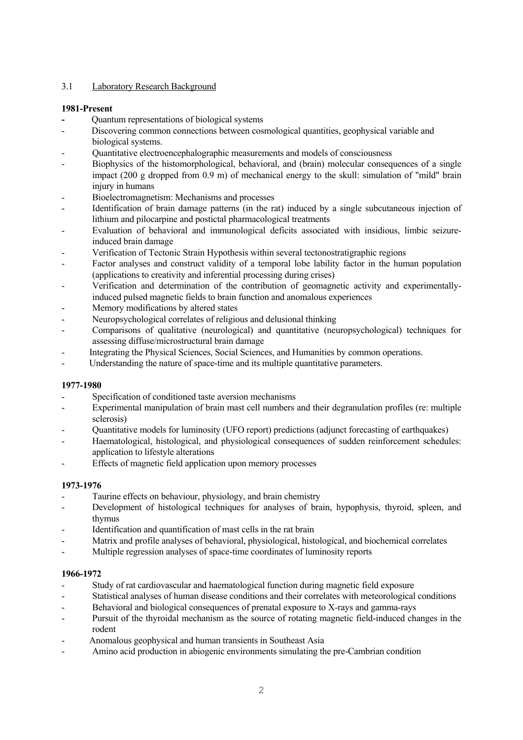### 3.1 Laboratory Research Background

**1981-Present**

- Quantum representations of biological systems
- Discovering common connections between cosmological quantities, geophysical variable and biological systems.
- Quantitative electroencephalographic measurements and models of consciousness
- Biophysics of the histomorphological, behavioral, and (brain) molecular consequences of a single impact (200 g dropped from 0.9 m) of mechanical energy to the skull: simulation of "mild" brain injury in humans
- Bioelectromagnetism: Mechanisms and processes
- Identification of brain damage patterns (in the rat) induced by a single subcutaneous injection of lithium and pilocarpine and postictal pharmacological treatments
- Evaluation of behavioral and immunological deficits associated with insidious, limbic seizure-induced brain damage
- Verification of Tectonic Strain Hypothesis within several tectonostratigraphic regions
- Factor analyses and construct validity of a temporal lobe lability factor in the human population (applications to creativity and inferential processing during crises)
- Verification and determination of the contribution of geomagnetic activity and experimentally-induced pulsed magnetic fields to brain function and anomalous experiences
- Memory modifications by altered states
- Neuropsychological correlates of religious and delusional thinking
- Comparisons of qualitative (neurological) and quantitative (neuropsychological) techniques for assessing diffuse/microstructural brain damage
- Integrating the Physical Sciences, Social Sciences, and Humanities by common operations.
- Understanding the nature of space-time and its multiple quantitative parameters.

**1977-1980**

- Specification of conditioned taste aversion mechanisms
- Experimental manipulation of brain mast cell numbers and their degranulation profiles (re: multiple sclerosis)
- Quantitative models for luminosity (UFO report) predictions (adjunct forecasting of earthquakes)
- Haematological, histological, and physiological consequences of sudden reinforcement schedules: application to lifestyle alterations
- Effects of magnetic field application upon memory processes

**1973-1976**

- Taurine effects on behaviour, physiology, and brain chemistry
- Development of histological techniques for analyses of brain, hypophysis, thyroid, spleen, and thymus
- Identification and quantification of mast cells in the rat brain
- Matrix and profile analyses of behavioral, physiological, histological, and biochemical correlates
- Multiple regression analyses of space-time coordinates of luminosity reports

**1966-1972**

- Study of rat cardiovascular and haematological function during magnetic field exposure
- Statistical analyses of human disease conditions and their correlates with meteorological conditions
- Behavioral and biological consequences of prenatal exposure to X-rays and gamma-rays
- Pursuit of the thyroidal mechanism as the source of rotating magnetic field-induced changes in the rodent
- Anomalous geophysical and human transients in Southeast Asia
- Amino acid production in abiogenic environments simulating the pre-Cambrian condition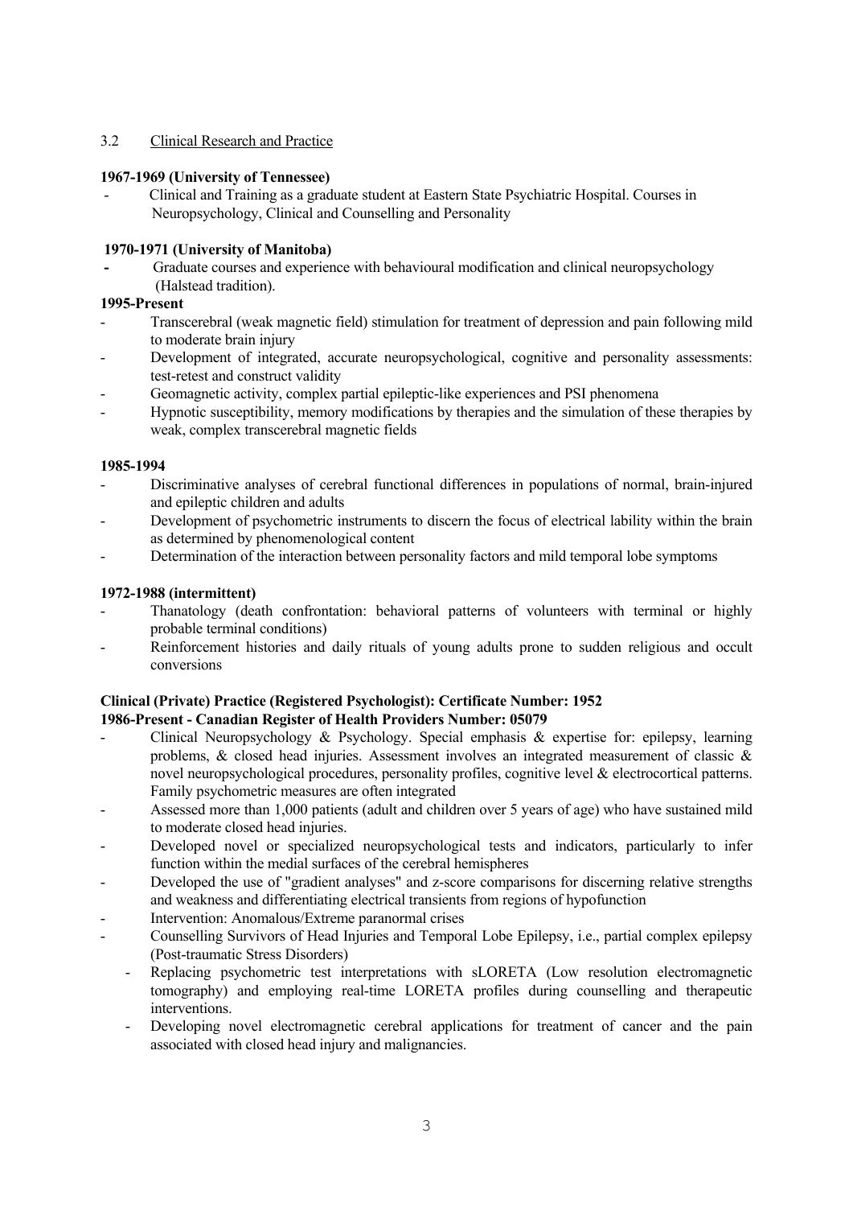## 3.2 Clinical Research and Practice

**1967-1969 (University of Tennessee)**

- Clinical and Training as a graduate student at Eastern State Psychiatric Hospital. Courses in Neuropsychology, Clinical and Counselling and Personality

**1970-1971 (University of Manitoba)**

- Graduate courses and experience with behavioural modification and clinical neuropsychology (Halstead tradition).

**1995-Present**

- Transcerebral (weak magnetic field) stimulation for treatment of depression and pain following mild to moderate brain injury
- Development of integrated, accurate neuropsychological, cognitive and personality assessments: test-retest and construct validity
- Geomagnetic activity, complex partial epileptic-like experiences and PSI phenomena
- Hypnotic susceptibility, memory modifications by therapies and the simulation of these therapies by weak, complex transcerebral magnetic fields

**1985-1994**

- Discriminative analyses of cerebral functional differences in populations of normal, brain-injured and epileptic children and adults
- Development of psychometric instruments to discern the focus of electrical lability within the brain as determined by phenomenological content
- Determination of the interaction between personality factors and mild temporal lobe symptoms

**1972-1988 (intermittent)**

- Thanatology (death confrontation: behavioral patterns of volunteers with terminal or highly probable terminal conditions)
- Reinforcement histories and daily rituals of young adults prone to sudden religious and occult conversions

**Clinical (Private) Practice (Registered Psychologist): Certificate Number: 1952**
**1986-Present - Canadian Register of Health Providers Number: 05079**

- Clinical Neuropsychology & Psychology. Special emphasis & expertise for: epilepsy, learning problems, & closed head injuries. Assessment involves an integrated measurement of classic & novel neuropsychological procedures, personality profiles, cognitive level & electrocortical patterns. Family psychometric measures are often integrated
- Assessed more than 1,000 patients (adult and children over 5 years of age) who have sustained mild to moderate closed head injuries.
- Developed novel or specialized neuropsychological tests and indicators, particularly to infer function within the medial surfaces of the cerebral hemispheres
- Developed the use of "gradient analyses" and z-score comparisons for discerning relative strengths and weakness and differentiating electrical transients from regions of hypofunction
- Intervention: Anomalous/Extreme paranormal crises
- Counselling Survivors of Head Injuries and Temporal Lobe Epilepsy, i.e., partial complex epilepsy (Post-traumatic Stress Disorders)
  - Replacing psychometric test interpretations with sLORETA (Low resolution electromagnetic tomography) and employing real-time LORETA profiles during counselling and therapeutic interventions.
  - Developing novel electromagnetic cerebral applications for treatment of cancer and the pain associated with closed head injury and malignancies.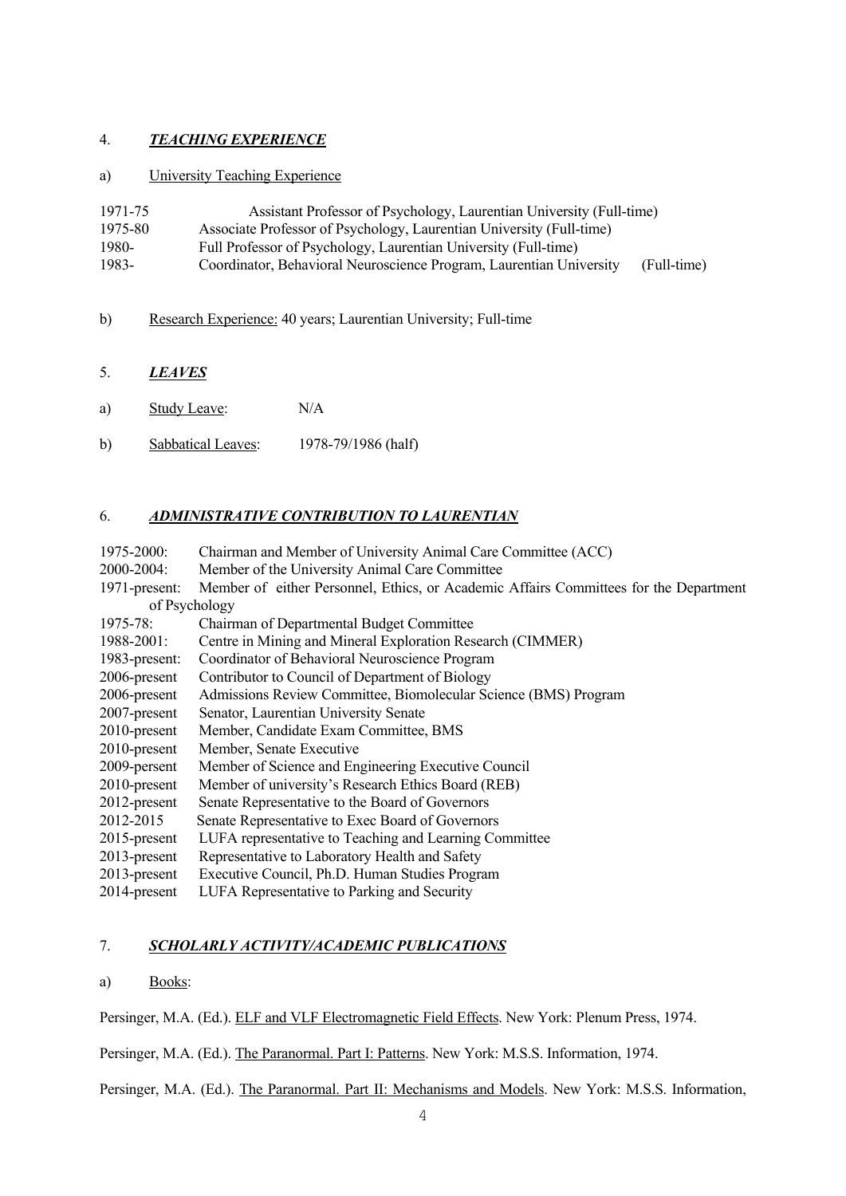## 4. ***TEACHING EXPERIENCE***

a) University Teaching Experience

1971-75 Assistant Professor of Psychology, Laurentian University (Full-time)
1975-80 Associate Professor of Psychology, Laurentian University (Full-time)
1980- Full Professor of Psychology, Laurentian University (Full-time)
1983- Coordinator, Behavioral Neuroscience Program, Laurentian University (Full-time)

b) Research Experience: 40 years; Laurentian University; Full-time

## 5. ***LEAVES***

a) Study Leave: N/A

b) Sabbatical Leaves: 1978-79/1986 (half)

## 6. ***ADMINISTRATIVE CONTRIBUTION TO LAURENTIAN***

1975-2000: Chairman and Member of University Animal Care Committee (ACC)
2000-2004: Member of the University Animal Care Committee
1971-present: Member of either Personnel, Ethics, or Academic Affairs Committees for the Department of Psychology
1975-78: Chairman of Departmental Budget Committee
1988-2001: Centre in Mining and Mineral Exploration Research (CIMMER)
1983-present: Coordinator of Behavioral Neuroscience Program
2006-present Contributor to Council of Department of Biology
2006-present Admissions Review Committee, Biomolecular Science (BMS) Program
2007-present Senator, Laurentian University Senate
2010-present Member, Candidate Exam Committee, BMS
2010-present Member, Senate Executive
2009-present Member of Science and Engineering Executive Council
2010-present Member of university's Research Ethics Board (REB)
2012-present Senate Representative to the Board of Governors
2012-2015 Senate Representative to Exec Board of Governors
2015-present LUFA representative to Teaching and Learning Committee
2013-present Representative to Laboratory Health and Safety
2013-present Executive Council, Ph.D. Human Studies Program
2014-present LUFA Representative to Parking and Security

## 7. ***SCHOLARLY ACTIVITY/ACADEMIC PUBLICATIONS***

a) Books:

Persinger, M.A. (Ed.). ELF and VLF Electromagnetic Field Effects. New York: Plenum Press, 1974.

Persinger, M.A. (Ed.). The Paranormal. Part I: Patterns. New York: M.S.S. Information, 1974.

Persinger, M.A. (Ed.). The Paranormal. Part II: Mechanisms and Models. New York: M.S.S. Information,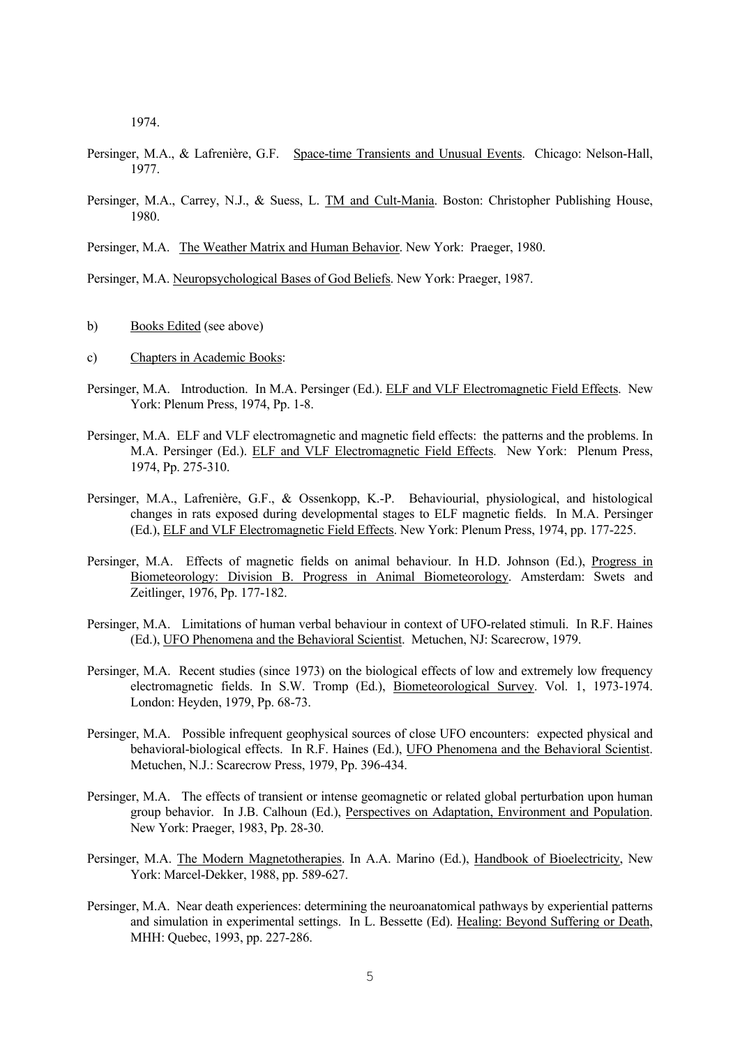1974.

Persinger, M.A., & Lafrenière, G.F. Space-time Transients and Unusual Events. Chicago: Nelson-Hall, 1977.

Persinger, M.A., Carrey, N.J., & Suess, L. TM and Cult-Mania. Boston: Christopher Publishing House, 1980.

Persinger, M.A. The Weather Matrix and Human Behavior. New York: Praeger, 1980.

Persinger, M.A. Neuropsychological Bases of God Beliefs. New York: Praeger, 1987.

b) Books Edited (see above)

c) Chapters in Academic Books:

Persinger, M.A. Introduction. In M.A. Persinger (Ed.). ELF and VLF Electromagnetic Field Effects. New York: Plenum Press, 1974, Pp. 1-8.

Persinger, M.A. ELF and VLF electromagnetic and magnetic field effects: the patterns and the problems. In M.A. Persinger (Ed.). ELF and VLF Electromagnetic Field Effects. New York: Plenum Press, 1974, Pp. 275-310.

Persinger, M.A., Lafrenière, G.F., & Ossenkopp, K.-P. Behaviourial, physiological, and histological changes in rats exposed during developmental stages to ELF magnetic fields. In M.A. Persinger (Ed.), ELF and VLF Electromagnetic Field Effects. New York: Plenum Press, 1974, pp. 177-225.

Persinger, M.A. Effects of magnetic fields on animal behaviour. In H.D. Johnson (Ed.), Progress in Biometeorology: Division B. Progress in Animal Biometeorology. Amsterdam: Swets and Zeitlinger, 1976, Pp. 177-182.

Persinger, M.A. Limitations of human verbal behaviour in context of UFO-related stimuli. In R.F. Haines (Ed.), UFO Phenomena and the Behavioral Scientist. Metuchen, NJ: Scarecrow, 1979.

Persinger, M.A. Recent studies (since 1973) on the biological effects of low and extremely low frequency electromagnetic fields. In S.W. Tromp (Ed.), Biometeorological Survey. Vol. 1, 1973-1974. London: Heyden, 1979, Pp. 68-73.

Persinger, M.A. Possible infrequent geophysical sources of close UFO encounters: expected physical and behavioral-biological effects. In R.F. Haines (Ed.), UFO Phenomena and the Behavioral Scientist. Metuchen, N.J.: Scarecrow Press, 1979, Pp. 396-434.

Persinger, M.A. The effects of transient or intense geomagnetic or related global perturbation upon human group behavior. In J.B. Calhoun (Ed.), Perspectives on Adaptation, Environment and Population. New York: Praeger, 1983, Pp. 28-30.

Persinger, M.A. The Modern Magnetotherapies. In A.A. Marino (Ed.), Handbook of Bioelectricity, New York: Marcel-Dekker, 1988, pp. 589-627.

Persinger, M.A. Near death experiences: determining the neuroanatomical pathways by experiential patterns and simulation in experimental settings. In L. Bessette (Ed). Healing: Beyond Suffering or Death, MHH: Quebec, 1993, pp. 227-286.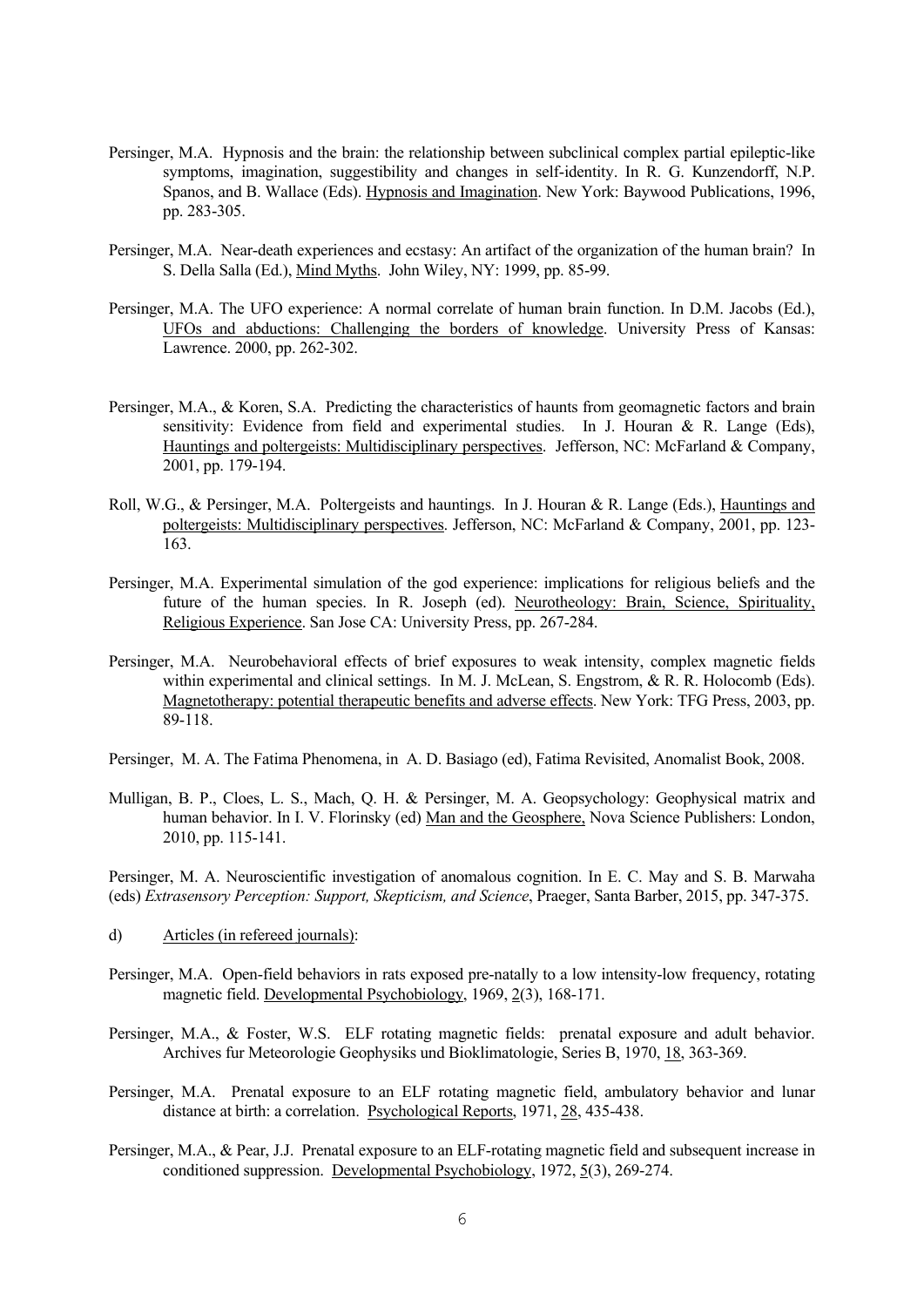Persinger, M.A. Hypnosis and the brain: the relationship between subclinical complex partial epileptic-like symptoms, imagination, suggestibility and changes in self-identity. In R. G. Kunzendorff, N.P. Spanos, and B. Wallace (Eds). Hypnosis and Imagination. New York: Baywood Publications, 1996, pp. 283-305.

Persinger, M.A. Near-death experiences and ecstasy: An artifact of the organization of the human brain? In S. Della Salla (Ed.), Mind Myths. John Wiley, NY: 1999, pp. 85-99.

Persinger, M.A. The UFO experience: A normal correlate of human brain function. In D.M. Jacobs (Ed.), UFOs and abductions: Challenging the borders of knowledge. University Press of Kansas: Lawrence. 2000, pp. 262-302.

Persinger, M.A., & Koren, S.A. Predicting the characteristics of haunts from geomagnetic factors and brain sensitivity: Evidence from field and experimental studies. In J. Houran & R. Lange (Eds), Hauntings and poltergeists: Multidisciplinary perspectives. Jefferson, NC: McFarland & Company, 2001, pp. 179-194.

Roll, W.G., & Persinger, M.A. Poltergeists and hauntings. In J. Houran & R. Lange (Eds.), Hauntings and poltergeists: Multidisciplinary perspectives. Jefferson, NC: McFarland & Company, 2001, pp. 123-163.

Persinger, M.A. Experimental simulation of the god experience: implications for religious beliefs and the future of the human species. In R. Joseph (ed). Neurotheology: Brain, Science, Spirituality, Religious Experience. San Jose CA: University Press, pp. 267-284.

Persinger, M.A. Neurobehavioral effects of brief exposures to weak intensity, complex magnetic fields within experimental and clinical settings. In M. J. McLean, S. Engstrom, & R. R. Holocomb (Eds). Magnetotherapy: potential therapeutic benefits and adverse effects. New York: TFG Press, 2003, pp. 89-118.

Persinger, M. A. The Fatima Phenomena, in A. D. Basiago (ed), Fatima Revisited, Anomalist Book, 2008.

Mulligan, B. P., Cloes, L. S., Mach, Q. H. & Persinger, M. A. Geopsychology: Geophysical matrix and human behavior. In I. V. Florinsky (ed) Man and the Geosphere, Nova Science Publishers: London, 2010, pp. 115-141.

Persinger, M. A. Neuroscientific investigation of anomalous cognition. In E. C. May and S. B. Marwaha (eds) *Extrasensory Perception: Support, Skepticism, and Science*, Praeger, Santa Barber, 2015, pp. 347-375.

d) Articles (in refereed journals):

Persinger, M.A. Open-field behaviors in rats exposed pre-natally to a low intensity-low frequency, rotating magnetic field. Developmental Psychobiology, 1969, 2(3), 168-171.

Persinger, M.A., & Foster, W.S. ELF rotating magnetic fields: prenatal exposure and adult behavior. Archives fur Meteorologie Geophysiks und Bioklimatologie, Series B, 1970, 18, 363-369.

Persinger, M.A. Prenatal exposure to an ELF rotating magnetic field, ambulatory behavior and lunar distance at birth: a correlation. Psychological Reports, 1971, 28, 435-438.

Persinger, M.A., & Pear, J.J. Prenatal exposure to an ELF-rotating magnetic field and subsequent increase in conditioned suppression. Developmental Psychobiology, 1972, 5(3), 269-274.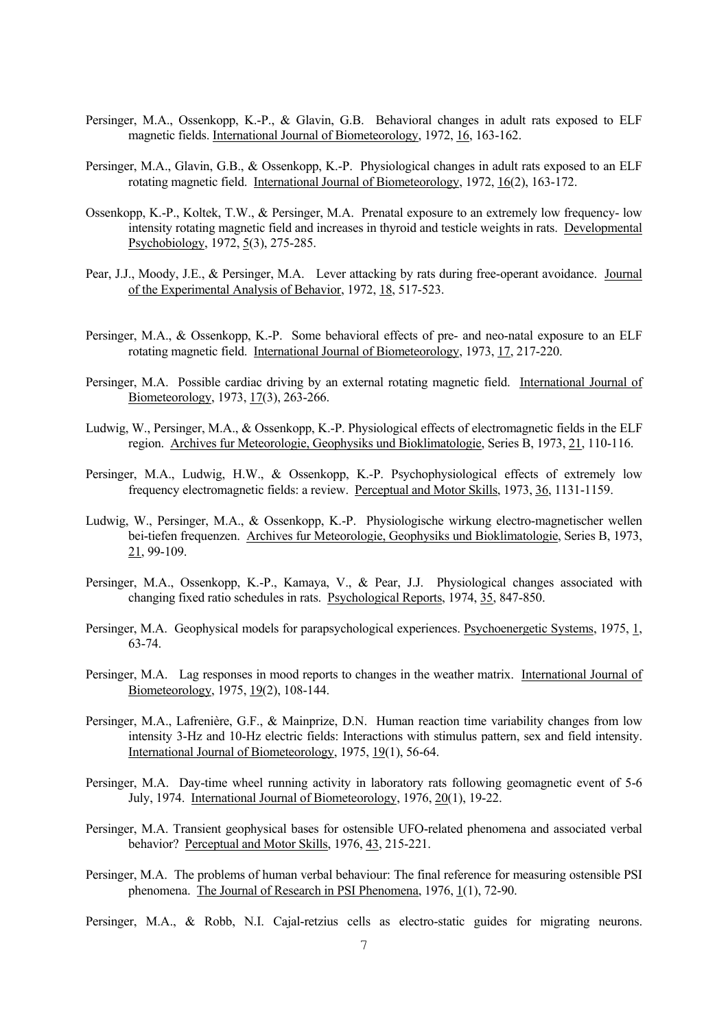Persinger, M.A., Ossenkopp, K.-P., & Glavin, G.B. Behavioral changes in adult rats exposed to ELF magnetic fields. International Journal of Biometeorology, 1972, 16, 163-162.

Persinger, M.A., Glavin, G.B., & Ossenkopp, K.-P. Physiological changes in adult rats exposed to an ELF rotating magnetic field. International Journal of Biometeorology, 1972, 16(2), 163-172.

Ossenkopp, K.-P., Koltek, T.W., & Persinger, M.A. Prenatal exposure to an extremely low frequency- low intensity rotating magnetic field and increases in thyroid and testicle weights in rats. Developmental Psychobiology, 1972, 5(3), 275-285.

Pear, J.J., Moody, J.E., & Persinger, M.A. Lever attacking by rats during free-operant avoidance. Journal of the Experimental Analysis of Behavior, 1972, 18, 517-523.

Persinger, M.A., & Ossenkopp, K.-P. Some behavioral effects of pre- and neo-natal exposure to an ELF rotating magnetic field. International Journal of Biometeorology, 1973, 17, 217-220.

Persinger, M.A. Possible cardiac driving by an external rotating magnetic field. International Journal of Biometeorology, 1973, 17(3), 263-266.

Ludwig, W., Persinger, M.A., & Ossenkopp, K.-P. Physiological effects of electromagnetic fields in the ELF region. Archives fur Meteorologie, Geophysiks und Bioklimatologie, Series B, 1973, 21, 110-116.

Persinger, M.A., Ludwig, H.W., & Ossenkopp, K.-P. Psychophysiological effects of extremely low frequency electromagnetic fields: a review. Perceptual and Motor Skills, 1973, 36, 1131-1159.

Ludwig, W., Persinger, M.A., & Ossenkopp, K.-P. Physiologische wirkung electro-magnetischer wellen bei-tiefen frequenzen. Archives fur Meteorologie, Geophysiks und Bioklimatologie, Series B, 1973, 21, 99-109.

Persinger, M.A., Ossenkopp, K.-P., Kamaya, V., & Pear, J.J. Physiological changes associated with changing fixed ratio schedules in rats. Psychological Reports, 1974, 35, 847-850.

Persinger, M.A. Geophysical models for parapsychological experiences. Psychoenergetic Systems, 1975, 1, 63-74.

Persinger, M.A. Lag responses in mood reports to changes in the weather matrix. International Journal of Biometeorology, 1975, 19(2), 108-144.

Persinger, M.A., Lafrenière, G.F., & Mainprize, D.N. Human reaction time variability changes from low intensity 3-Hz and 10-Hz electric fields: Interactions with stimulus pattern, sex and field intensity. International Journal of Biometeorology, 1975, 19(1), 56-64.

Persinger, M.A. Day-time wheel running activity in laboratory rats following geomagnetic event of 5-6 July, 1974. International Journal of Biometeorology, 1976, 20(1), 19-22.

Persinger, M.A. Transient geophysical bases for ostensible UFO-related phenomena and associated verbal behavior? Perceptual and Motor Skills, 1976, 43, 215-221.

Persinger, M.A. The problems of human verbal behaviour: The final reference for measuring ostensible PSI phenomena. The Journal of Research in PSI Phenomena, 1976, 1(1), 72-90.

Persinger, M.A., & Robb, N.I. Cajal-retzius cells as electro-static guides for migrating neurons.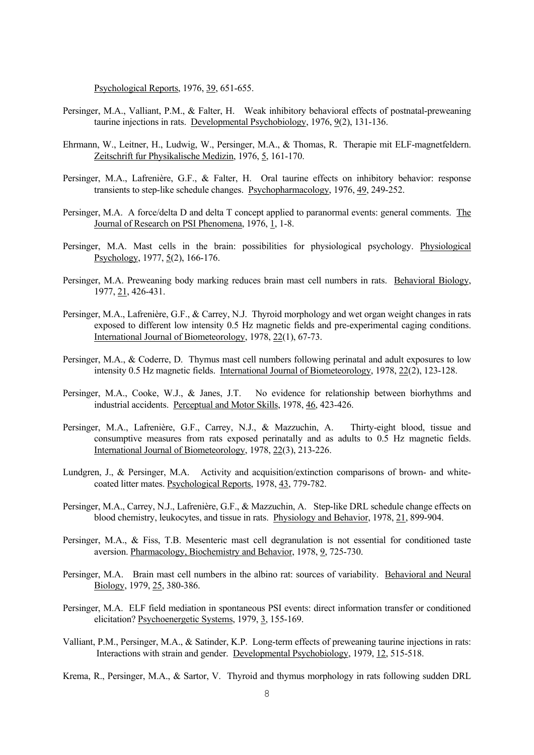Psychological Reports, 1976, 39, 651-655.

Persinger, M.A., Valliant, P.M., & Falter, H. Weak inhibitory behavioral effects of postnatal-preweaning taurine injections in rats. Developmental Psychobiology, 1976, 9(2), 131-136.

Ehrmann, W., Leitner, H., Ludwig, W., Persinger, M.A., & Thomas, R. Therapie mit ELF-magnetfeldern. Zeitschrift fur Physikalische Medizin, 1976, 5, 161-170.

Persinger, M.A., Lafrenière, G.F., & Falter, H. Oral taurine effects on inhibitory behavior: response transients to step-like schedule changes. Psychopharmacology, 1976, 49, 249-252.

Persinger, M.A. A force/delta D and delta T concept applied to paranormal events: general comments. The Journal of Research on PSI Phenomena, 1976, 1, 1-8.

Persinger, M.A. Mast cells in the brain: possibilities for physiological psychology. Physiological Psychology, 1977, 5(2), 166-176.

Persinger, M.A. Preweaning body marking reduces brain mast cell numbers in rats. Behavioral Biology, 1977, 21, 426-431.

Persinger, M.A., Lafrenière, G.F., & Carrey, N.J. Thyroid morphology and wet organ weight changes in rats exposed to different low intensity 0.5 Hz magnetic fields and pre-experimental caging conditions. International Journal of Biometeorology, 1978, 22(1), 67-73.

Persinger, M.A., & Coderre, D. Thymus mast cell numbers following perinatal and adult exposures to low intensity 0.5 Hz magnetic fields. International Journal of Biometeorology, 1978, 22(2), 123-128.

Persinger, M.A., Cooke, W.J., & Janes, J.T. No evidence for relationship between biorhythms and industrial accidents. Perceptual and Motor Skills, 1978, 46, 423-426.

Persinger, M.A., Lafrenière, G.F., Carrey, N.J., & Mazzuchin, A. Thirty-eight blood, tissue and consumptive measures from rats exposed perinatally and as adults to 0.5 Hz magnetic fields. International Journal of Biometeorology, 1978, 22(3), 213-226.

Lundgren, J., & Persinger, M.A. Activity and acquisition/extinction comparisons of brown- and white-coated litter mates. Psychological Reports, 1978, 43, 779-782.

Persinger, M.A., Carrey, N.J., Lafrenière, G.F., & Mazzuchin, A. Step-like DRL schedule change effects on blood chemistry, leukocytes, and tissue in rats. Physiology and Behavior, 1978, 21, 899-904.

Persinger, M.A., & Fiss, T.B. Mesenteric mast cell degranulation is not essential for conditioned taste aversion. Pharmacology, Biochemistry and Behavior, 1978, 9, 725-730.

Persinger, M.A. Brain mast cell numbers in the albino rat: sources of variability. Behavioral and Neural Biology, 1979, 25, 380-386.

Persinger, M.A. ELF field mediation in spontaneous PSI events: direct information transfer or conditioned elicitation? Psychoenergetic Systems, 1979, 3, 155-169.

Valliant, P.M., Persinger, M.A., & Satinder, K.P. Long-term effects of preweaning taurine injections in rats: Interactions with strain and gender. Developmental Psychobiology, 1979, 12, 515-518.

Krema, R., Persinger, M.A., & Sartor, V. Thyroid and thymus morphology in rats following sudden DRL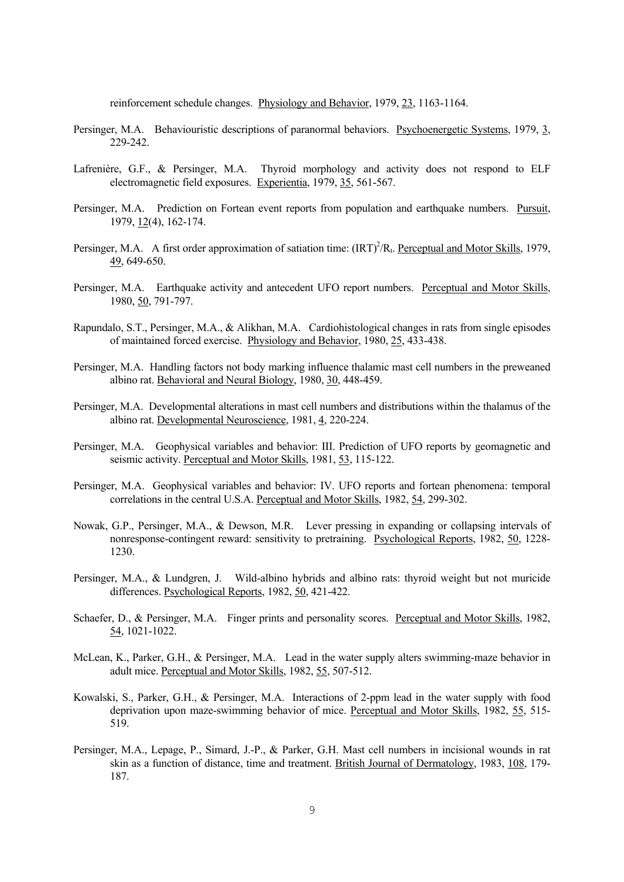reinforcement schedule changes. Physiology and Behavior, 1979, 23, 1163-1164.

Persinger, M.A. Behaviouristic descriptions of paranormal behaviors. Psychoenergetic Systems, 1979, 3, 229-242.

Lafrenière, G.F., & Persinger, M.A. Thyroid morphology and activity does not respond to ELF electromagnetic field exposures. Experientia, 1979, 35, 561-567.

Persinger, M.A. Prediction on Fortean event reports from population and earthquake numbers. Pursuit, 1979, 12(4), 162-174.

Persinger, M.A. A first order approximation of satiation time: $(IRT)^2/R_t$. Perceptual and Motor Skills, 1979, 49, 649-650.

Persinger, M.A. Earthquake activity and antecedent UFO report numbers. Perceptual and Motor Skills, 1980, 50, 791-797.

Rapundalo, S.T., Persinger, M.A., & Alikhan, M.A. Cardiohistological changes in rats from single episodes of maintained forced exercise. Physiology and Behavior, 1980, 25, 433-438.

Persinger, M.A. Handling factors not body marking influence thalamic mast cell numbers in the preweaned albino rat. Behavioral and Neural Biology, 1980, 30, 448-459.

Persinger, M.A. Developmental alterations in mast cell numbers and distributions within the thalamus of the albino rat. Developmental Neuroscience, 1981, 4, 220-224.

Persinger, M.A. Geophysical variables and behavior: III. Prediction of UFO reports by geomagnetic and seismic activity. Perceptual and Motor Skills, 1981, 53, 115-122.

Persinger, M.A. Geophysical variables and behavior: IV. UFO reports and fortean phenomena: temporal correlations in the central U.S.A. Perceptual and Motor Skills, 1982, 54, 299-302.

Nowak, G.P., Persinger, M.A., & Dewson, M.R. Lever pressing in expanding or collapsing intervals of nonresponse-contingent reward: sensitivity to pretraining. Psychological Reports, 1982, 50, 1228-1230.

Persinger, M.A., & Lundgren, J. Wild-albino hybrids and albino rats: thyroid weight but not muricide differences. Psychological Reports, 1982, 50, 421-422.

Schaefer, D., & Persinger, M.A. Finger prints and personality scores. Perceptual and Motor Skills, 1982, 54, 1021-1022.

McLean, K., Parker, G.H., & Persinger, M.A. Lead in the water supply alters swimming-maze behavior in adult mice. Perceptual and Motor Skills, 1982, 55, 507-512.

Kowalski, S., Parker, G.H., & Persinger, M.A. Interactions of 2-ppm lead in the water supply with food deprivation upon maze-swimming behavior of mice. Perceptual and Motor Skills, 1982, 55, 515-519.

Persinger, M.A., Lepage, P., Simard, J.-P., & Parker, G.H. Mast cell numbers in incisional wounds in rat skin as a function of distance, time and treatment. British Journal of Dermatology, 1983, 108, 179-187.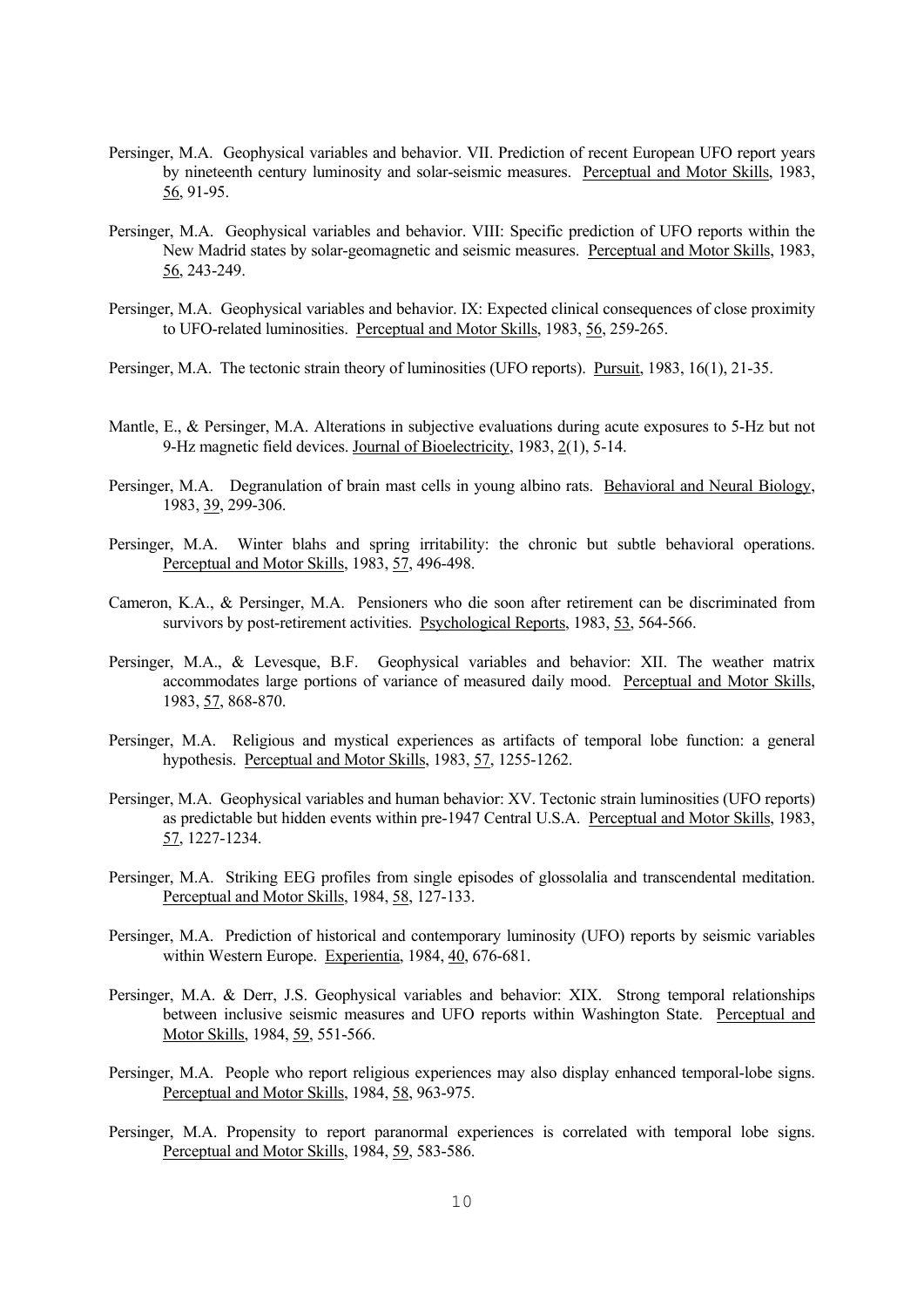Persinger, M.A. Geophysical variables and behavior. VII. Prediction of recent European UFO report years by nineteenth century luminosity and solar-seismic measures. Perceptual and Motor Skills, 1983, 56, 91-95.

Persinger, M.A. Geophysical variables and behavior. VIII: Specific prediction of UFO reports within the New Madrid states by solar-geomagnetic and seismic measures. Perceptual and Motor Skills, 1983, 56, 243-249.

Persinger, M.A. Geophysical variables and behavior. IX: Expected clinical consequences of close proximity to UFO-related luminosities. Perceptual and Motor Skills, 1983, 56, 259-265.

Persinger, M.A. The tectonic strain theory of luminosities (UFO reports). Pursuit, 1983, 16(1), 21-35.

Mantle, E., & Persinger, M.A. Alterations in subjective evaluations during acute exposures to 5-Hz but not 9-Hz magnetic field devices. Journal of Bioelectricity, 1983, 2(1), 5-14.

Persinger, M.A. Degranulation of brain mast cells in young albino rats. Behavioral and Neural Biology, 1983, 39, 299-306.

Persinger, M.A. Winter blahs and spring irritability: the chronic but subtle behavioral operations. Perceptual and Motor Skills, 1983, 57, 496-498.

Cameron, K.A., & Persinger, M.A. Pensioners who die soon after retirement can be discriminated from survivors by post-retirement activities. Psychological Reports, 1983, 53, 564-566.

Persinger, M.A., & Levesque, B.F. Geophysical variables and behavior: XII. The weather matrix accommodates large portions of variance of measured daily mood. Perceptual and Motor Skills, 1983, 57, 868-870.

Persinger, M.A. Religious and mystical experiences as artifacts of temporal lobe function: a general hypothesis. Perceptual and Motor Skills, 1983, 57, 1255-1262.

Persinger, M.A. Geophysical variables and human behavior: XV. Tectonic strain luminosities (UFO reports) as predictable but hidden events within pre-1947 Central U.S.A. Perceptual and Motor Skills, 1983, 57, 1227-1234.

Persinger, M.A. Striking EEG profiles from single episodes of glossolalia and transcendental meditation. Perceptual and Motor Skills, 1984, 58, 127-133.

Persinger, M.A. Prediction of historical and contemporary luminosity (UFO) reports by seismic variables within Western Europe. Experientia, 1984, 40, 676-681.

Persinger, M.A. & Derr, J.S. Geophysical variables and behavior: XIX. Strong temporal relationships between inclusive seismic measures and UFO reports within Washington State. Perceptual and Motor Skills, 1984, 59, 551-566.

Persinger, M.A. People who report religious experiences may also display enhanced temporal-lobe signs. Perceptual and Motor Skills, 1984, 58, 963-975.

Persinger, M.A. Propensity to report paranormal experiences is correlated with temporal lobe signs. Perceptual and Motor Skills, 1984, 59, 583-586.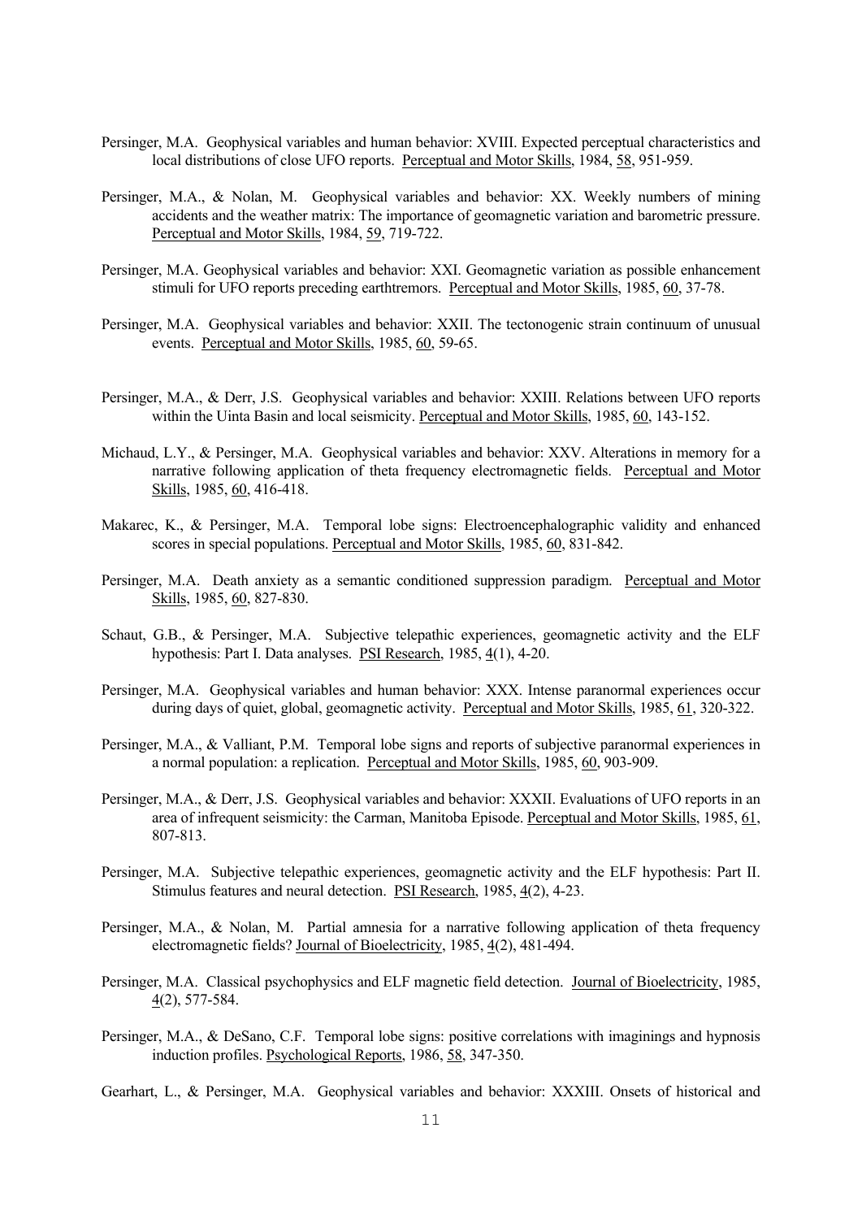Persinger, M.A. Geophysical variables and human behavior: XVIII. Expected perceptual characteristics and local distributions of close UFO reports. Perceptual and Motor Skills, 1984, 58, 951-959.

Persinger, M.A., & Nolan, M. Geophysical variables and behavior: XX. Weekly numbers of mining accidents and the weather matrix: The importance of geomagnetic variation and barometric pressure. Perceptual and Motor Skills, 1984, 59, 719-722.

Persinger, M.A. Geophysical variables and behavior: XXI. Geomagnetic variation as possible enhancement stimuli for UFO reports preceding earthtremors. Perceptual and Motor Skills, 1985, 60, 37-78.

Persinger, M.A. Geophysical variables and behavior: XXII. The tectonogenic strain continuum of unusual events. Perceptual and Motor Skills, 1985, 60, 59-65.

Persinger, M.A., & Derr, J.S. Geophysical variables and behavior: XXIII. Relations between UFO reports within the Uinta Basin and local seismicity. Perceptual and Motor Skills, 1985, 60, 143-152.

Michaud, L.Y., & Persinger, M.A. Geophysical variables and behavior: XXV. Alterations in memory for a narrative following application of theta frequency electromagnetic fields. Perceptual and Motor Skills, 1985, 60, 416-418.

Makarec, K., & Persinger, M.A. Temporal lobe signs: Electroencephalographic validity and enhanced scores in special populations. Perceptual and Motor Skills, 1985, 60, 831-842.

Persinger, M.A. Death anxiety as a semantic conditioned suppression paradigm. Perceptual and Motor Skills, 1985, 60, 827-830.

Schaut, G.B., & Persinger, M.A. Subjective telepathic experiences, geomagnetic activity and the ELF hypothesis: Part I. Data analyses. PSI Research, 1985, 4(1), 4-20.

Persinger, M.A. Geophysical variables and human behavior: XXX. Intense paranormal experiences occur during days of quiet, global, geomagnetic activity. Perceptual and Motor Skills, 1985, 61, 320-322.

Persinger, M.A., & Valliant, P.M. Temporal lobe signs and reports of subjective paranormal experiences in a normal population: a replication. Perceptual and Motor Skills, 1985, 60, 903-909.

Persinger, M.A., & Derr, J.S. Geophysical variables and behavior: XXXII. Evaluations of UFO reports in an area of infrequent seismicity: the Carman, Manitoba Episode. Perceptual and Motor Skills, 1985, 61, 807-813.

Persinger, M.A. Subjective telepathic experiences, geomagnetic activity and the ELF hypothesis: Part II. Stimulus features and neural detection. PSI Research, 1985, 4(2), 4-23.

Persinger, M.A., & Nolan, M. Partial amnesia for a narrative following application of theta frequency electromagnetic fields? Journal of Bioelectricity, 1985, 4(2), 481-494.

Persinger, M.A. Classical psychophysics and ELF magnetic field detection. Journal of Bioelectricity, 1985, 4(2), 577-584.

Persinger, M.A., & DeSano, C.F. Temporal lobe signs: positive correlations with imaginings and hypnosis induction profiles. Psychological Reports, 1986, 58, 347-350.

Gearhart, L., & Persinger, M.A. Geophysical variables and behavior: XXXIII. Onsets of historical and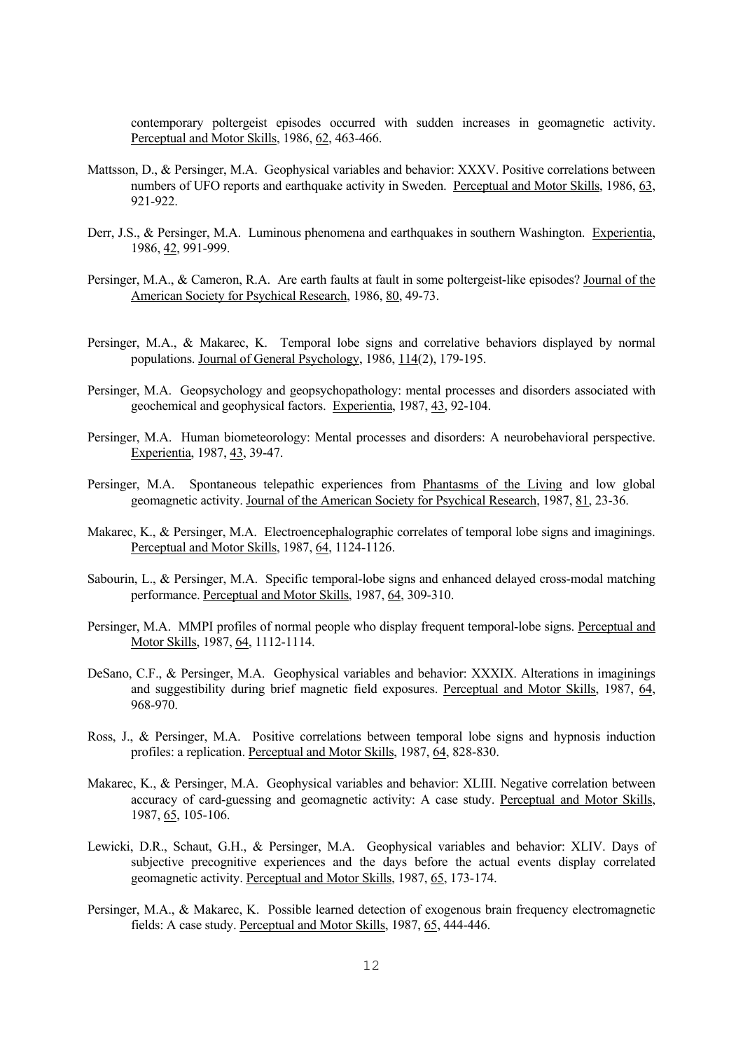contemporary poltergeist episodes occurred with sudden increases in geomagnetic activity. Perceptual and Motor Skills, 1986, 62, 463-466.

Mattsson, D., & Persinger, M.A. Geophysical variables and behavior: XXXV. Positive correlations between numbers of UFO reports and earthquake activity in Sweden. Perceptual and Motor Skills, 1986, 63, 921-922.

Derr, J.S., & Persinger, M.A. Luminous phenomena and earthquakes in southern Washington. Experientia, 1986, 42, 991-999.

Persinger, M.A., & Cameron, R.A. Are earth faults at fault in some poltergeist-like episodes? Journal of the American Society for Psychical Research, 1986, 80, 49-73.

Persinger, M.A., & Makarec, K. Temporal lobe signs and correlative behaviors displayed by normal populations. Journal of General Psychology, 1986, 114(2), 179-195.

Persinger, M.A. Geopsychology and geopsychopathology: mental processes and disorders associated with geochemical and geophysical factors. Experientia, 1987, 43, 92-104.

Persinger, M.A. Human biometeorology: Mental processes and disorders: A neurobehavioral perspective. Experientia, 1987, 43, 39-47.

Persinger, M.A. Spontaneous telepathic experiences from Phantasms of the Living and low global geomagnetic activity. Journal of the American Society for Psychical Research, 1987, 81, 23-36.

Makarec, K., & Persinger, M.A. Electroencephalographic correlates of temporal lobe signs and imaginings. Perceptual and Motor Skills, 1987, 64, 1124-1126.

Sabourin, L., & Persinger, M.A. Specific temporal-lobe signs and enhanced delayed cross-modal matching performance. Perceptual and Motor Skills, 1987, 64, 309-310.

Persinger, M.A. MMPI profiles of normal people who display frequent temporal-lobe signs. Perceptual and Motor Skills, 1987, 64, 1112-1114.

DeSano, C.F., & Persinger, M.A. Geophysical variables and behavior: XXXIX. Alterations in imaginings and suggestibility during brief magnetic field exposures. Perceptual and Motor Skills, 1987, 64, 968-970.

Ross, J., & Persinger, M.A. Positive correlations between temporal lobe signs and hypnosis induction profiles: a replication. Perceptual and Motor Skills, 1987, 64, 828-830.

Makarec, K., & Persinger, M.A. Geophysical variables and behavior: XLIII. Negative correlation between accuracy of card-guessing and geomagnetic activity: A case study. Perceptual and Motor Skills, 1987, 65, 105-106.

Lewicki, D.R., Schaut, G.H., & Persinger, M.A. Geophysical variables and behavior: XLIV. Days of subjective precognitive experiences and the days before the actual events display correlated geomagnetic activity. Perceptual and Motor Skills, 1987, 65, 173-174.

Persinger, M.A., & Makarec, K. Possible learned detection of exogenous brain frequency electromagnetic fields: A case study. Perceptual and Motor Skills, 1987, 65, 444-446.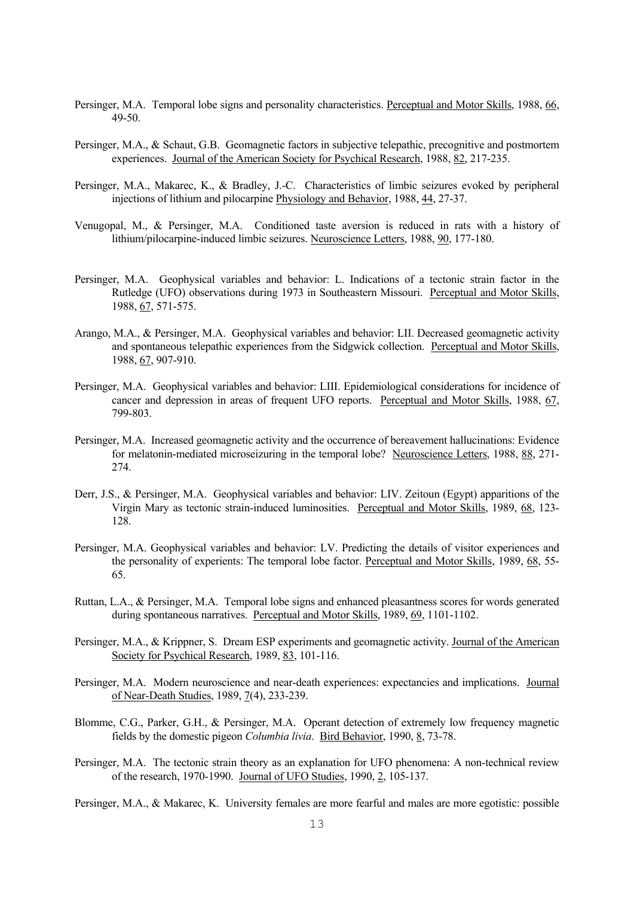Persinger, M.A. Temporal lobe signs and personality characteristics. Perceptual and Motor Skills, 1988, 66, 49-50.

Persinger, M.A., & Schaut, G.B. Geomagnetic factors in subjective telepathic, precognitive and postmortem experiences. Journal of the American Society for Psychical Research, 1988, 82, 217-235.

Persinger, M.A., Makarec, K., & Bradley, J.-C. Characteristics of limbic seizures evoked by peripheral injections of lithium and pilocarpine Physiology and Behavior, 1988, 44, 27-37.

Venugopal, M., & Persinger, M.A. Conditioned taste aversion is reduced in rats with a history of lithium/pilocarpine-induced limbic seizures. Neuroscience Letters, 1988, 90, 177-180.

Persinger, M.A. Geophysical variables and behavior: L. Indications of a tectonic strain factor in the Rutledge (UFO) observations during 1973 in Southeastern Missouri. Perceptual and Motor Skills, 1988, 67, 571-575.

Arango, M.A., & Persinger, M.A. Geophysical variables and behavior: LII. Decreased geomagnetic activity and spontaneous telepathic experiences from the Sidgwick collection. Perceptual and Motor Skills, 1988, 67, 907-910.

Persinger, M.A. Geophysical variables and behavior: LIII. Epidemiological considerations for incidence of cancer and depression in areas of frequent UFO reports. Perceptual and Motor Skills, 1988, 67, 799-803.

Persinger, M.A. Increased geomagnetic activity and the occurrence of bereavement hallucinations: Evidence for melatonin-mediated microseizuring in the temporal lobe? Neuroscience Letters, 1988, 88, 271-274.

Derr, J.S., & Persinger, M.A. Geophysical variables and behavior: LIV. Zeitoun (Egypt) apparitions of the Virgin Mary as tectonic strain-induced luminosities. Perceptual and Motor Skills, 1989, 68, 123-128.

Persinger, M.A. Geophysical variables and behavior: LV. Predicting the details of visitor experiences and the personality of experients: The temporal lobe factor. Perceptual and Motor Skills, 1989, 68, 55-65.

Ruttan, L.A., & Persinger, M.A. Temporal lobe signs and enhanced pleasantness scores for words generated during spontaneous narratives. Perceptual and Motor Skills, 1989, 69, 1101-1102.

Persinger, M.A., & Krippner, S. Dream ESP experiments and geomagnetic activity. Journal of the American Society for Psychical Research, 1989, 83, 101-116.

Persinger, M.A. Modern neuroscience and near-death experiences: expectancies and implications. Journal of Near-Death Studies, 1989, 7(4), 233-239.

Blomme, C.G., Parker, G.H., & Persinger, M.A. Operant detection of extremely low frequency magnetic fields by the domestic pigeon *Columbia livia*. Bird Behavior, 1990, 8, 73-78.

Persinger, M.A. The tectonic strain theory as an explanation for UFO phenomena: A non-technical review of the research, 1970-1990. Journal of UFO Studies, 1990, 2, 105-137.

Persinger, M.A., & Makarec, K. University females are more fearful and males are more egotistic: possible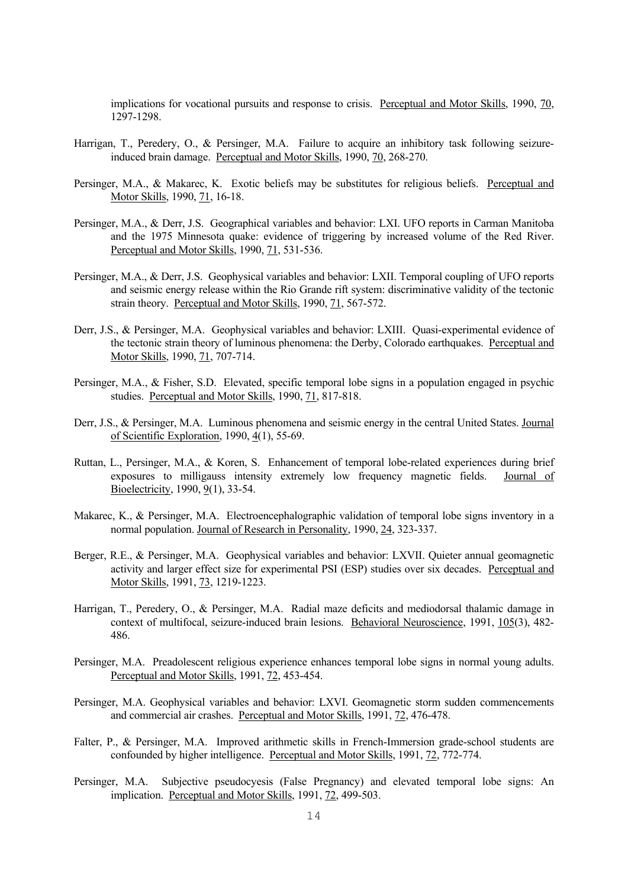implications for vocational pursuits and response to crisis. Perceptual and Motor Skills, 1990, 70, 1297-1298.

Harrigan, T., Peredery, O., & Persinger, M.A. Failure to acquire an inhibitory task following seizure-induced brain damage. Perceptual and Motor Skills, 1990, 70, 268-270.

Persinger, M.A., & Makarec, K. Exotic beliefs may be substitutes for religious beliefs. Perceptual and Motor Skills, 1990, 71, 16-18.

Persinger, M.A., & Derr, J.S. Geographical variables and behavior: LXI. UFO reports in Carman Manitoba and the 1975 Minnesota quake: evidence of triggering by increased volume of the Red River. Perceptual and Motor Skills, 1990, 71, 531-536.

Persinger, M.A., & Derr, J.S. Geophysical variables and behavior: LXII. Temporal coupling of UFO reports and seismic energy release within the Rio Grande rift system: discriminative validity of the tectonic strain theory. Perceptual and Motor Skills, 1990, 71, 567-572.

Derr, J.S., & Persinger, M.A. Geophysical variables and behavior: LXIII. Quasi-experimental evidence of the tectonic strain theory of luminous phenomena: the Derby, Colorado earthquakes. Perceptual and Motor Skills, 1990, 71, 707-714.

Persinger, M.A., & Fisher, S.D. Elevated, specific temporal lobe signs in a population engaged in psychic studies. Perceptual and Motor Skills, 1990, 71, 817-818.

Derr, J.S., & Persinger, M.A. Luminous phenomena and seismic energy in the central United States. Journal of Scientific Exploration, 1990, 4(1), 55-69.

Ruttan, L., Persinger, M.A., & Koren, S. Enhancement of temporal lobe-related experiences during brief exposures to milligauss intensity extremely low frequency magnetic fields. Journal of Bioelectricity, 1990, 9(1), 33-54.

Makarec, K., & Persinger, M.A. Electroencephalographic validation of temporal lobe signs inventory in a normal population. Journal of Research in Personality, 1990, 24, 323-337.

Berger, R.E., & Persinger, M.A. Geophysical variables and behavior: LXVII. Quieter annual geomagnetic activity and larger effect size for experimental PSI (ESP) studies over six decades. Perceptual and Motor Skills, 1991, 73, 1219-1223.

Harrigan, T., Peredery, O., & Persinger, M.A. Radial maze deficits and mediodorsal thalamic damage in context of multifocal, seizure-induced brain lesions. Behavioral Neuroscience, 1991, 105(3), 482-486.

Persinger, M.A. Preadolescent religious experience enhances temporal lobe signs in normal young adults. Perceptual and Motor Skills, 1991, 72, 453-454.

Persinger, M.A. Geophysical variables and behavior: LXVI. Geomagnetic storm sudden commencements and commercial air crashes. Perceptual and Motor Skills, 1991, 72, 476-478.

Falter, P., & Persinger, M.A. Improved arithmetic skills in French-Immersion grade-school students are confounded by higher intelligence. Perceptual and Motor Skills, 1991, 72, 772-774.

Persinger, M.A. Subjective pseudocyesis (False Pregnancy) and elevated temporal lobe signs: An implication. Perceptual and Motor Skills, 1991, 72, 499-503.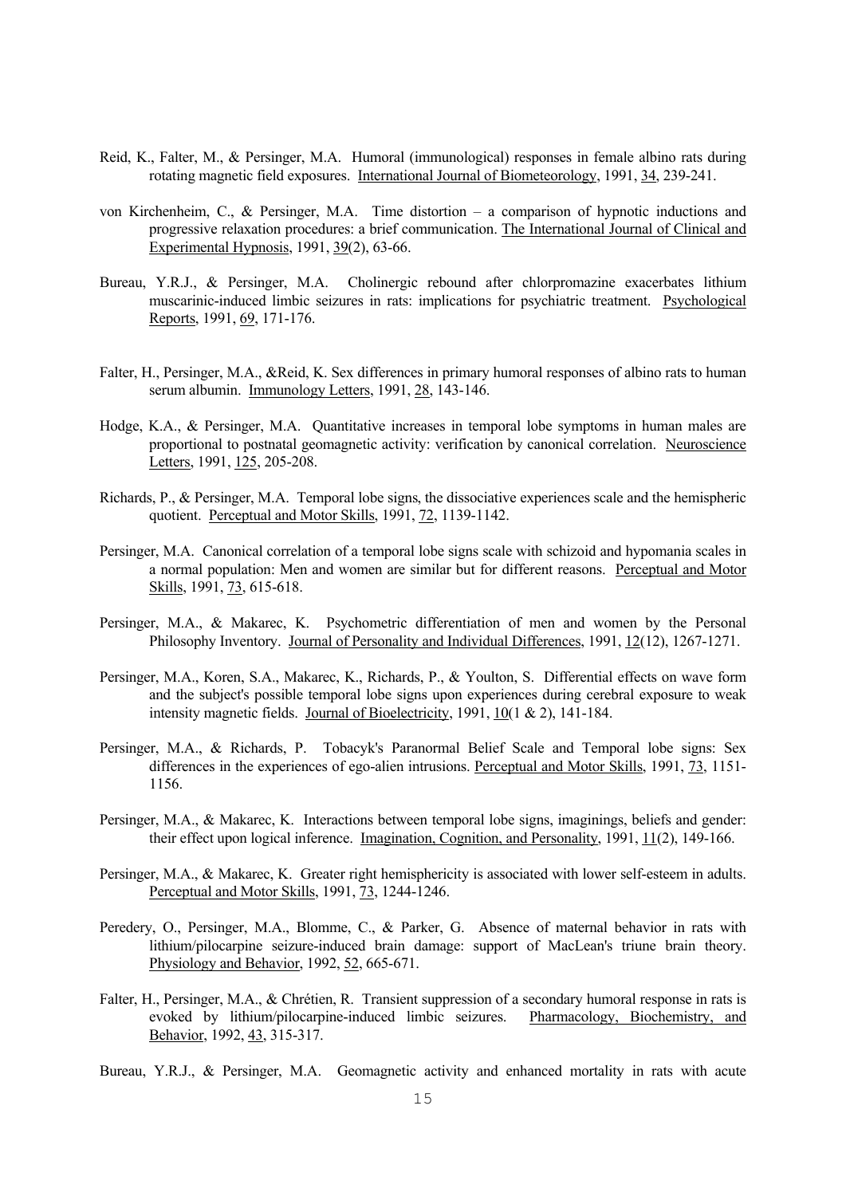Reid, K., Falter, M., & Persinger, M.A. Humoral (immunological) responses in female albino rats during rotating magnetic field exposures. International Journal of Biometeorology, 1991, 34, 239-241.

von Kirchenheim, C., & Persinger, M.A. Time distortion – a comparison of hypnotic inductions and progressive relaxation procedures: a brief communication. The International Journal of Clinical and Experimental Hypnosis, 1991, 39(2), 63-66.

Bureau, Y.R.J., & Persinger, M.A. Cholinergic rebound after chlorpromazine exacerbates lithium muscarinic-induced limbic seizures in rats: implications for psychiatric treatment. Psychological Reports, 1991, 69, 171-176.

Falter, H., Persinger, M.A., &Reid, K. Sex differences in primary humoral responses of albino rats to human serum albumin. Immunology Letters, 1991, 28, 143-146.

Hodge, K.A., & Persinger, M.A. Quantitative increases in temporal lobe symptoms in human males are proportional to postnatal geomagnetic activity: verification by canonical correlation. Neuroscience Letters, 1991, 125, 205-208.

Richards, P., & Persinger, M.A. Temporal lobe signs, the dissociative experiences scale and the hemispheric quotient. Perceptual and Motor Skills, 1991, 72, 1139-1142.

Persinger, M.A. Canonical correlation of a temporal lobe signs scale with schizoid and hypomania scales in a normal population: Men and women are similar but for different reasons. Perceptual and Motor Skills, 1991, 73, 615-618.

Persinger, M.A., & Makarec, K. Psychometric differentiation of men and women by the Personal Philosophy Inventory. Journal of Personality and Individual Differences, 1991, 12(12), 1267-1271.

Persinger, M.A., Koren, S.A., Makarec, K., Richards, P., & Youlton, S. Differential effects on wave form and the subject's possible temporal lobe signs upon experiences during cerebral exposure to weak intensity magnetic fields. Journal of Bioelectricity, 1991, 10(1 & 2), 141-184.

Persinger, M.A., & Richards, P. Tobacyk's Paranormal Belief Scale and Temporal lobe signs: Sex differences in the experiences of ego-alien intrusions. Perceptual and Motor Skills, 1991, 73, 1151-1156.

Persinger, M.A., & Makarec, K. Interactions between temporal lobe signs, imaginings, beliefs and gender: their effect upon logical inference. Imagination, Cognition, and Personality, 1991, 11(2), 149-166.

Persinger, M.A., & Makarec, K. Greater right hemisphericity is associated with lower self-esteem in adults. Perceptual and Motor Skills, 1991, 73, 1244-1246.

Peredery, O., Persinger, M.A., Blomme, C., & Parker, G. Absence of maternal behavior in rats with lithium/pilocarpine seizure-induced brain damage: support of MacLean's triune brain theory. Physiology and Behavior, 1992, 52, 665-671.

Falter, H., Persinger, M.A., & Chrétien, R. Transient suppression of a secondary humoral response in rats is evoked by lithium/pilocarpine-induced limbic seizures. Pharmacology, Biochemistry, and Behavior, 1992, 43, 315-317.

Bureau, Y.R.J., & Persinger, M.A. Geomagnetic activity and enhanced mortality in rats with acute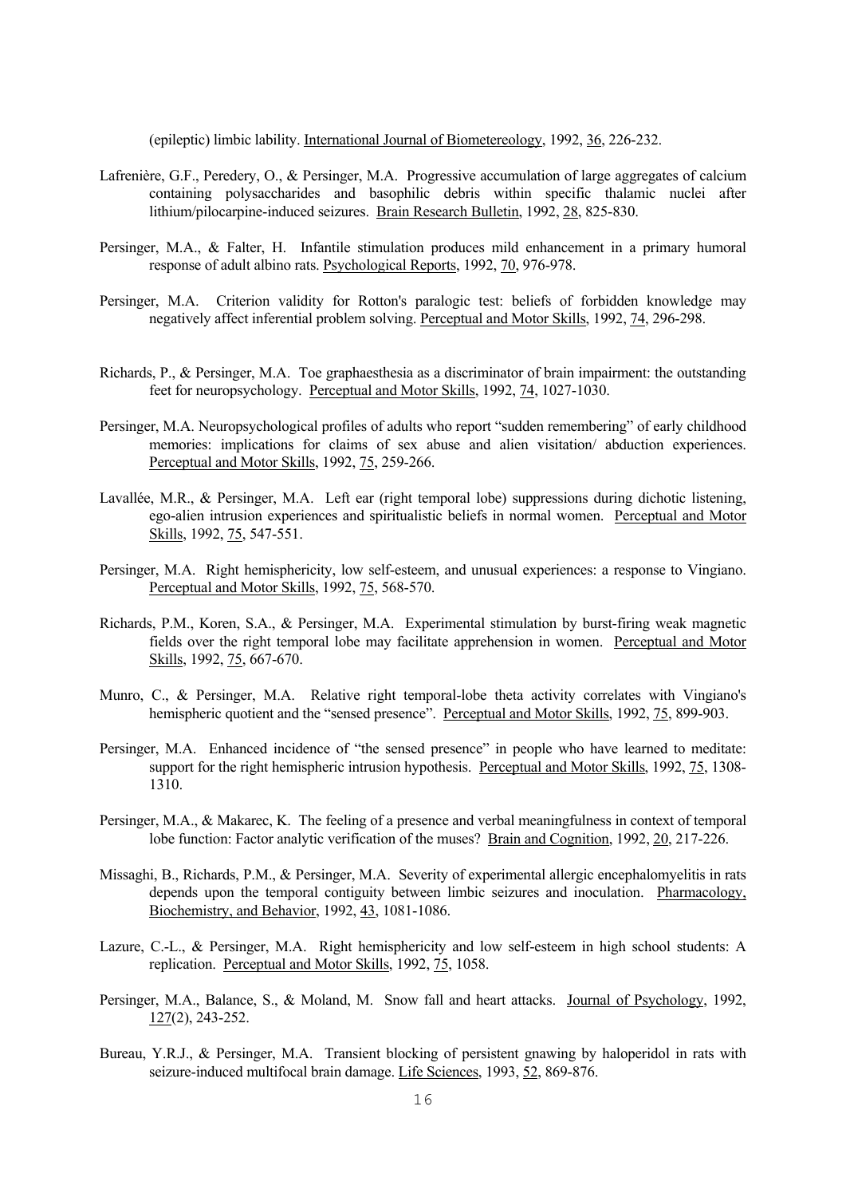(epileptic) limbic lability. International Journal of Biometereology, 1992, 36, 226-232.

Lafrenière, G.F., Peredery, O., & Persinger, M.A. Progressive accumulation of large aggregates of calcium containing polysaccharides and basophilic debris within specific thalamic nuclei after lithium/pilocarpine-induced seizures. Brain Research Bulletin, 1992, 28, 825-830.

Persinger, M.A., & Falter, H. Infantile stimulation produces mild enhancement in a primary humoral response of adult albino rats. Psychological Reports, 1992, 70, 976-978.

Persinger, M.A. Criterion validity for Rotton's paralogic test: beliefs of forbidden knowledge may negatively affect inferential problem solving. Perceptual and Motor Skills, 1992, 74, 296-298.

Richards, P., & Persinger, M.A. Toe graphaesthesia as a discriminator of brain impairment: the outstanding feet for neuropsychology. Perceptual and Motor Skills, 1992, 74, 1027-1030.

Persinger, M.A. Neuropsychological profiles of adults who report "sudden remembering" of early childhood memories: implications for claims of sex abuse and alien visitation/ abduction experiences. Perceptual and Motor Skills, 1992, 75, 259-266.

Lavallée, M.R., & Persinger, M.A. Left ear (right temporal lobe) suppressions during dichotic listening, ego-alien intrusion experiences and spiritualistic beliefs in normal women. Perceptual and Motor Skills, 1992, 75, 547-551.

Persinger, M.A. Right hemisphericity, low self-esteem, and unusual experiences: a response to Vingiano. Perceptual and Motor Skills, 1992, 75, 568-570.

Richards, P.M., Koren, S.A., & Persinger, M.A. Experimental stimulation by burst-firing weak magnetic fields over the right temporal lobe may facilitate apprehension in women. Perceptual and Motor Skills, 1992, 75, 667-670.

Munro, C., & Persinger, M.A. Relative right temporal-lobe theta activity correlates with Vingiano's hemispheric quotient and the "sensed presence". Perceptual and Motor Skills, 1992, 75, 899-903.

Persinger, M.A. Enhanced incidence of "the sensed presence" in people who have learned to meditate: support for the right hemispheric intrusion hypothesis. Perceptual and Motor Skills, 1992, 75, 1308-1310.

Persinger, M.A., & Makarec, K. The feeling of a presence and verbal meaningfulness in context of temporal lobe function: Factor analytic verification of the muses? Brain and Cognition, 1992, 20, 217-226.

Missaghi, B., Richards, P.M., & Persinger, M.A. Severity of experimental allergic encephalomyelitis in rats depends upon the temporal contiguity between limbic seizures and inoculation. Pharmacology, Biochemistry, and Behavior, 1992, 43, 1081-1086.

Lazure, C.-L., & Persinger, M.A. Right hemisphericity and low self-esteem in high school students: A replication. Perceptual and Motor Skills, 1992, 75, 1058.

Persinger, M.A., Balance, S., & Moland, M. Snow fall and heart attacks. Journal of Psychology, 1992, 127(2), 243-252.

Bureau, Y.R.J., & Persinger, M.A. Transient blocking of persistent gnawing by haloperidol in rats with seizure-induced multifocal brain damage. Life Sciences, 1993, 52, 869-876.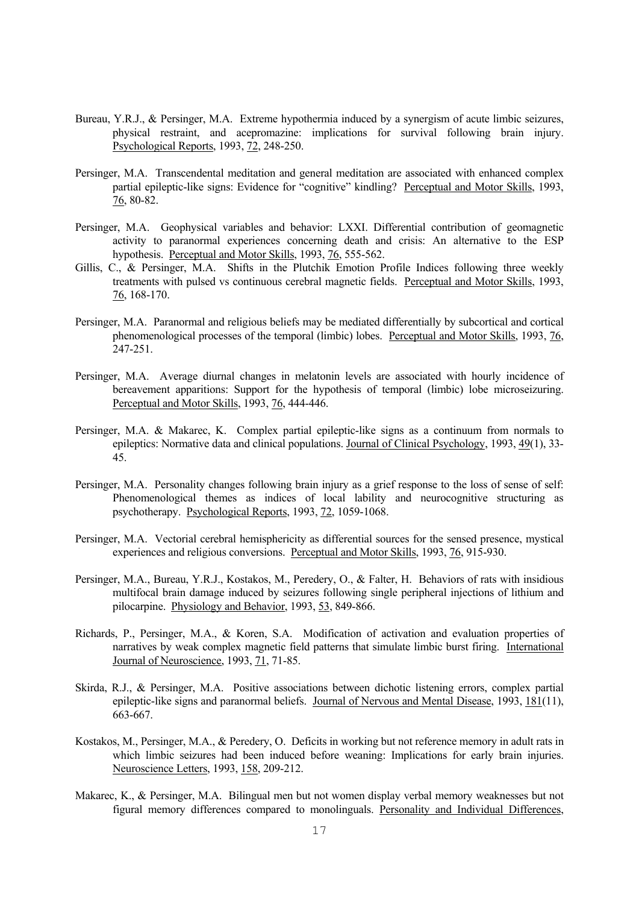Bureau, Y.R.J., & Persinger, M.A. Extreme hypothermia induced by a synergism of acute limbic seizures, physical restraint, and acepromazine: implications for survival following brain injury. Psychological Reports, 1993, 72, 248-250.

Persinger, M.A. Transcendental meditation and general meditation are associated with enhanced complex partial epileptic-like signs: Evidence for "cognitive" kindling? Perceptual and Motor Skills, 1993, 76, 80-82.

Persinger, M.A. Geophysical variables and behavior: LXXI. Differential contribution of geomagnetic activity to paranormal experiences concerning death and crisis: An alternative to the ESP hypothesis. Perceptual and Motor Skills, 1993, 76, 555-562.

Gillis, C., & Persinger, M.A. Shifts in the Plutchik Emotion Profile Indices following three weekly treatments with pulsed vs continuous cerebral magnetic fields. Perceptual and Motor Skills, 1993, 76, 168-170.

Persinger, M.A. Paranormal and religious beliefs may be mediated differentially by subcortical and cortical phenomenological processes of the temporal (limbic) lobes. Perceptual and Motor Skills, 1993, 76, 247-251.

Persinger, M.A. Average diurnal changes in melatonin levels are associated with hourly incidence of bereavement apparitions: Support for the hypothesis of temporal (limbic) lobe microseizuring. Perceptual and Motor Skills, 1993, 76, 444-446.

Persinger, M.A. & Makarec, K. Complex partial epileptic-like signs as a continuum from normals to epileptics: Normative data and clinical populations. Journal of Clinical Psychology, 1993, 49(1), 33-45.

Persinger, M.A. Personality changes following brain injury as a grief response to the loss of sense of self: Phenomenological themes as indices of local lability and neurocognitive structuring as psychotherapy. Psychological Reports, 1993, 72, 1059-1068.

Persinger, M.A. Vectorial cerebral hemisphericity as differential sources for the sensed presence, mystical experiences and religious conversions. Perceptual and Motor Skills, 1993, 76, 915-930.

Persinger, M.A., Bureau, Y.R.J., Kostakos, M., Peredery, O., & Falter, H. Behaviors of rats with insidious multifocal brain damage induced by seizures following single peripheral injections of lithium and pilocarpine. Physiology and Behavior, 1993, 53, 849-866.

Richards, P., Persinger, M.A., & Koren, S.A. Modification of activation and evaluation properties of narratives by weak complex magnetic field patterns that simulate limbic burst firing. International Journal of Neuroscience, 1993, 71, 71-85.

Skirda, R.J., & Persinger, M.A. Positive associations between dichotic listening errors, complex partial epileptic-like signs and paranormal beliefs. Journal of Nervous and Mental Disease, 1993, 181(11), 663-667.

Kostakos, M., Persinger, M.A., & Peredery, O. Deficits in working but not reference memory in adult rats in which limbic seizures had been induced before weaning: Implications for early brain injuries. Neuroscience Letters, 1993, 158, 209-212.

Makarec, K., & Persinger, M.A. Bilingual men but not women display verbal memory weaknesses but not figural memory differences compared to monolinguals. Personality and Individual Differences,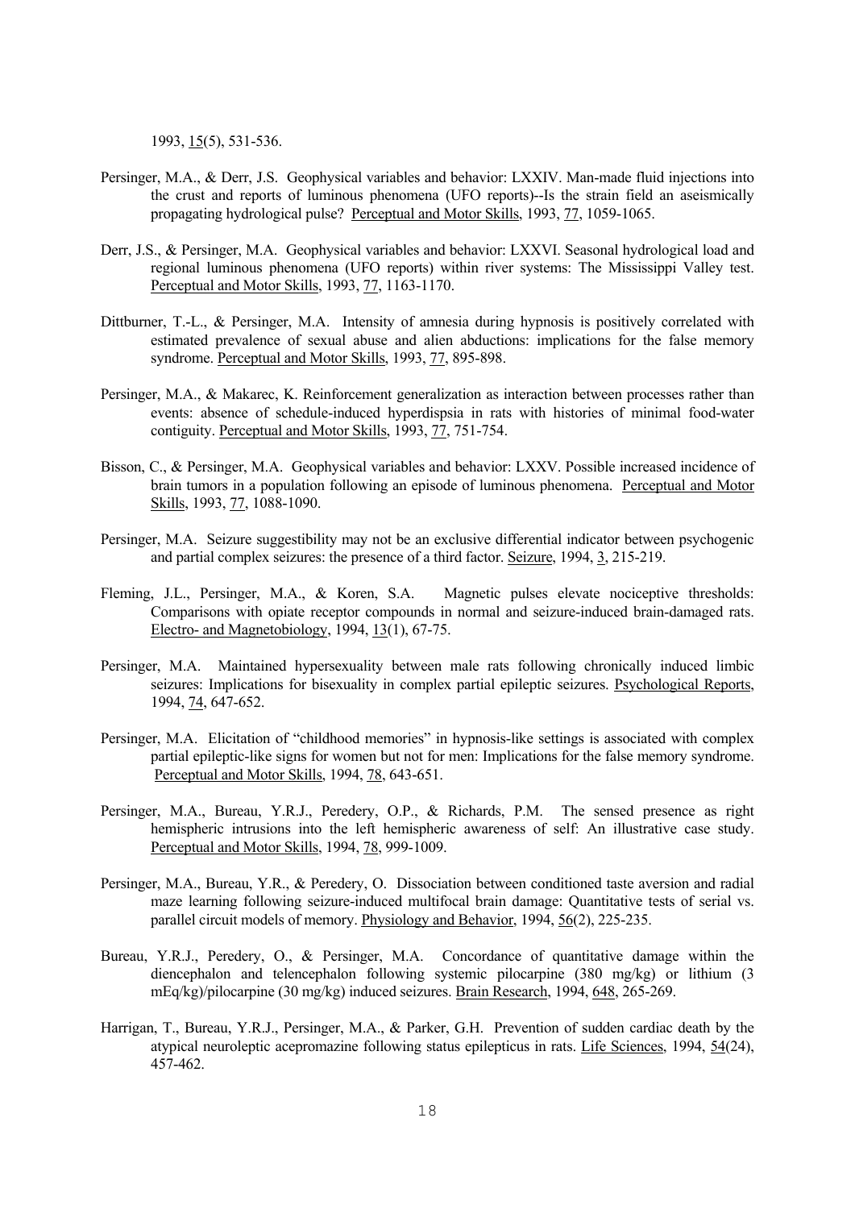1993, 15(5), 531-536.

Persinger, M.A., & Derr, J.S. Geophysical variables and behavior: LXXIV. Man-made fluid injections into the crust and reports of luminous phenomena (UFO reports)--Is the strain field an aseismically propagating hydrological pulse? Perceptual and Motor Skills, 1993, 77, 1059-1065.

Derr, J.S., & Persinger, M.A. Geophysical variables and behavior: LXXVI. Seasonal hydrological load and regional luminous phenomena (UFO reports) within river systems: The Mississippi Valley test. Perceptual and Motor Skills, 1993, 77, 1163-1170.

Dittburner, T.-L., & Persinger, M.A. Intensity of amnesia during hypnosis is positively correlated with estimated prevalence of sexual abuse and alien abductions: implications for the false memory syndrome. Perceptual and Motor Skills, 1993, 77, 895-898.

Persinger, M.A., & Makarec, K. Reinforcement generalization as interaction between processes rather than events: absence of schedule-induced hyperdispsia in rats with histories of minimal food-water contiguity. Perceptual and Motor Skills, 1993, 77, 751-754.

Bisson, C., & Persinger, M.A. Geophysical variables and behavior: LXXV. Possible increased incidence of brain tumors in a population following an episode of luminous phenomena. Perceptual and Motor Skills, 1993, 77, 1088-1090.

Persinger, M.A. Seizure suggestibility may not be an exclusive differential indicator between psychogenic and partial complex seizures: the presence of a third factor. Seizure, 1994, 3, 215-219.

Fleming, J.L., Persinger, M.A., & Koren, S.A. Magnetic pulses elevate nociceptive thresholds: Comparisons with opiate receptor compounds in normal and seizure-induced brain-damaged rats. Electro- and Magnetobiology, 1994, 13(1), 67-75.

Persinger, M.A. Maintained hypersexuality between male rats following chronically induced limbic seizures: Implications for bisexuality in complex partial epileptic seizures. Psychological Reports, 1994, 74, 647-652.

Persinger, M.A. Elicitation of "childhood memories" in hypnosis-like settings is associated with complex partial epileptic-like signs for women but not for men: Implications for the false memory syndrome. Perceptual and Motor Skills, 1994, 78, 643-651.

Persinger, M.A., Bureau, Y.R.J., Peredery, O.P., & Richards, P.M. The sensed presence as right hemispheric intrusions into the left hemispheric awareness of self: An illustrative case study. Perceptual and Motor Skills, 1994, 78, 999-1009.

Persinger, M.A., Bureau, Y.R., & Peredery, O. Dissociation between conditioned taste aversion and radial maze learning following seizure-induced multifocal brain damage: Quantitative tests of serial vs. parallel circuit models of memory. Physiology and Behavior, 1994, 56(2), 225-235.

Bureau, Y.R.J., Peredery, O., & Persinger, M.A. Concordance of quantitative damage within the diencephalon and telencephalon following systemic pilocarpine (380 mg/kg) or lithium (3 mEq/kg)/pilocarpine (30 mg/kg) induced seizures. Brain Research, 1994, 648, 265-269.

Harrigan, T., Bureau, Y.R.J., Persinger, M.A., & Parker, G.H. Prevention of sudden cardiac death by the atypical neuroleptic acepromazine following status epilepticus in rats. Life Sciences, 1994, 54(24), 457-462.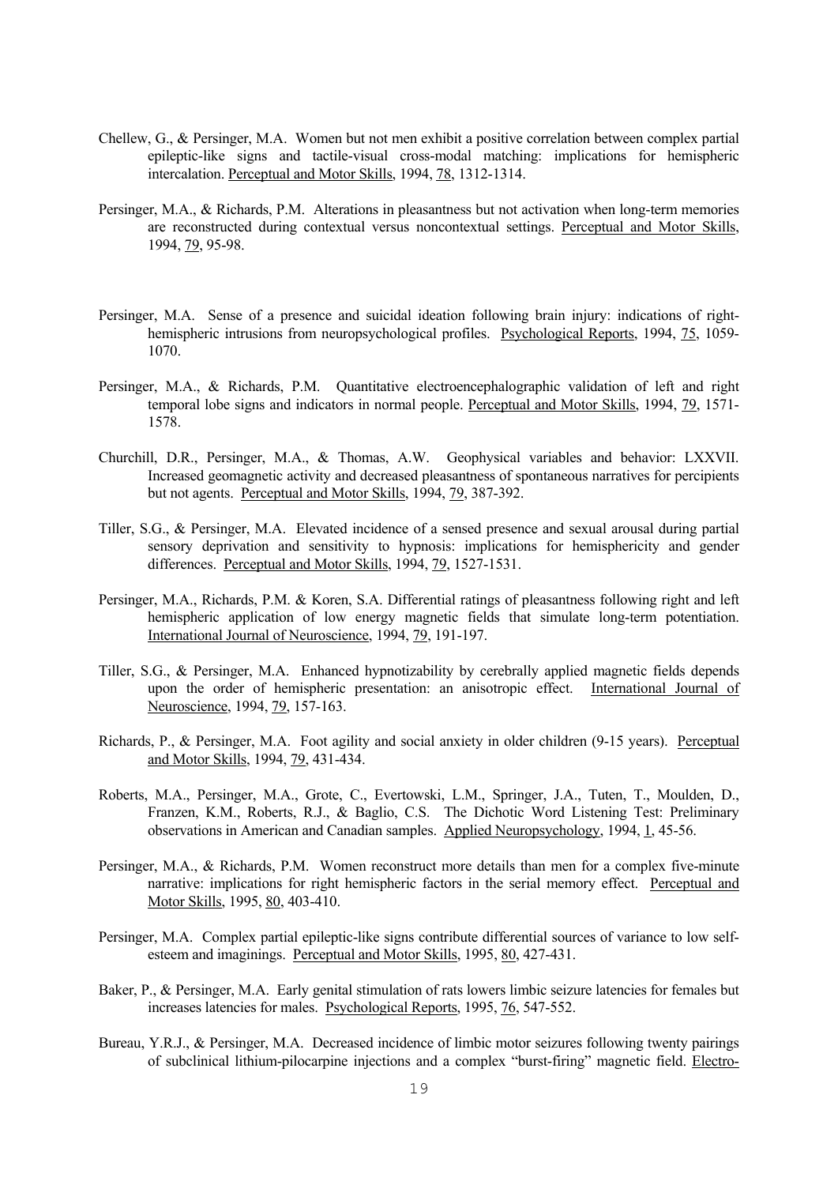Chellew, G., & Persinger, M.A. Women but not men exhibit a positive correlation between complex partial epileptic-like signs and tactile-visual cross-modal matching: implications for hemispheric intercalation. Perceptual and Motor Skills, 1994, 78, 1312-1314.

Persinger, M.A., & Richards, P.M. Alterations in pleasantness but not activation when long-term memories are reconstructed during contextual versus noncontextual settings. Perceptual and Motor Skills, 1994, 79, 95-98.

Persinger, M.A. Sense of a presence and suicidal ideation following brain injury: indications of right-hemispheric intrusions from neuropsychological profiles. Psychological Reports, 1994, 75, 1059-1070.

Persinger, M.A., & Richards, P.M. Quantitative electroencephalographic validation of left and right temporal lobe signs and indicators in normal people. Perceptual and Motor Skills, 1994, 79, 1571-1578.

Churchill, D.R., Persinger, M.A., & Thomas, A.W. Geophysical variables and behavior: LXXVII. Increased geomagnetic activity and decreased pleasantness of spontaneous narratives for percipients but not agents. Perceptual and Motor Skills, 1994, 79, 387-392.

Tiller, S.G., & Persinger, M.A. Elevated incidence of a sensed presence and sexual arousal during partial sensory deprivation and sensitivity to hypnosis: implications for hemisphericity and gender differences. Perceptual and Motor Skills, 1994, 79, 1527-1531.

Persinger, M.A., Richards, P.M. & Koren, S.A. Differential ratings of pleasantness following right and left hemispheric application of low energy magnetic fields that simulate long-term potentiation. International Journal of Neuroscience, 1994, 79, 191-197.

Tiller, S.G., & Persinger, M.A. Enhanced hypnotizability by cerebrally applied magnetic fields depends upon the order of hemispheric presentation: an anisotropic effect. International Journal of Neuroscience, 1994, 79, 157-163.

Richards, P., & Persinger, M.A. Foot agility and social anxiety in older children (9-15 years). Perceptual and Motor Skills, 1994, 79, 431-434.

Roberts, M.A., Persinger, M.A., Grote, C., Evertowski, L.M., Springer, J.A., Tuten, T., Moulden, D., Franzen, K.M., Roberts, R.J., & Baglio, C.S. The Dichotic Word Listening Test: Preliminary observations in American and Canadian samples. Applied Neuropsychology, 1994, 1, 45-56.

Persinger, M.A., & Richards, P.M. Women reconstruct more details than men for a complex five-minute narrative: implications for right hemispheric factors in the serial memory effect. Perceptual and Motor Skills, 1995, 80, 403-410.

Persinger, M.A. Complex partial epileptic-like signs contribute differential sources of variance to low self-esteem and imaginings. Perceptual and Motor Skills, 1995, 80, 427-431.

Baker, P., & Persinger, M.A. Early genital stimulation of rats lowers limbic seizure latencies for females but increases latencies for males. Psychological Reports, 1995, 76, 547-552.

Bureau, Y.R.J., & Persinger, M.A. Decreased incidence of limbic motor seizures following twenty pairings of subclinical lithium-pilocarpine injections and a complex "burst-firing" magnetic field. Electro-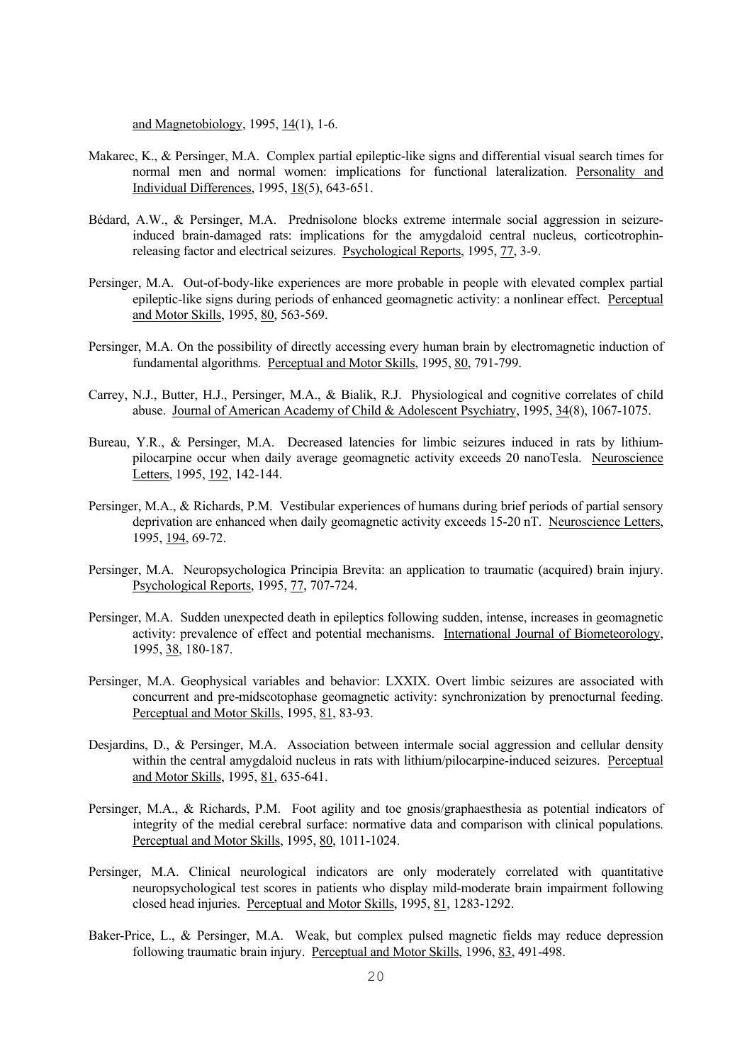and Magnetobiology, 1995, 14(1), 1-6.

Makarec, K., & Persinger, M.A. Complex partial epileptic-like signs and differential visual search times for normal men and normal women: implications for functional lateralization. Personality and Individual Differences, 1995, 18(5), 643-651.

Bédard, A.W., & Persinger, M.A. Prednisolone blocks extreme intermale social aggression in seizure-induced brain-damaged rats: implications for the amygdaloid central nucleus, corticotrophin-releasing factor and electrical seizures. Psychological Reports, 1995, 77, 3-9.

Persinger, M.A. Out-of-body-like experiences are more probable in people with elevated complex partial epileptic-like signs during periods of enhanced geomagnetic activity: a nonlinear effect. Perceptual and Motor Skills, 1995, 80, 563-569.

Persinger, M.A. On the possibility of directly accessing every human brain by electromagnetic induction of fundamental algorithms. Perceptual and Motor Skills, 1995, 80, 791-799.

Carrey, N.J., Butter, H.J., Persinger, M.A., & Bialik, R.J. Physiological and cognitive correlates of child abuse. Journal of American Academy of Child & Adolescent Psychiatry, 1995, 34(8), 1067-1075.

Bureau, Y.R., & Persinger, M.A. Decreased latencies for limbic seizures induced in rats by lithium-pilocarpine occur when daily average geomagnetic activity exceeds 20 nanoTesla. Neuroscience Letters, 1995, 192, 142-144.

Persinger, M.A., & Richards, P.M. Vestibular experiences of humans during brief periods of partial sensory deprivation are enhanced when daily geomagnetic activity exceeds 15-20 nT. Neuroscience Letters, 1995, 194, 69-72.

Persinger, M.A. Neuropsychologica Principia Brevita: an application to traumatic (acquired) brain injury. Psychological Reports, 1995, 77, 707-724.

Persinger, M.A. Sudden unexpected death in epileptics following sudden, intense, increases in geomagnetic activity: prevalence of effect and potential mechanisms. International Journal of Biometeorology, 1995, 38, 180-187.

Persinger, M.A. Geophysical variables and behavior: LXXIX. Overt limbic seizures are associated with concurrent and pre-midscotophase geomagnetic activity: synchronization by prenocturnal feeding. Perceptual and Motor Skills, 1995, 81, 83-93.

Desjardins, D., & Persinger, M.A. Association between intermale social aggression and cellular density within the central amygdaloid nucleus in rats with lithium/pilocarpine-induced seizures. Perceptual and Motor Skills, 1995, 81, 635-641.

Persinger, M.A., & Richards, P.M. Foot agility and toe gnosis/graphaesthesia as potential indicators of integrity of the medial cerebral surface: normative data and comparison with clinical populations. Perceptual and Motor Skills, 1995, 80, 1011-1024.

Persinger, M.A. Clinical neurological indicators are only moderately correlated with quantitative neuropsychological test scores in patients who display mild-moderate brain impairment following closed head injuries. Perceptual and Motor Skills, 1995, 81, 1283-1292.

Baker-Price, L., & Persinger, M.A. Weak, but complex pulsed magnetic fields may reduce depression following traumatic brain injury. Perceptual and Motor Skills, 1996, 83, 491-498.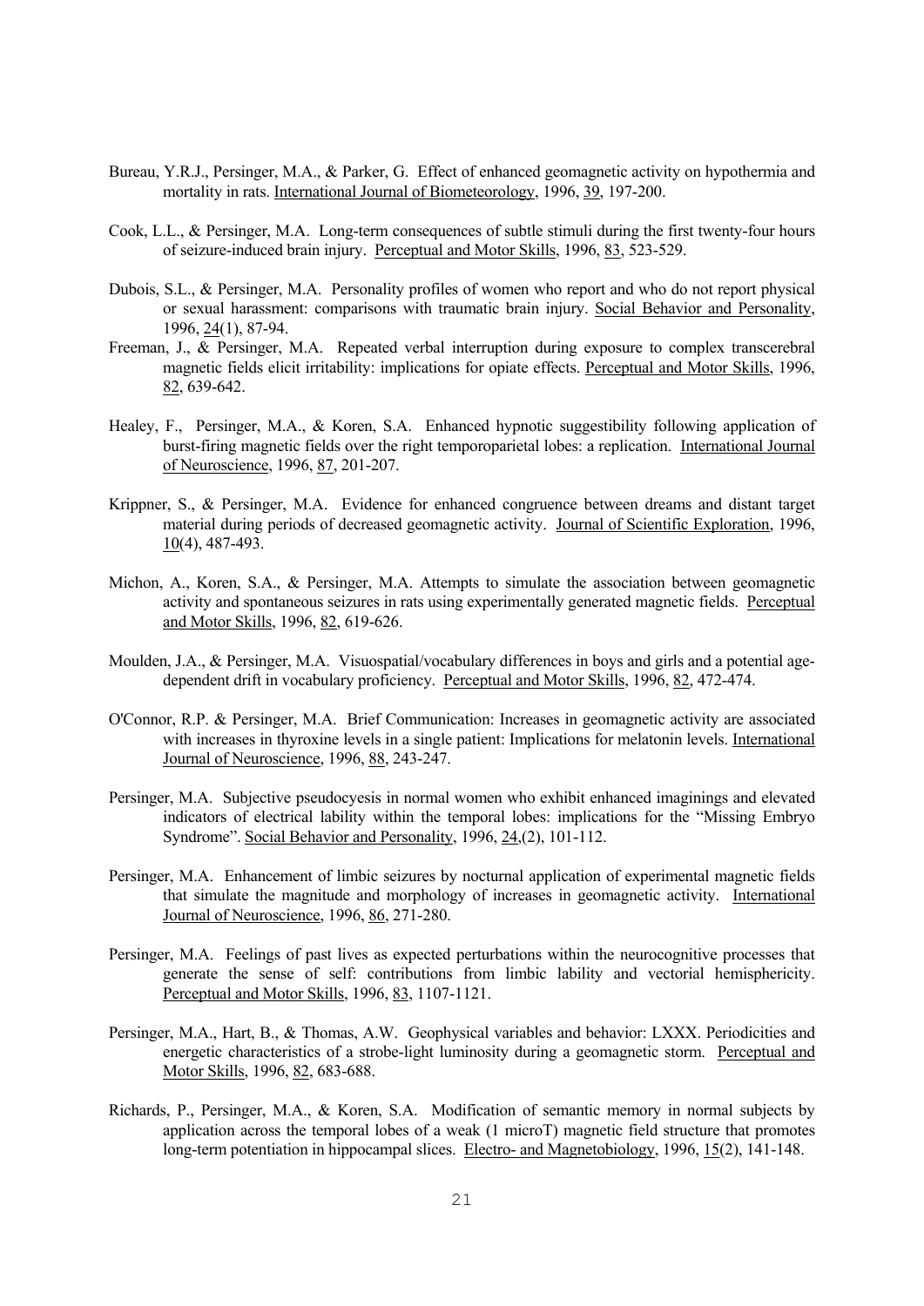Bureau, Y.R.J., Persinger, M.A., & Parker, G. Effect of enhanced geomagnetic activity on hypothermia and mortality in rats. International Journal of Biometeorology, 1996, 39, 197-200.

Cook, L.L., & Persinger, M.A. Long-term consequences of subtle stimuli during the first twenty-four hours of seizure-induced brain injury. Perceptual and Motor Skills, 1996, 83, 523-529.

Dubois, S.L., & Persinger, M.A. Personality profiles of women who report and who do not report physical or sexual harassment: comparisons with traumatic brain injury. Social Behavior and Personality, 1996, 24(1), 87-94.

Freeman, J., & Persinger, M.A. Repeated verbal interruption during exposure to complex transcerebral magnetic fields elicit irritability: implications for opiate effects. Perceptual and Motor Skills, 1996, 82, 639-642.

Healey, F., Persinger, M.A., & Koren, S.A. Enhanced hypnotic suggestibility following application of burst-firing magnetic fields over the right temporoparietal lobes: a replication. International Journal of Neuroscience, 1996, 87, 201-207.

Krippner, S., & Persinger, M.A. Evidence for enhanced congruence between dreams and distant target material during periods of decreased geomagnetic activity. Journal of Scientific Exploration, 1996, 10(4), 487-493.

Michon, A., Koren, S.A., & Persinger, M.A. Attempts to simulate the association between geomagnetic activity and spontaneous seizures in rats using experimentally generated magnetic fields. Perceptual and Motor Skills, 1996, 82, 619-626.

Moulden, J.A., & Persinger, M.A. Visuospatial/vocabulary differences in boys and girls and a potential age-dependent drift in vocabulary proficiency. Perceptual and Motor Skills, 1996, 82, 472-474.

O'Connor, R.P. & Persinger, M.A. Brief Communication: Increases in geomagnetic activity are associated with increases in thyroxine levels in a single patient: Implications for melatonin levels. International Journal of Neuroscience, 1996, 88, 243-247.

Persinger, M.A. Subjective pseudocyesis in normal women who exhibit enhanced imaginings and elevated indicators of electrical lability within the temporal lobes: implications for the "Missing Embryo Syndrome". Social Behavior and Personality, 1996, 24,(2), 101-112.

Persinger, M.A. Enhancement of limbic seizures by nocturnal application of experimental magnetic fields that simulate the magnitude and morphology of increases in geomagnetic activity. International Journal of Neuroscience, 1996, 86, 271-280.

Persinger, M.A. Feelings of past lives as expected perturbations within the neurocognitive processes that generate the sense of self: contributions from limbic lability and vectorial hemisphericity. Perceptual and Motor Skills, 1996, 83, 1107-1121.

Persinger, M.A., Hart, B., & Thomas, A.W. Geophysical variables and behavior: LXXX. Periodicities and energetic characteristics of a strobe-light luminosity during a geomagnetic storm. Perceptual and Motor Skills, 1996, 82, 683-688.

Richards, P., Persinger, M.A., & Koren, S.A. Modification of semantic memory in normal subjects by application across the temporal lobes of a weak (1 microT) magnetic field structure that promotes long-term potentiation in hippocampal slices. Electro- and Magnetobiology, 1996, 15(2), 141-148.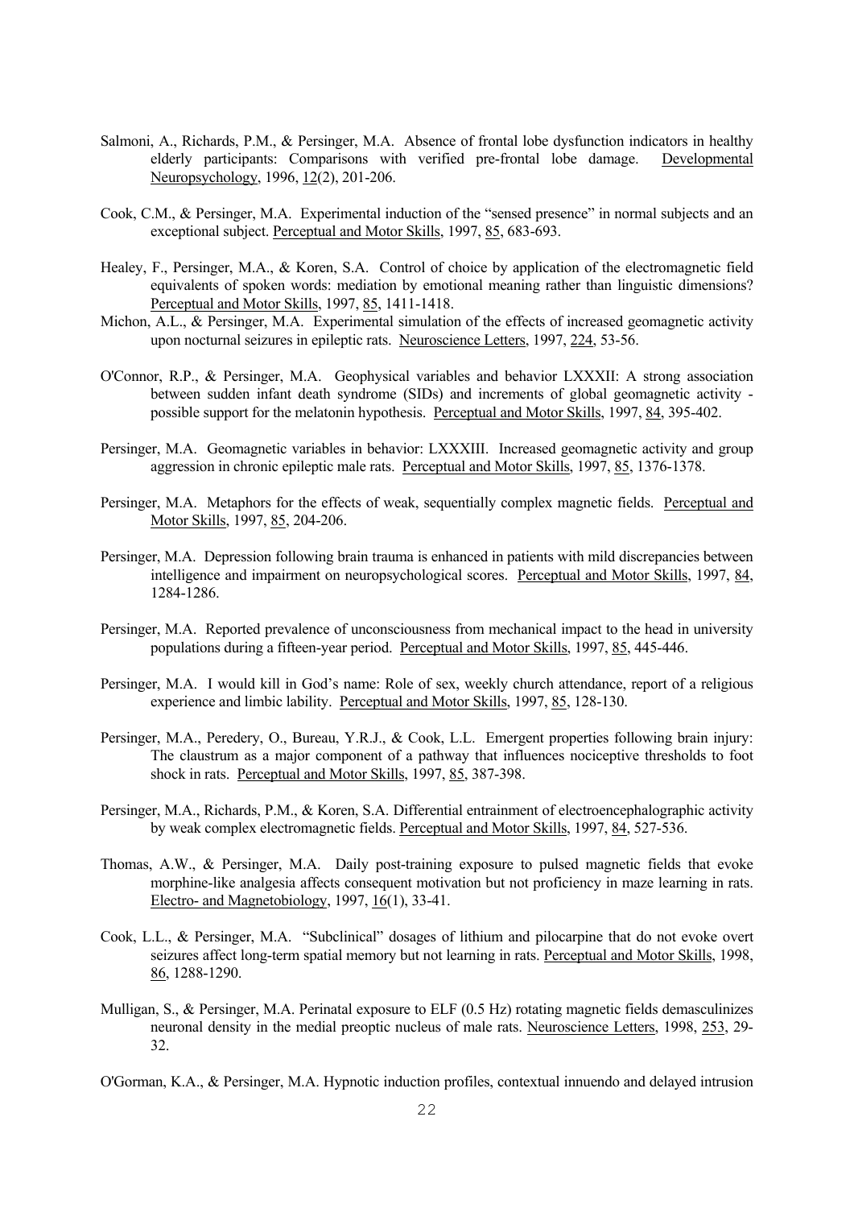Salmoni, A., Richards, P.M., & Persinger, M.A. Absence of frontal lobe dysfunction indicators in healthy elderly participants: Comparisons with verified pre-frontal lobe damage. Developmental Neuropsychology, 1996, 12(2), 201-206.

Cook, C.M., & Persinger, M.A. Experimental induction of the "sensed presence" in normal subjects and an exceptional subject. Perceptual and Motor Skills, 1997, 85, 683-693.

Healey, F., Persinger, M.A., & Koren, S.A. Control of choice by application of the electromagnetic field equivalents of spoken words: mediation by emotional meaning rather than linguistic dimensions? Perceptual and Motor Skills, 1997, 85, 1411-1418.

Michon, A.L., & Persinger, M.A. Experimental simulation of the effects of increased geomagnetic activity upon nocturnal seizures in epileptic rats. Neuroscience Letters, 1997, 224, 53-56.

O'Connor, R.P., & Persinger, M.A. Geophysical variables and behavior LXXXII: A strong association between sudden infant death syndrome (SIDs) and increments of global geomagnetic activity - possible support for the melatonin hypothesis. Perceptual and Motor Skills, 1997, 84, 395-402.

Persinger, M.A. Geomagnetic variables in behavior: LXXXIII. Increased geomagnetic activity and group aggression in chronic epileptic male rats. Perceptual and Motor Skills, 1997, 85, 1376-1378.

Persinger, M.A. Metaphors for the effects of weak, sequentially complex magnetic fields. Perceptual and Motor Skills, 1997, 85, 204-206.

Persinger, M.A. Depression following brain trauma is enhanced in patients with mild discrepancies between intelligence and impairment on neuropsychological scores. Perceptual and Motor Skills, 1997, 84, 1284-1286.

Persinger, M.A. Reported prevalence of unconsciousness from mechanical impact to the head in university populations during a fifteen-year period. Perceptual and Motor Skills, 1997, 85, 445-446.

Persinger, M.A. I would kill in God's name: Role of sex, weekly church attendance, report of a religious experience and limbic lability. Perceptual and Motor Skills, 1997, 85, 128-130.

Persinger, M.A., Peredery, O., Bureau, Y.R.J., & Cook, L.L. Emergent properties following brain injury: The claustrum as a major component of a pathway that influences nociceptive thresholds to foot shock in rats. Perceptual and Motor Skills, 1997, 85, 387-398.

Persinger, M.A., Richards, P.M., & Koren, S.A. Differential entrainment of electroencephalographic activity by weak complex electromagnetic fields. Perceptual and Motor Skills, 1997, 84, 527-536.

Thomas, A.W., & Persinger, M.A. Daily post-training exposure to pulsed magnetic fields that evoke morphine-like analgesia affects consequent motivation but not proficiency in maze learning in rats. Electro- and Magnetobiology, 1997, 16(1), 33-41.

Cook, L.L., & Persinger, M.A. "Subclinical" dosages of lithium and pilocarpine that do not evoke overt seizures affect long-term spatial memory but not learning in rats. Perceptual and Motor Skills, 1998, 86, 1288-1290.

Mulligan, S., & Persinger, M.A. Perinatal exposure to ELF (0.5 Hz) rotating magnetic fields demasculinizes neuronal density in the medial preoptic nucleus of male rats. Neuroscience Letters, 1998, 253, 29-32.

O'Gorman, K.A., & Persinger, M.A. Hypnotic induction profiles, contextual innuendo and delayed intrusion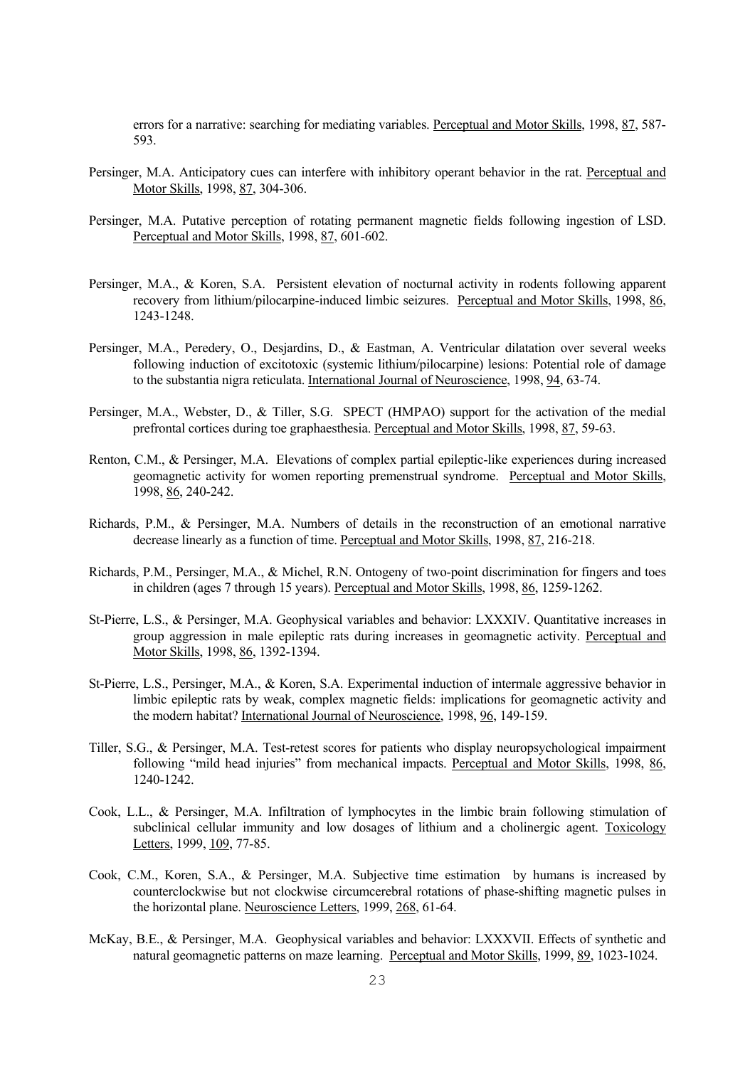errors for a narrative: searching for mediating variables. Perceptual and Motor Skills, 1998, 87, 587-593.

Persinger, M.A. Anticipatory cues can interfere with inhibitory operant behavior in the rat. Perceptual and Motor Skills, 1998, 87, 304-306.

Persinger, M.A. Putative perception of rotating permanent magnetic fields following ingestion of LSD. Perceptual and Motor Skills, 1998, 87, 601-602.

Persinger, M.A., & Koren, S.A. Persistent elevation of nocturnal activity in rodents following apparent recovery from lithium/pilocarpine-induced limbic seizures. Perceptual and Motor Skills, 1998, 86, 1243-1248.

Persinger, M.A., Peredery, O., Desjardins, D., & Eastman, A. Ventricular dilatation over several weeks following induction of excitotoxic (systemic lithium/pilocarpine) lesions: Potential role of damage to the substantia nigra reticulata. International Journal of Neuroscience, 1998, 94, 63-74.

Persinger, M.A., Webster, D., & Tiller, S.G. SPECT (HMPAO) support for the activation of the medial prefrontal cortices during toe graphaesthesia. Perceptual and Motor Skills, 1998, 87, 59-63.

Renton, C.M., & Persinger, M.A. Elevations of complex partial epileptic-like experiences during increased geomagnetic activity for women reporting premenstrual syndrome. Perceptual and Motor Skills, 1998, 86, 240-242.

Richards, P.M., & Persinger, M.A. Numbers of details in the reconstruction of an emotional narrative decrease linearly as a function of time. Perceptual and Motor Skills, 1998, 87, 216-218.

Richards, P.M., Persinger, M.A., & Michel, R.N. Ontogeny of two-point discrimination for fingers and toes in children (ages 7 through 15 years). Perceptual and Motor Skills, 1998, 86, 1259-1262.

St-Pierre, L.S., & Persinger, M.A. Geophysical variables and behavior: LXXXIV. Quantitative increases in group aggression in male epileptic rats during increases in geomagnetic activity. Perceptual and Motor Skills, 1998, 86, 1392-1394.

St-Pierre, L.S., Persinger, M.A., & Koren, S.A. Experimental induction of intermale aggressive behavior in limbic epileptic rats by weak, complex magnetic fields: implications for geomagnetic activity and the modern habitat? International Journal of Neuroscience, 1998, 96, 149-159.

Tiller, S.G., & Persinger, M.A. Test-retest scores for patients who display neuropsychological impairment following "mild head injuries" from mechanical impacts. Perceptual and Motor Skills, 1998, 86, 1240-1242.

Cook, L.L., & Persinger, M.A. Infiltration of lymphocytes in the limbic brain following stimulation of subclinical cellular immunity and low dosages of lithium and a cholinergic agent. Toxicology Letters, 1999, 109, 77-85.

Cook, C.M., Koren, S.A., & Persinger, M.A. Subjective time estimation by humans is increased by counterclockwise but not clockwise circumcerebral rotations of phase-shifting magnetic pulses in the horizontal plane. Neuroscience Letters, 1999, 268, 61-64.

McKay, B.E., & Persinger, M.A. Geophysical variables and behavior: LXXXVII. Effects of synthetic and natural geomagnetic patterns on maze learning. Perceptual and Motor Skills, 1999, 89, 1023-1024.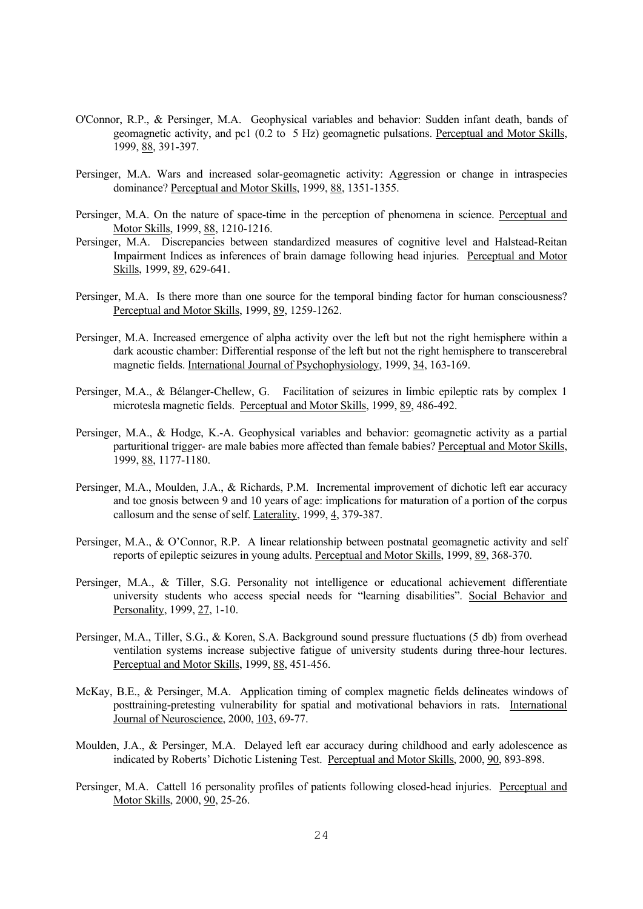O'Connor, R.P., & Persinger, M.A. Geophysical variables and behavior: Sudden infant death, bands of geomagnetic activity, and pc1 (0.2 to 5 Hz) geomagnetic pulsations. Perceptual and Motor Skills, 1999, 88, 391-397.

Persinger, M.A. Wars and increased solar-geomagnetic activity: Aggression or change in intraspecies dominance? Perceptual and Motor Skills, 1999, 88, 1351-1355.

Persinger, M.A. On the nature of space-time in the perception of phenomena in science. Perceptual and Motor Skills, 1999, 88, 1210-1216.

Persinger, M.A. Discrepancies between standardized measures of cognitive level and Halstead-Reitan Impairment Indices as inferences of brain damage following head injuries. Perceptual and Motor Skills, 1999, 89, 629-641.

Persinger, M.A. Is there more than one source for the temporal binding factor for human consciousness? Perceptual and Motor Skills, 1999, 89, 1259-1262.

Persinger, M.A. Increased emergence of alpha activity over the left but not the right hemisphere within a dark acoustic chamber: Differential response of the left but not the right hemisphere to transcerebral magnetic fields. International Journal of Psychophysiology, 1999, 34, 163-169.

Persinger, M.A., & Bélanger-Chellew, G. Facilitation of seizures in limbic epileptic rats by complex 1 microtesla magnetic fields. Perceptual and Motor Skills, 1999, 89, 486-492.

Persinger, M.A., & Hodge, K.-A. Geophysical variables and behavior: geomagnetic activity as a partial parturitional trigger- are male babies more affected than female babies? Perceptual and Motor Skills, 1999, 88, 1177-1180.

Persinger, M.A., Moulden, J.A., & Richards, P.M. Incremental improvement of dichotic left ear accuracy and toe gnosis between 9 and 10 years of age: implications for maturation of a portion of the corpus callosum and the sense of self. Laterality, 1999, 4, 379-387.

Persinger, M.A., & O'Connor, R.P. A linear relationship between postnatal geomagnetic activity and self reports of epileptic seizures in young adults. Perceptual and Motor Skills, 1999, 89, 368-370.

Persinger, M.A., & Tiller, S.G. Personality not intelligence or educational achievement differentiate university students who access special needs for "learning disabilities". Social Behavior and Personality, 1999, 27, 1-10.

Persinger, M.A., Tiller, S.G., & Koren, S.A. Background sound pressure fluctuations (5 db) from overhead ventilation systems increase subjective fatigue of university students during three-hour lectures. Perceptual and Motor Skills, 1999, 88, 451-456.

McKay, B.E., & Persinger, M.A. Application timing of complex magnetic fields delineates windows of posttraining-pretesting vulnerability for spatial and motivational behaviors in rats. International Journal of Neuroscience, 2000, 103, 69-77.

Moulden, J.A., & Persinger, M.A. Delayed left ear accuracy during childhood and early adolescence as indicated by Roberts' Dichotic Listening Test. Perceptual and Motor Skills, 2000, 90, 893-898.

Persinger, M.A. Cattell 16 personality profiles of patients following closed-head injuries. Perceptual and Motor Skills, 2000, 90, 25-26.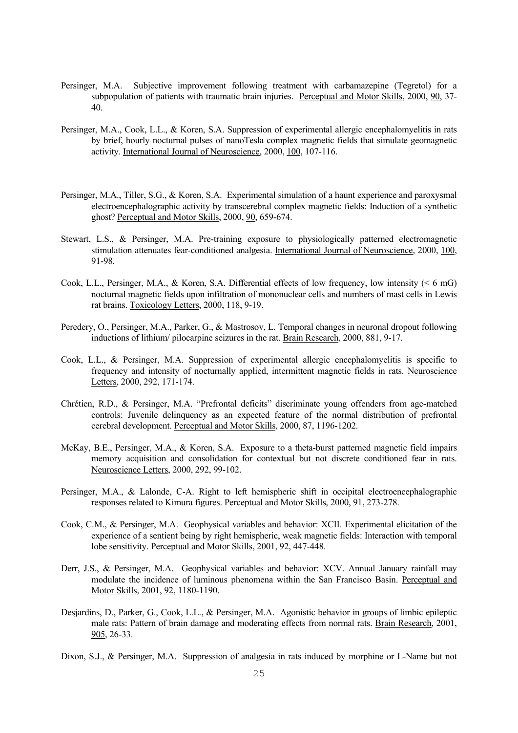Persinger, M.A. Subjective improvement following treatment with carbamazepine (Tegretol) for a subpopulation of patients with traumatic brain injuries. Perceptual and Motor Skills, 2000, 90, 37-40.

Persinger, M.A., Cook, L.L., & Koren, S.A. Suppression of experimental allergic encephalomyelitis in rats by brief, hourly nocturnal pulses of nanoTesla complex magnetic fields that simulate geomagnetic activity. International Journal of Neuroscience, 2000, 100, 107-116.

Persinger, M.A., Tiller, S.G., & Koren, S.A. Experimental simulation of a haunt experience and paroxysmal electroencephalographic activity by transcerebral complex magnetic fields: Induction of a synthetic ghost? Perceptual and Motor Skills, 2000, 90, 659-674.

Stewart, L.S., & Persinger, M.A. Pre-training exposure to physiologically patterned electromagnetic stimulation attenuates fear-conditioned analgesia. International Journal of Neuroscience, 2000, 100, 91-98.

Cook, L.L., Persinger, M.A., & Koren, S.A. Differential effects of low frequency, low intensity (< 6 mG) nocturnal magnetic fields upon infiltration of mononuclear cells and numbers of mast cells in Lewis rat brains. Toxicology Letters, 2000, 118, 9-19.

Peredery, O., Persinger, M.A., Parker, G., & Mastrosov, L. Temporal changes in neuronal dropout following inductions of lithium/ pilocarpine seizures in the rat. Brain Research, 2000, 881, 9-17.

Cook, L.L., & Persinger, M.A. Suppression of experimental allergic encephalomyelitis is specific to frequency and intensity of nocturnally applied, intermittent magnetic fields in rats. Neuroscience Letters, 2000, 292, 171-174.

Chrétien, R.D., & Persinger, M.A. "Prefrontal deficits" discriminate young offenders from age-matched controls: Juvenile delinquency as an expected feature of the normal distribution of prefrontal cerebral development. Perceptual and Motor Skills, 2000, 87, 1196-1202.

McKay, B.E., Persinger, M.A., & Koren, S.A. Exposure to a theta-burst patterned magnetic field impairs memory acquisition and consolidation for contextual but not discrete conditioned fear in rats. Neuroscience Letters, 2000, 292, 99-102.

Persinger, M.A., & Lalonde, C-A. Right to left hemispheric shift in occipital electroencephalographic responses related to Kimura figures. Perceptual and Motor Skills, 2000, 91, 273-278.

Cook, C.M., & Persinger, M.A. Geophysical variables and behavior: XCII. Experimental elicitation of the experience of a sentient being by right hemispheric, weak magnetic fields: Interaction with temporal lobe sensitivity. Perceptual and Motor Skills, 2001, 92, 447-448.

Derr, J.S., & Persinger, M.A. Geophysical variables and behavior: XCV. Annual January rainfall may modulate the incidence of luminous phenomena within the San Francisco Basin. Perceptual and Motor Skills, 2001, 92, 1180-1190.

Desjardins, D., Parker, G., Cook, L.L., & Persinger, M.A. Agonistic behavior in groups of limbic epileptic male rats: Pattern of brain damage and moderating effects from normal rats. Brain Research, 2001, 905, 26-33.

Dixon, S.J., & Persinger, M.A. Suppression of analgesia in rats induced by morphine or L-Name but not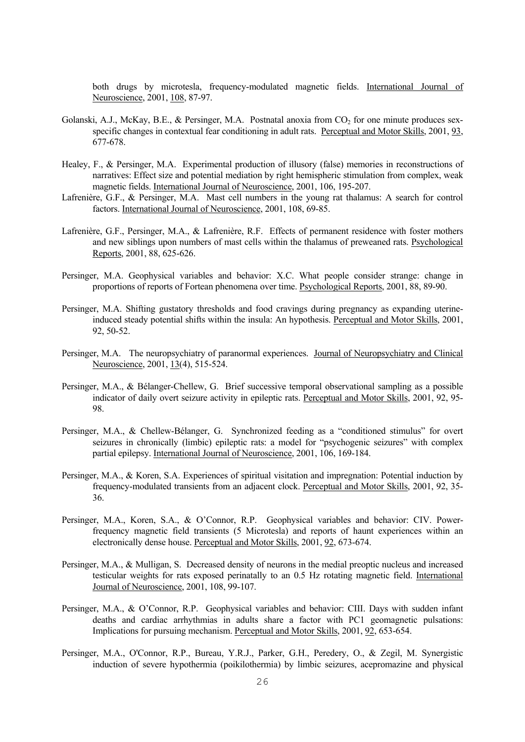both drugs by microtesla, frequency-modulated magnetic fields. International Journal of Neuroscience, 2001, 108, 87-97.

Golanski, A.J., McKay, B.E., & Persinger, M.A. Postnatal anoxia from $CO_2$ for one minute produces sex-specific changes in contextual fear conditioning in adult rats. Perceptual and Motor Skills, 2001, 93, 677-678.

Healey, F., & Persinger, M.A. Experimental production of illusory (false) memories in reconstructions of narratives: Effect size and potential mediation by right hemispheric stimulation from complex, weak magnetic fields. International Journal of Neuroscience, 2001, 106, 195-207.

Lafrenière, G.F., & Persinger, M.A. Mast cell numbers in the young rat thalamus: A search for control factors. International Journal of Neuroscience, 2001, 108, 69-85.

Lafrenière, G.F., Persinger, M.A., & Lafrenière, R.F. Effects of permanent residence with foster mothers and new siblings upon numbers of mast cells within the thalamus of preweaned rats. Psychological Reports, 2001, 88, 625-626.

Persinger, M.A. Geophysical variables and behavior: X.C. What people consider strange: change in proportions of reports of Fortean phenomena over time. Psychological Reports, 2001, 88, 89-90.

Persinger, M.A. Shifting gustatory thresholds and food cravings during pregnancy as expanding uterine-induced steady potential shifts within the insula: An hypothesis. Perceptual and Motor Skills, 2001, 92, 50-52.

Persinger, M.A. The neuropsychiatry of paranormal experiences. Journal of Neuropsychiatry and Clinical Neuroscience, 2001, 13(4), 515-524.

Persinger, M.A., & Bélanger-Chellew, G. Brief successive temporal observational sampling as a possible indicator of daily overt seizure activity in epileptic rats. Perceptual and Motor Skills, 2001, 92, 95-98.

Persinger, M.A., & Chellew-Bélanger, G. Synchronized feeding as a "conditioned stimulus" for overt seizures in chronically (limbic) epileptic rats: a model for "psychogenic seizures" with complex partial epilepsy. International Journal of Neuroscience, 2001, 106, 169-184.

Persinger, M.A., & Koren, S.A. Experiences of spiritual visitation and impregnation: Potential induction by frequency-modulated transients from an adjacent clock. Perceptual and Motor Skills, 2001, 92, 35-36.

Persinger, M.A., Koren, S.A., & O'Connor, R.P. Geophysical variables and behavior: CIV. Power-frequency magnetic field transients (5 Microtesla) and reports of haunt experiences within an electronically dense house. Perceptual and Motor Skills, 2001, 92, 673-674.

Persinger, M.A., & Mulligan, S. Decreased density of neurons in the medial preoptic nucleus and increased testicular weights for rats exposed perinatally to an 0.5 Hz rotating magnetic field. International Journal of Neuroscience, 2001, 108, 99-107.

Persinger, M.A., & O'Connor, R.P. Geophysical variables and behavior: CIII. Days with sudden infant deaths and cardiac arrhythmias in adults share a factor with PC1 geomagnetic pulsations: Implications for pursuing mechanism. Perceptual and Motor Skills, 2001, 92, 653-654.

Persinger, M.A., O'Connor, R.P., Bureau, Y.R.J., Parker, G.H., Peredery, O., & Zegil, M. Synergistic induction of severe hypothermia (poikilothermia) by limbic seizures, acepromazine and physical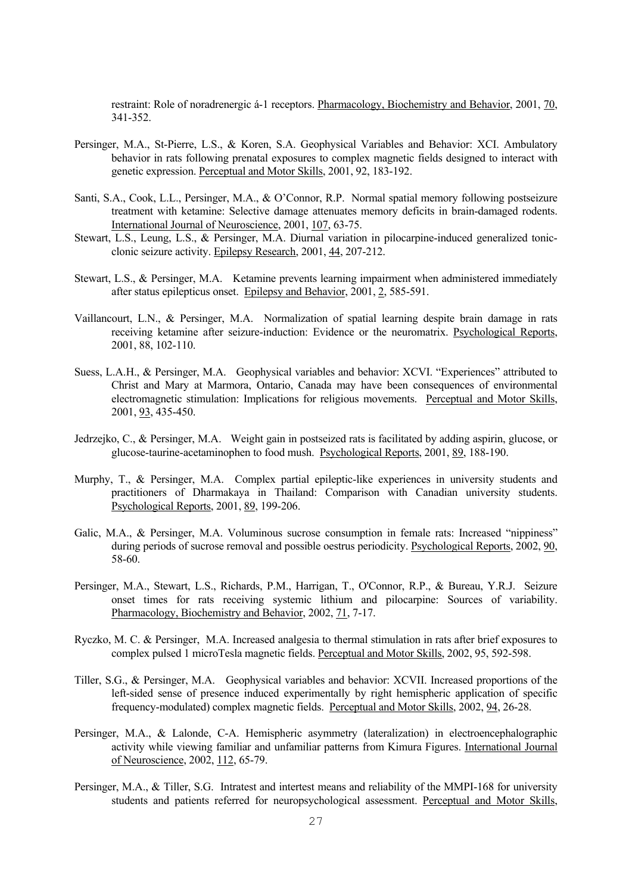restraint: Role of noradrenergic á-1 receptors. Pharmacology, Biochemistry and Behavior, 2001, 70, 341-352.

Persinger, M.A., St-Pierre, L.S., & Koren, S.A. Geophysical Variables and Behavior: XCI. Ambulatory behavior in rats following prenatal exposures to complex magnetic fields designed to interact with genetic expression. Perceptual and Motor Skills, 2001, 92, 183-192.

Santi, S.A., Cook, L.L., Persinger, M.A., & O'Connor, R.P. Normal spatial memory following postseizure treatment with ketamine: Selective damage attenuates memory deficits in brain-damaged rodents. International Journal of Neuroscience, 2001, 107, 63-75.

Stewart, L.S., Leung, L.S., & Persinger, M.A. Diurnal variation in pilocarpine-induced generalized tonic-clonic seizure activity. Epilepsy Research, 2001, 44, 207-212.

Stewart, L.S., & Persinger, M.A. Ketamine prevents learning impairment when administered immediately after status epilepticus onset. Epilepsy and Behavior, 2001, 2, 585-591.

Vaillancourt, L.N., & Persinger, M.A. Normalization of spatial learning despite brain damage in rats receiving ketamine after seizure-induction: Evidence or the neuromatrix. Psychological Reports, 2001, 88, 102-110.

Suess, L.A.H., & Persinger, M.A. Geophysical variables and behavior: XCVI. "Experiences" attributed to Christ and Mary at Marmora, Ontario, Canada may have been consequences of environmental electromagnetic stimulation: Implications for religious movements. Perceptual and Motor Skills, 2001, 93, 435-450.

Jedrzejko, C., & Persinger, M.A. Weight gain in postseized rats is facilitated by adding aspirin, glucose, or glucose-taurine-acetaminophen to food mush. Psychological Reports, 2001, 89, 188-190.

Murphy, T., & Persinger, M.A. Complex partial epileptic-like experiences in university students and practitioners of Dharmakaya in Thailand: Comparison with Canadian university students. Psychological Reports, 2001, 89, 199-206.

Galic, M.A., & Persinger, M.A. Voluminous sucrose consumption in female rats: Increased "nippiness" during periods of sucrose removal and possible oestrus periodicity. Psychological Reports, 2002, 90, 58-60.

Persinger, M.A., Stewart, L.S., Richards, P.M., Harrigan, T., O'Connor, R.P., & Bureau, Y.R.J. Seizure onset times for rats receiving systemic lithium and pilocarpine: Sources of variability. Pharmacology, Biochemistry and Behavior, 2002, 71, 7-17.

Ryczko, M. C. & Persinger, M.A. Increased analgesia to thermal stimulation in rats after brief exposures to complex pulsed 1 microTesla magnetic fields. Perceptual and Motor Skills, 2002, 95, 592-598.

Tiller, S.G., & Persinger, M.A. Geophysical variables and behavior: XCVII. Increased proportions of the left-sided sense of presence induced experimentally by right hemispheric application of specific frequency-modulated) complex magnetic fields. Perceptual and Motor Skills, 2002, 94, 26-28.

Persinger, M.A., & Lalonde, C-A. Hemispheric asymmetry (lateralization) in electroencephalographic activity while viewing familiar and unfamiliar patterns from Kimura Figures. International Journal of Neuroscience, 2002, 112, 65-79.

Persinger, M.A., & Tiller, S.G. Intratest and intertest means and reliability of the MMPI-168 for university students and patients referred for neuropsychological assessment. Perceptual and Motor Skills,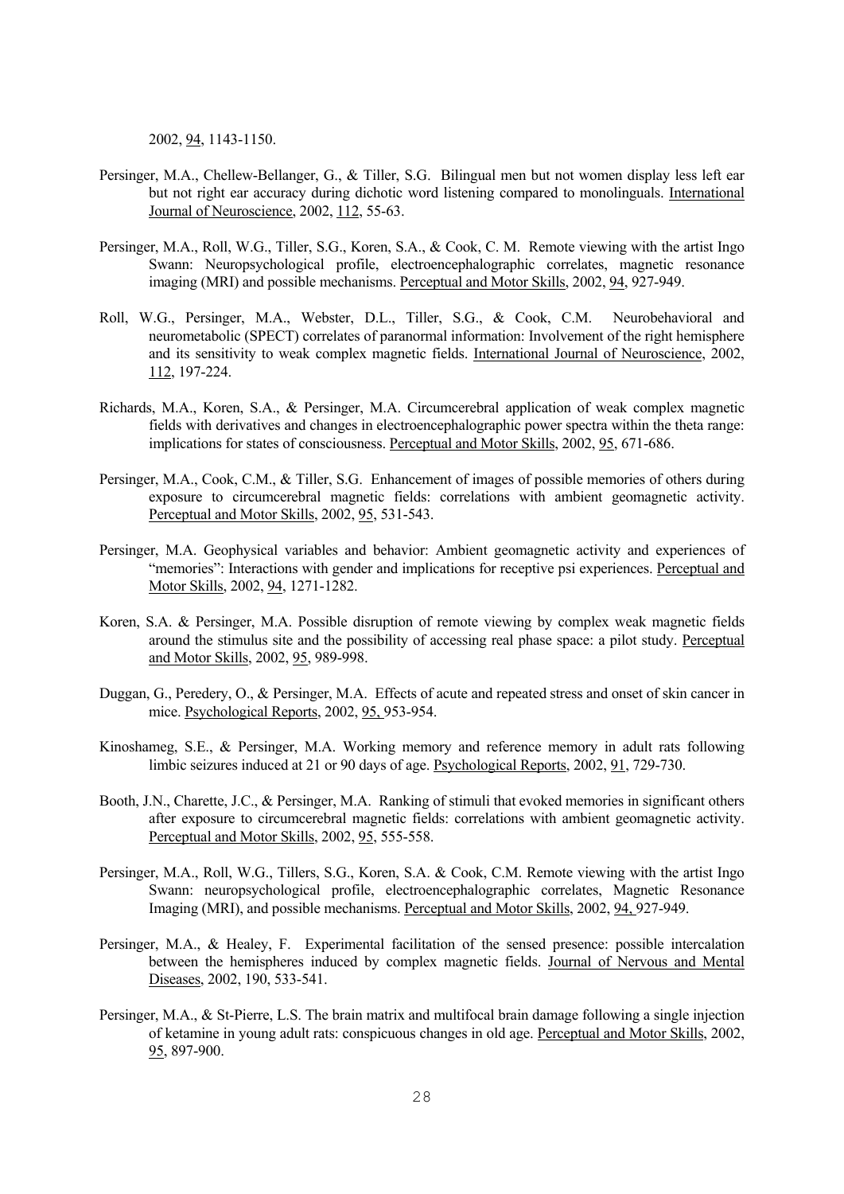2002, 94, 1143-1150.

Persinger, M.A., Chellew-Bellanger, G., & Tiller, S.G. Bilingual men but not women display less left ear but not right ear accuracy during dichotic word listening compared to monolinguals. International Journal of Neuroscience, 2002, 112, 55-63.

Persinger, M.A., Roll, W.G., Tiller, S.G., Koren, S.A., & Cook, C. M. Remote viewing with the artist Ingo Swann: Neuropsychological profile, electroencephalographic correlates, magnetic resonance imaging (MRI) and possible mechanisms. Perceptual and Motor Skills, 2002, 94, 927-949.

Roll, W.G., Persinger, M.A., Webster, D.L., Tiller, S.G., & Cook, C.M. Neurobehavioral and neurometabolic (SPECT) correlates of paranormal information: Involvement of the right hemisphere and its sensitivity to weak complex magnetic fields. International Journal of Neuroscience, 2002, 112, 197-224.

Richards, M.A., Koren, S.A., & Persinger, M.A. Circumcerebral application of weak complex magnetic fields with derivatives and changes in electroencephalographic power spectra within the theta range: implications for states of consciousness. Perceptual and Motor Skills, 2002, 95, 671-686.

Persinger, M.A., Cook, C.M., & Tiller, S.G. Enhancement of images of possible memories of others during exposure to circumcerebral magnetic fields: correlations with ambient geomagnetic activity. Perceptual and Motor Skills, 2002, 95, 531-543.

Persinger, M.A. Geophysical variables and behavior: Ambient geomagnetic activity and experiences of "memories": Interactions with gender and implications for receptive psi experiences. Perceptual and Motor Skills, 2002, 94, 1271-1282.

Koren, S.A. & Persinger, M.A. Possible disruption of remote viewing by complex weak magnetic fields around the stimulus site and the possibility of accessing real phase space: a pilot study. Perceptual and Motor Skills, 2002, 95, 989-998.

Duggan, G., Peredery, O., & Persinger, M.A. Effects of acute and repeated stress and onset of skin cancer in mice. Psychological Reports, 2002, 95, 953-954.

Kinoshameg, S.E., & Persinger, M.A. Working memory and reference memory in adult rats following limbic seizures induced at 21 or 90 days of age. Psychological Reports, 2002, 91, 729-730.

Booth, J.N., Charette, J.C., & Persinger, M.A. Ranking of stimuli that evoked memories in significant others after exposure to circumcerebral magnetic fields: correlations with ambient geomagnetic activity. Perceptual and Motor Skills, 2002, 95, 555-558.

Persinger, M.A., Roll, W.G., Tillers, S.G., Koren, S.A. & Cook, C.M. Remote viewing with the artist Ingo Swann: neuropsychological profile, electroencephalographic correlates, Magnetic Resonance Imaging (MRI), and possible mechanisms. Perceptual and Motor Skills, 2002, 94, 927-949.

Persinger, M.A., & Healey, F. Experimental facilitation of the sensed presence: possible intercalation between the hemispheres induced by complex magnetic fields. Journal of Nervous and Mental Diseases, 2002, 190, 533-541.

Persinger, M.A., & St-Pierre, L.S. The brain matrix and multifocal brain damage following a single injection of ketamine in young adult rats: conspicuous changes in old age. Perceptual and Motor Skills, 2002, 95, 897-900.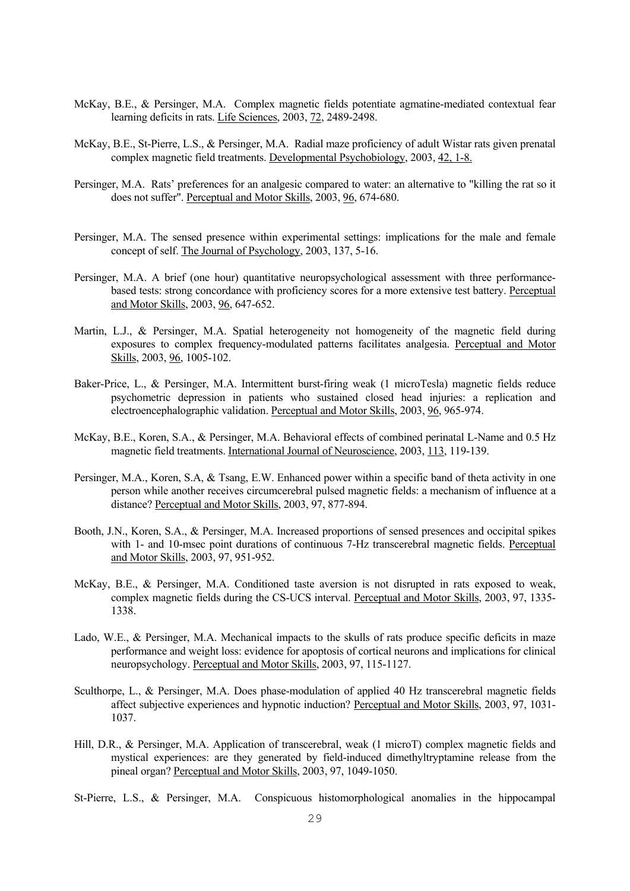McKay, B.E., & Persinger, M.A. Complex magnetic fields potentiate agmatine-mediated contextual fear learning deficits in rats. Life Sciences, 2003, 72, 2489-2498.

McKay, B.E., St-Pierre, L.S., & Persinger, M.A. Radial maze proficiency of adult Wistar rats given prenatal complex magnetic field treatments. Developmental Psychobiology, 2003, 42, 1-8.

Persinger, M.A. Rats' preferences for an analgesic compared to water: an alternative to "killing the rat so it does not suffer". Perceptual and Motor Skills, 2003, 96, 674-680.

Persinger, M.A. The sensed presence within experimental settings: implications for the male and female concept of self. The Journal of Psychology, 2003, 137, 5-16.

Persinger, M.A. A brief (one hour) quantitative neuropsychological assessment with three performance-based tests: strong concordance with proficiency scores for a more extensive test battery. Perceptual and Motor Skills, 2003, 96, 647-652.

Martin, L.J., & Persinger, M.A. Spatial heterogeneity not homogeneity of the magnetic field during exposures to complex frequency-modulated patterns facilitates analgesia. Perceptual and Motor Skills, 2003, 96, 1005-102.

Baker-Price, L., & Persinger, M.A. Intermittent burst-firing weak (1 microTesla) magnetic fields reduce psychometric depression in patients who sustained closed head injuries: a replication and electroencephalographic validation. Perceptual and Motor Skills, 2003, 96, 965-974.

McKay, B.E., Koren, S.A., & Persinger, M.A. Behavioral effects of combined perinatal L-Name and 0.5 Hz magnetic field treatments. International Journal of Neuroscience, 2003, 113, 119-139.

Persinger, M.A., Koren, S.A, & Tsang, E.W. Enhanced power within a specific band of theta activity in one person while another receives circumcerebral pulsed magnetic fields: a mechanism of influence at a distance? Perceptual and Motor Skills, 2003, 97, 877-894.

Booth, J.N., Koren, S.A., & Persinger, M.A. Increased proportions of sensed presences and occipital spikes with 1- and 10-msec point durations of continuous 7-Hz transcerebral magnetic fields. Perceptual and Motor Skills, 2003, 97, 951-952.

McKay, B.E., & Persinger, M.A. Conditioned taste aversion is not disrupted in rats exposed to weak, complex magnetic fields during the CS-UCS interval. Perceptual and Motor Skills, 2003, 97, 1335-1338.

Lado, W.E., & Persinger, M.A. Mechanical impacts to the skulls of rats produce specific deficits in maze performance and weight loss: evidence for apoptosis of cortical neurons and implications for clinical neuropsychology. Perceptual and Motor Skills, 2003, 97, 115-1127.

Sculthorpe, L., & Persinger, M.A. Does phase-modulation of applied 40 Hz transcerebral magnetic fields affect subjective experiences and hypnotic induction? Perceptual and Motor Skills, 2003, 97, 1031-1037.

Hill, D.R., & Persinger, M.A. Application of transcerebral, weak (1 microT) complex magnetic fields and mystical experiences: are they generated by field-induced dimethyltryptamine release from the pineal organ? Perceptual and Motor Skills, 2003, 97, 1049-1050.

St-Pierre, L.S., & Persinger, M.A. Conspicuous histomorphological anomalies in the hippocampal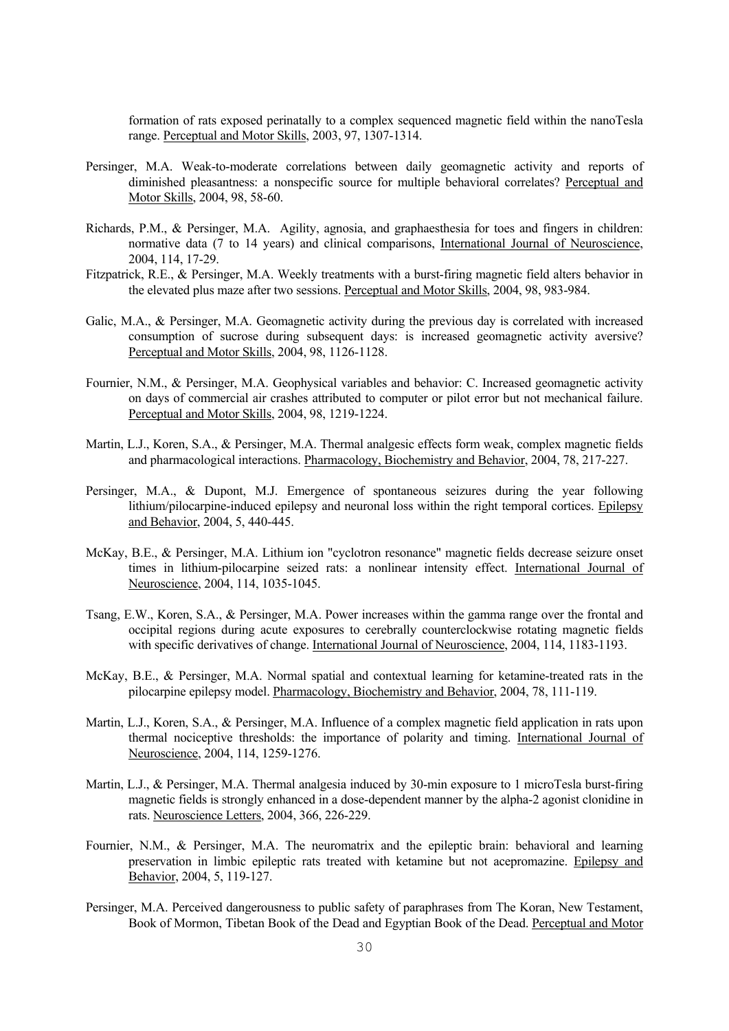formation of rats exposed perinatally to a complex sequenced magnetic field within the nanoTesla range. Perceptual and Motor Skills, 2003, 97, 1307-1314.

Persinger, M.A. Weak-to-moderate correlations between daily geomagnetic activity and reports of diminished pleasantness: a nonspecific source for multiple behavioral correlates? Perceptual and Motor Skills, 2004, 98, 58-60.

Richards, P.M., & Persinger, M.A. Agility, agnosia, and graphaesthesia for toes and fingers in children: normative data (7 to 14 years) and clinical comparisons, International Journal of Neuroscience, 2004, 114, 17-29.

Fitzpatrick, R.E., & Persinger, M.A. Weekly treatments with a burst-firing magnetic field alters behavior in the elevated plus maze after two sessions. Perceptual and Motor Skills, 2004, 98, 983-984.

Galic, M.A., & Persinger, M.A. Geomagnetic activity during the previous day is correlated with increased consumption of sucrose during subsequent days: is increased geomagnetic activity aversive? Perceptual and Motor Skills, 2004, 98, 1126-1128.

Fournier, N.M., & Persinger, M.A. Geophysical variables and behavior: C. Increased geomagnetic activity on days of commercial air crashes attributed to computer or pilot error but not mechanical failure. Perceptual and Motor Skills, 2004, 98, 1219-1224.

Martin, L.J., Koren, S.A., & Persinger, M.A. Thermal analgesic effects form weak, complex magnetic fields and pharmacological interactions. Pharmacology, Biochemistry and Behavior, 2004, 78, 217-227.

Persinger, M.A., & Dupont, M.J. Emergence of spontaneous seizures during the year following lithium/pilocarpine-induced epilepsy and neuronal loss within the right temporal cortices. Epilepsy and Behavior, 2004, 5, 440-445.

McKay, B.E., & Persinger, M.A. Lithium ion "cyclotron resonance" magnetic fields decrease seizure onset times in lithium-pilocarpine seized rats: a nonlinear intensity effect. International Journal of Neuroscience, 2004, 114, 1035-1045.

Tsang, E.W., Koren, S.A., & Persinger, M.A. Power increases within the gamma range over the frontal and occipital regions during acute exposures to cerebrally counterclockwise rotating magnetic fields with specific derivatives of change. International Journal of Neuroscience, 2004, 114, 1183-1193.

McKay, B.E., & Persinger, M.A. Normal spatial and contextual learning for ketamine-treated rats in the pilocarpine epilepsy model. Pharmacology, Biochemistry and Behavior, 2004, 78, 111-119.

Martin, L.J., Koren, S.A., & Persinger, M.A. Influence of a complex magnetic field application in rats upon thermal nociceptive thresholds: the importance of polarity and timing. International Journal of Neuroscience, 2004, 114, 1259-1276.

Martin, L.J., & Persinger, M.A. Thermal analgesia induced by 30-min exposure to 1 microTesla burst-firing magnetic fields is strongly enhanced in a dose-dependent manner by the alpha-2 agonist clonidine in rats. Neuroscience Letters, 2004, 366, 226-229.

Fournier, N.M., & Persinger, M.A. The neuromatrix and the epileptic brain: behavioral and learning preservation in limbic epileptic rats treated with ketamine but not acepromazine. Epilepsy and Behavior, 2004, 5, 119-127.

Persinger, M.A. Perceived dangerousness to public safety of paraphrases from The Koran, New Testament, Book of Mormon, Tibetan Book of the Dead and Egyptian Book of the Dead. Perceptual and Motor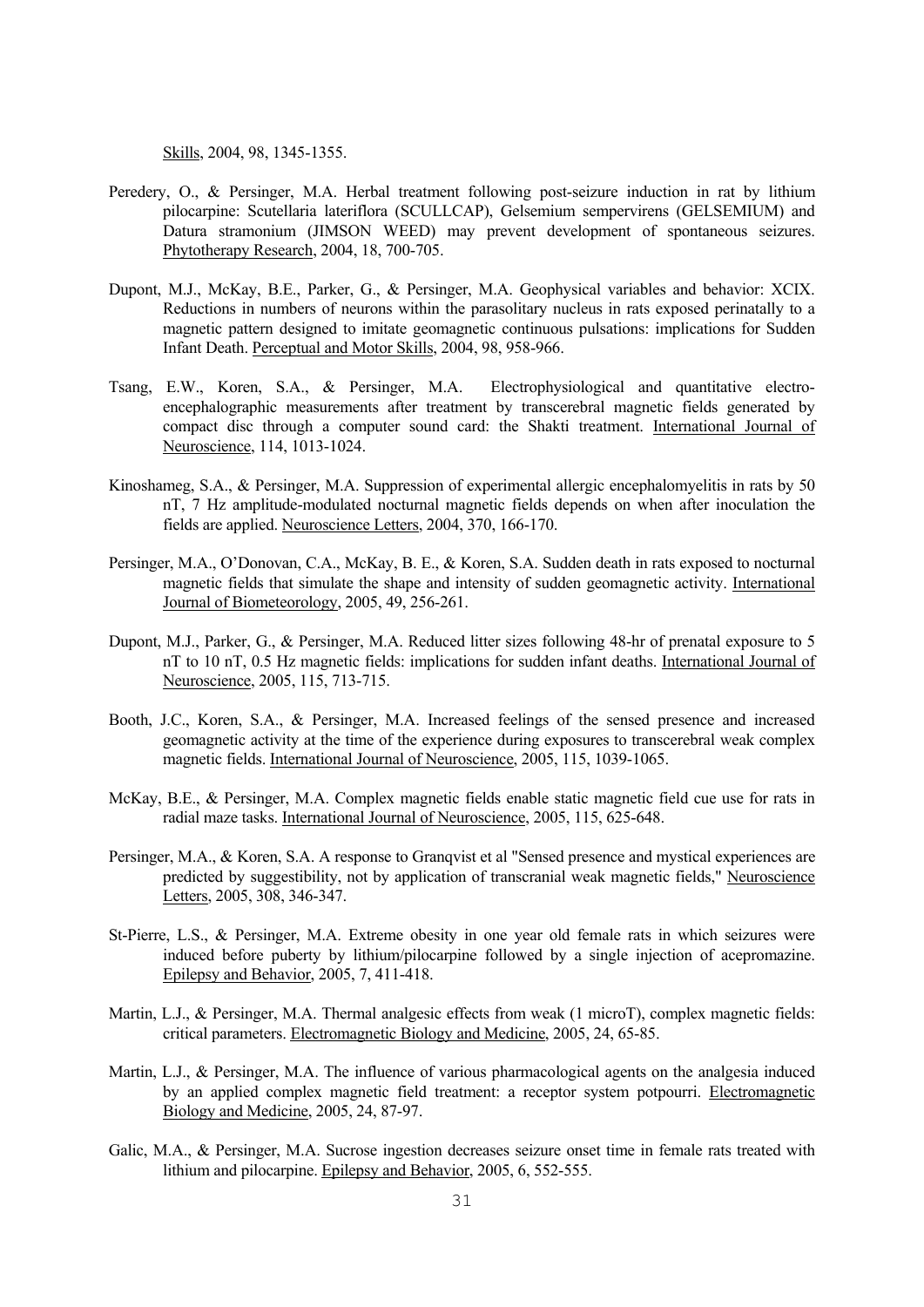Skills, 2004, 98, 1345-1355.

Peredery, O., & Persinger, M.A. Herbal treatment following post-seizure induction in rat by lithium pilocarpine: Scutellaria lateriflora (SCULLCAP), Gelsemium sempervirens (GELSEMIUM) and Datura stramonium (JIMSON WEED) may prevent development of spontaneous seizures. Phytotherapy Research, 2004, 18, 700-705.

Dupont, M.J., McKay, B.E., Parker, G., & Persinger, M.A. Geophysical variables and behavior: XCIX. Reductions in numbers of neurons within the parasolitary nucleus in rats exposed perinatally to a magnetic pattern designed to imitate geomagnetic continuous pulsations: implications for Sudden Infant Death. Perceptual and Motor Skills, 2004, 98, 958-966.

Tsang, E.W., Koren, S.A., & Persinger, M.A. Electrophysiological and quantitative electroencephalographic measurements after treatment by transcerebral magnetic fields generated by compact disc through a computer sound card: the Shakti treatment. International Journal of Neuroscience, 114, 1013-1024.

Kinoshameg, S.A., & Persinger, M.A. Suppression of experimental allergic encephalomyelitis in rats by 50 nT, 7 Hz amplitude-modulated nocturnal magnetic fields depends on when after inoculation the fields are applied. Neuroscience Letters, 2004, 370, 166-170.

Persinger, M.A., O'Donovan, C.A., McKay, B. E., & Koren, S.A. Sudden death in rats exposed to nocturnal magnetic fields that simulate the shape and intensity of sudden geomagnetic activity. International Journal of Biometeorology, 2005, 49, 256-261.

Dupont, M.J., Parker, G., & Persinger, M.A. Reduced litter sizes following 48-hr of prenatal exposure to 5 nT to 10 nT, 0.5 Hz magnetic fields: implications for sudden infant deaths. International Journal of Neuroscience, 2005, 115, 713-715.

Booth, J.C., Koren, S.A., & Persinger, M.A. Increased feelings of the sensed presence and increased geomagnetic activity at the time of the experience during exposures to transcerebral weak complex magnetic fields. International Journal of Neuroscience, 2005, 115, 1039-1065.

McKay, B.E., & Persinger, M.A. Complex magnetic fields enable static magnetic field cue use for rats in radial maze tasks. International Journal of Neuroscience, 2005, 115, 625-648.

Persinger, M.A., & Koren, S.A. A response to Granqvist et al "Sensed presence and mystical experiences are predicted by suggestibility, not by application of transcranial weak magnetic fields," Neuroscience Letters, 2005, 308, 346-347.

St-Pierre, L.S., & Persinger, M.A. Extreme obesity in one year old female rats in which seizures were induced before puberty by lithium/pilocarpine followed by a single injection of acepromazine. Epilepsy and Behavior, 2005, 7, 411-418.

Martin, L.J., & Persinger, M.A. Thermal analgesic effects from weak (1 microT), complex magnetic fields: critical parameters. Electromagnetic Biology and Medicine, 2005, 24, 65-85.

Martin, L.J., & Persinger, M.A. The influence of various pharmacological agents on the analgesia induced by an applied complex magnetic field treatment: a receptor system potpourri. Electromagnetic Biology and Medicine, 2005, 24, 87-97.

Galic, M.A., & Persinger, M.A. Sucrose ingestion decreases seizure onset time in female rats treated with lithium and pilocarpine. Epilepsy and Behavior, 2005, 6, 552-555.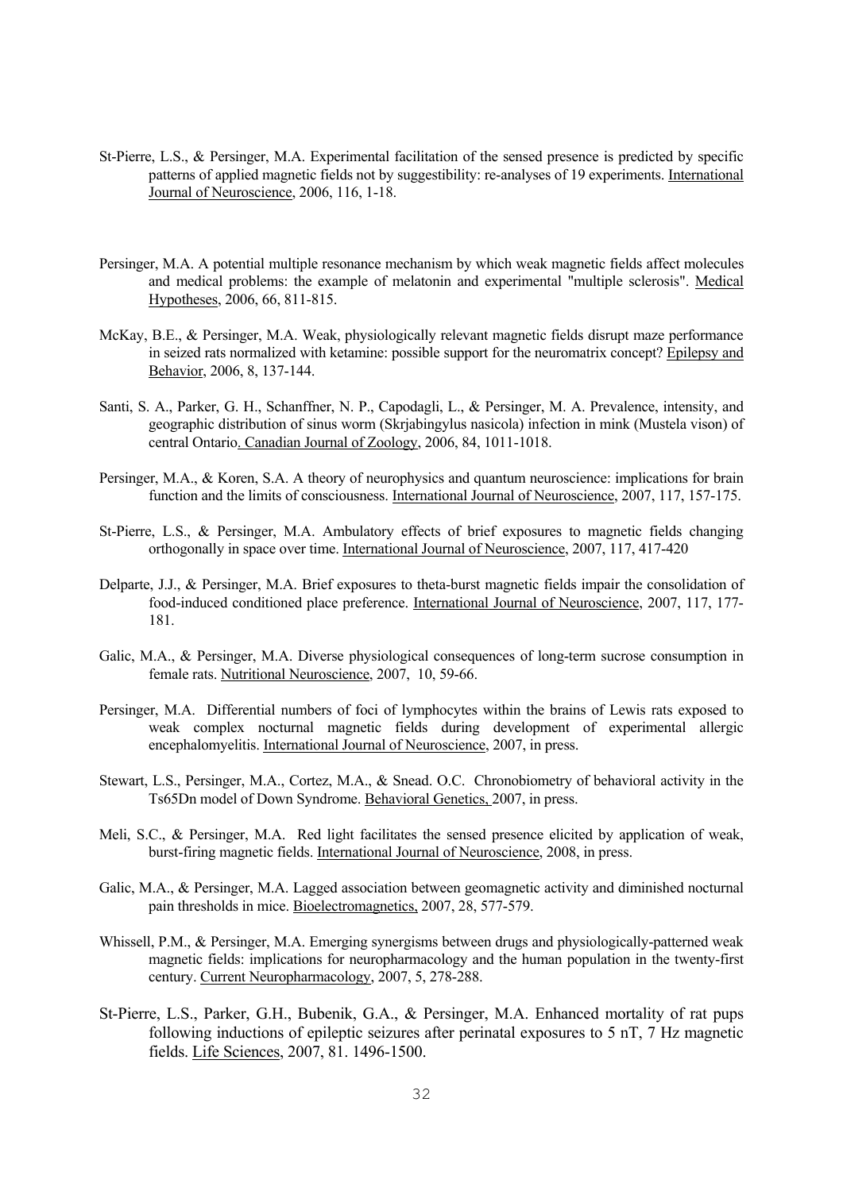St-Pierre, L.S., & Persinger, M.A. Experimental facilitation of the sensed presence is predicted by specific patterns of applied magnetic fields not by suggestibility: re-analyses of 19 experiments. International Journal of Neuroscience, 2006, 116, 1-18.

Persinger, M.A. A potential multiple resonance mechanism by which weak magnetic fields affect molecules and medical problems: the example of melatonin and experimental "multiple sclerosis". Medical Hypotheses, 2006, 66, 811-815.

McKay, B.E., & Persinger, M.A. Weak, physiologically relevant magnetic fields disrupt maze performance in seized rats normalized with ketamine: possible support for the neuromatrix concept? Epilepsy and Behavior, 2006, 8, 137-144.

Santi, S. A., Parker, G. H., Schanffner, N. P., Capodagli, L., & Persinger, M. A. Prevalence, intensity, and geographic distribution of sinus worm (Skrjabingylus nasicola) infection in mink (Mustela vison) of central Ontario. Canadian Journal of Zoology, 2006, 84, 1011-1018.

Persinger, M.A., & Koren, S.A. A theory of neurophysics and quantum neuroscience: implications for brain function and the limits of consciousness. International Journal of Neuroscience, 2007, 117, 157-175.

St-Pierre, L.S., & Persinger, M.A. Ambulatory effects of brief exposures to magnetic fields changing orthogonally in space over time. International Journal of Neuroscience, 2007, 117, 417-420

Delparte, J.J., & Persinger, M.A. Brief exposures to theta-burst magnetic fields impair the consolidation of food-induced conditioned place preference. International Journal of Neuroscience, 2007, 117, 177-181.

Galic, M.A., & Persinger, M.A. Diverse physiological consequences of long-term sucrose consumption in female rats. Nutritional Neuroscience, 2007, 10, 59-66.

Persinger, M.A. Differential numbers of foci of lymphocytes within the brains of Lewis rats exposed to weak complex nocturnal magnetic fields during development of experimental allergic encephalomyelitis. International Journal of Neuroscience, 2007, in press.

Stewart, L.S., Persinger, M.A., Cortez, M.A., & Snead. O.C. Chronobiometry of behavioral activity in the Ts65Dn model of Down Syndrome. Behavioral Genetics, 2007, in press.

Meli, S.C., & Persinger, M.A. Red light facilitates the sensed presence elicited by application of weak, burst-firing magnetic fields. International Journal of Neuroscience, 2008, in press.

Galic, M.A., & Persinger, M.A. Lagged association between geomagnetic activity and diminished nocturnal pain thresholds in mice. Bioelectromagnetics, 2007, 28, 577-579.

Whissell, P.M., & Persinger, M.A. Emerging synergisms between drugs and physiologically-patterned weak magnetic fields: implications for neuropharmacology and the human population in the twenty-first century. Current Neuropharmacology, 2007, 5, 278-288.

St-Pierre, L.S., Parker, G.H., Bubenik, G.A., & Persinger, M.A. Enhanced mortality of rat pups following inductions of epileptic seizures after perinatal exposures to 5 nT, 7 Hz magnetic fields. Life Sciences, 2007, 81. 1496-1500.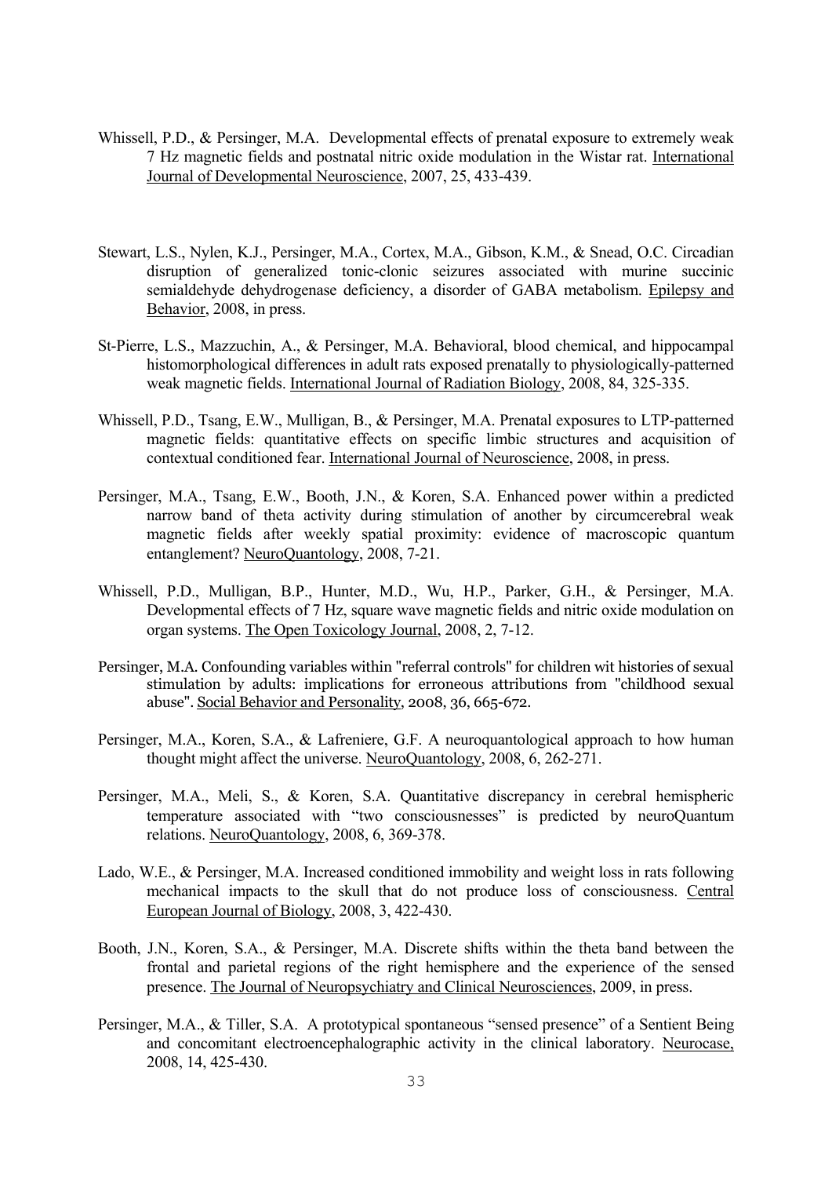Whissell, P.D., & Persinger, M.A. Developmental effects of prenatal exposure to extremely weak 7 Hz magnetic fields and postnatal nitric oxide modulation in the Wistar rat. International Journal of Developmental Neuroscience, 2007, 25, 433-439.

Stewart, L.S., Nylen, K.J., Persinger, M.A., Cortex, M.A., Gibson, K.M., & Snead, O.C. Circadian disruption of generalized tonic-clonic seizures associated with murine succinic semialdehyde dehydrogenase deficiency, a disorder of GABA metabolism. Epilepsy and Behavior, 2008, in press.

St-Pierre, L.S., Mazzuchin, A., & Persinger, M.A. Behavioral, blood chemical, and hippocampal histomorphological differences in adult rats exposed prenatally to physiologically-patterned weak magnetic fields. International Journal of Radiation Biology, 2008, 84, 325-335.

Whissell, P.D., Tsang, E.W., Mulligan, B., & Persinger, M.A. Prenatal exposures to LTP-patterned magnetic fields: quantitative effects on specific limbic structures and acquisition of contextual conditioned fear. International Journal of Neuroscience, 2008, in press.

Persinger, M.A., Tsang, E.W., Booth, J.N., & Koren, S.A. Enhanced power within a predicted narrow band of theta activity during stimulation of another by circumcerebral weak magnetic fields after weekly spatial proximity: evidence of macroscopic quantum entanglement? NeuroQuantology, 2008, 7-21.

Whissell, P.D., Mulligan, B.P., Hunter, M.D., Wu, H.P., Parker, G.H., & Persinger, M.A. Developmental effects of 7 Hz, square wave magnetic fields and nitric oxide modulation on organ systems. The Open Toxicology Journal, 2008, 2, 7-12.

Persinger, M.A. Confounding variables within "referral controls" for children wit histories of sexual stimulation by adults: implications for erroneous attributions from "childhood sexual abuse". Social Behavior and Personality, 2008, 36, 665-672.

Persinger, M.A., Koren, S.A., & Lafreniere, G.F. A neuroquantological approach to how human thought might affect the universe. NeuroQuantology, 2008, 6, 262-271.

Persinger, M.A., Meli, S., & Koren, S.A. Quantitative discrepancy in cerebral hemispheric temperature associated with "two consciousnesses" is predicted by neuroQuantum relations. NeuroQuantology, 2008, 6, 369-378.

Lado, W.E., & Persinger, M.A. Increased conditioned immobility and weight loss in rats following mechanical impacts to the skull that do not produce loss of consciousness. Central European Journal of Biology, 2008, 3, 422-430.

Booth, J.N., Koren, S.A., & Persinger, M.A. Discrete shifts within the theta band between the frontal and parietal regions of the right hemisphere and the experience of the sensed presence. The Journal of Neuropsychiatry and Clinical Neurosciences, 2009, in press.

Persinger, M.A., & Tiller, S.A. A prototypical spontaneous "sensed presence" of a Sentient Being and concomitant electroencephalographic activity in the clinical laboratory. Neurocase, 2008, 14, 425-430.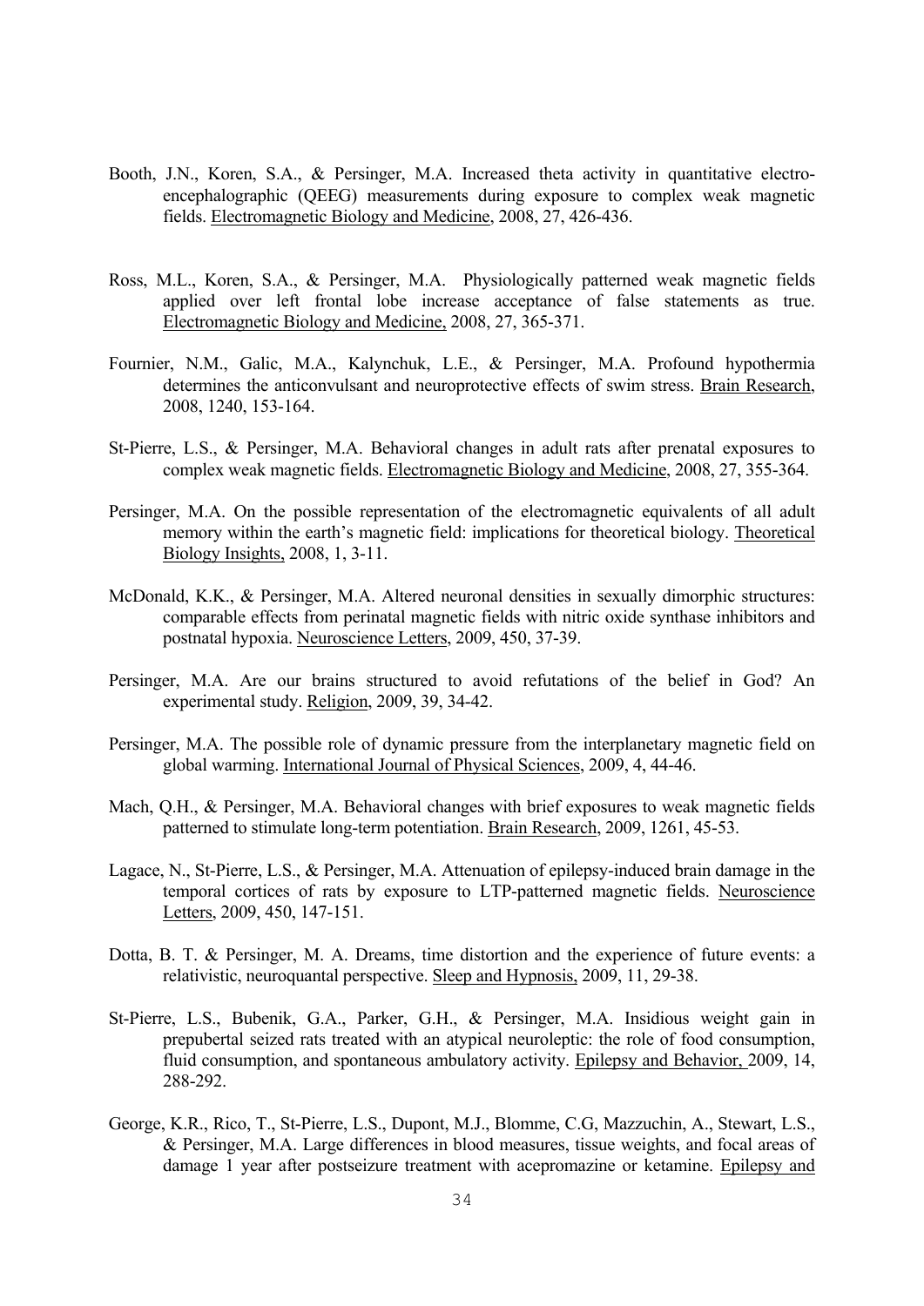Booth, J.N., Koren, S.A., & Persinger, M.A. Increased theta activity in quantitative electro-encephalographic (QEEG) measurements during exposure to complex weak magnetic fields. Electromagnetic Biology and Medicine, 2008, 27, 426-436.

Ross, M.L., Koren, S.A., & Persinger, M.A. Physiologically patterned weak magnetic fields applied over left frontal lobe increase acceptance of false statements as true. Electromagnetic Biology and Medicine, 2008, 27, 365-371.

Fournier, N.M., Galic, M.A., Kalynchuk, L.E., & Persinger, M.A. Profound hypothermia determines the anticonvulsant and neuroprotective effects of swim stress. Brain Research, 2008, 1240, 153-164.

St-Pierre, L.S., & Persinger, M.A. Behavioral changes in adult rats after prenatal exposures to complex weak magnetic fields. Electromagnetic Biology and Medicine, 2008, 27, 355-364.

Persinger, M.A. On the possible representation of the electromagnetic equivalents of all adult memory within the earth's magnetic field: implications for theoretical biology. Theoretical Biology Insights, 2008, 1, 3-11.

McDonald, K.K., & Persinger, M.A. Altered neuronal densities in sexually dimorphic structures: comparable effects from perinatal magnetic fields with nitric oxide synthase inhibitors and postnatal hypoxia. Neuroscience Letters, 2009, 450, 37-39.

Persinger, M.A. Are our brains structured to avoid refutations of the belief in God? An experimental study. Religion, 2009, 39, 34-42.

Persinger, M.A. The possible role of dynamic pressure from the interplanetary magnetic field on global warming. International Journal of Physical Sciences, 2009, 4, 44-46.

Mach, Q.H., & Persinger, M.A. Behavioral changes with brief exposures to weak magnetic fields patterned to stimulate long-term potentiation. Brain Research, 2009, 1261, 45-53.

Lagace, N., St-Pierre, L.S., & Persinger, M.A. Attenuation of epilepsy-induced brain damage in the temporal cortices of rats by exposure to LTP-patterned magnetic fields. Neuroscience Letters, 2009, 450, 147-151.

Dotta, B. T. & Persinger, M. A. Dreams, time distortion and the experience of future events: a relativistic, neuroquantal perspective. Sleep and Hypnosis, 2009, 11, 29-38.

St-Pierre, L.S., Bubenik, G.A., Parker, G.H., & Persinger, M.A. Insidious weight gain in prepubertal seized rats treated with an atypical neuroleptic: the role of food consumption, fluid consumption, and spontaneous ambulatory activity. Epilepsy and Behavior, 2009, 14, 288-292.

George, K.R., Rico, T., St-Pierre, L.S., Dupont, M.J., Blomme, C.G, Mazzuchin, A., Stewart, L.S., & Persinger, M.A. Large differences in blood measures, tissue weights, and focal areas of damage 1 year after postseizure treatment with acepromazine or ketamine. Epilepsy and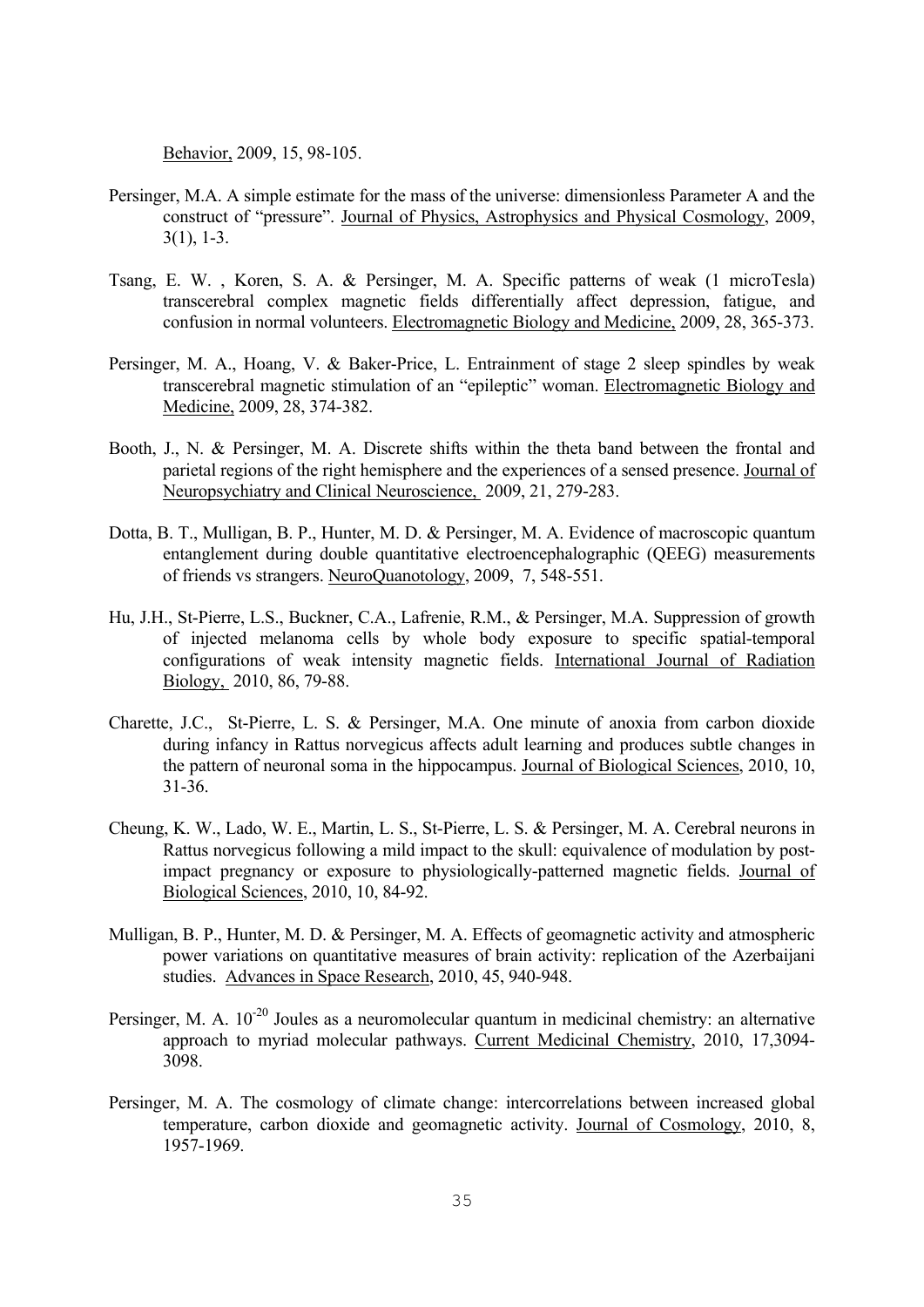Behavior, 2009, 15, 98-105.

Persinger, M.A. A simple estimate for the mass of the universe: dimensionless Parameter A and the construct of "pressure". Journal of Physics, Astrophysics and Physical Cosmology, 2009, 3(1), 1-3.

Tsang, E. W. , Koren, S. A. & Persinger, M. A. Specific patterns of weak (1 microTesla) transcerebral complex magnetic fields differentially affect depression, fatigue, and confusion in normal volunteers. Electromagnetic Biology and Medicine, 2009, 28, 365-373.

Persinger, M. A., Hoang, V. & Baker-Price, L. Entrainment of stage 2 sleep spindles by weak transcerebral magnetic stimulation of an "epileptic" woman. Electromagnetic Biology and Medicine, 2009, 28, 374-382.

Booth, J., N. & Persinger, M. A. Discrete shifts within the theta band between the frontal and parietal regions of the right hemisphere and the experiences of a sensed presence. Journal of Neuropsychiatry and Clinical Neuroscience, 2009, 21, 279-283.

Dotta, B. T., Mulligan, B. P., Hunter, M. D. & Persinger, M. A. Evidence of macroscopic quantum entanglement during double quantitative electroencephalographic (QEEG) measurements of friends vs strangers. NeuroQuanotology, 2009, 7, 548-551.

Hu, J.H., St-Pierre, L.S., Buckner, C.A., Lafrenie, R.M., & Persinger, M.A. Suppression of growth of injected melanoma cells by whole body exposure to specific spatial-temporal configurations of weak intensity magnetic fields. International Journal of Radiation Biology, 2010, 86, 79-88.

Charette, J.C., St-Pierre, L. S. & Persinger, M.A. One minute of anoxia from carbon dioxide during infancy in Rattus norvegicus affects adult learning and produces subtle changes in the pattern of neuronal soma in the hippocampus. Journal of Biological Sciences, 2010, 10, 31-36.

Cheung, K. W., Lado, W. E., Martin, L. S., St-Pierre, L. S. & Persinger, M. A. Cerebral neurons in Rattus norvegicus following a mild impact to the skull: equivalence of modulation by post-impact pregnancy or exposure to physiologically-patterned magnetic fields. Journal of Biological Sciences, 2010, 10, 84-92.

Mulligan, B. P., Hunter, M. D. & Persinger, M. A. Effects of geomagnetic activity and atmospheric power variations on quantitative measures of brain activity: replication of the Azerbaijani studies. Advances in Space Research, 2010, 45, 940-948.

Persinger, M. A. $10^{-20}$ Joules as a neuromolecular quantum in medicinal chemistry: an alternative approach to myriad molecular pathways. Current Medicinal Chemistry, 2010, 17,3094-3098.

Persinger, M. A. The cosmology of climate change: intercorrelations between increased global temperature, carbon dioxide and geomagnetic activity. Journal of Cosmology, 2010, 8, 1957-1969.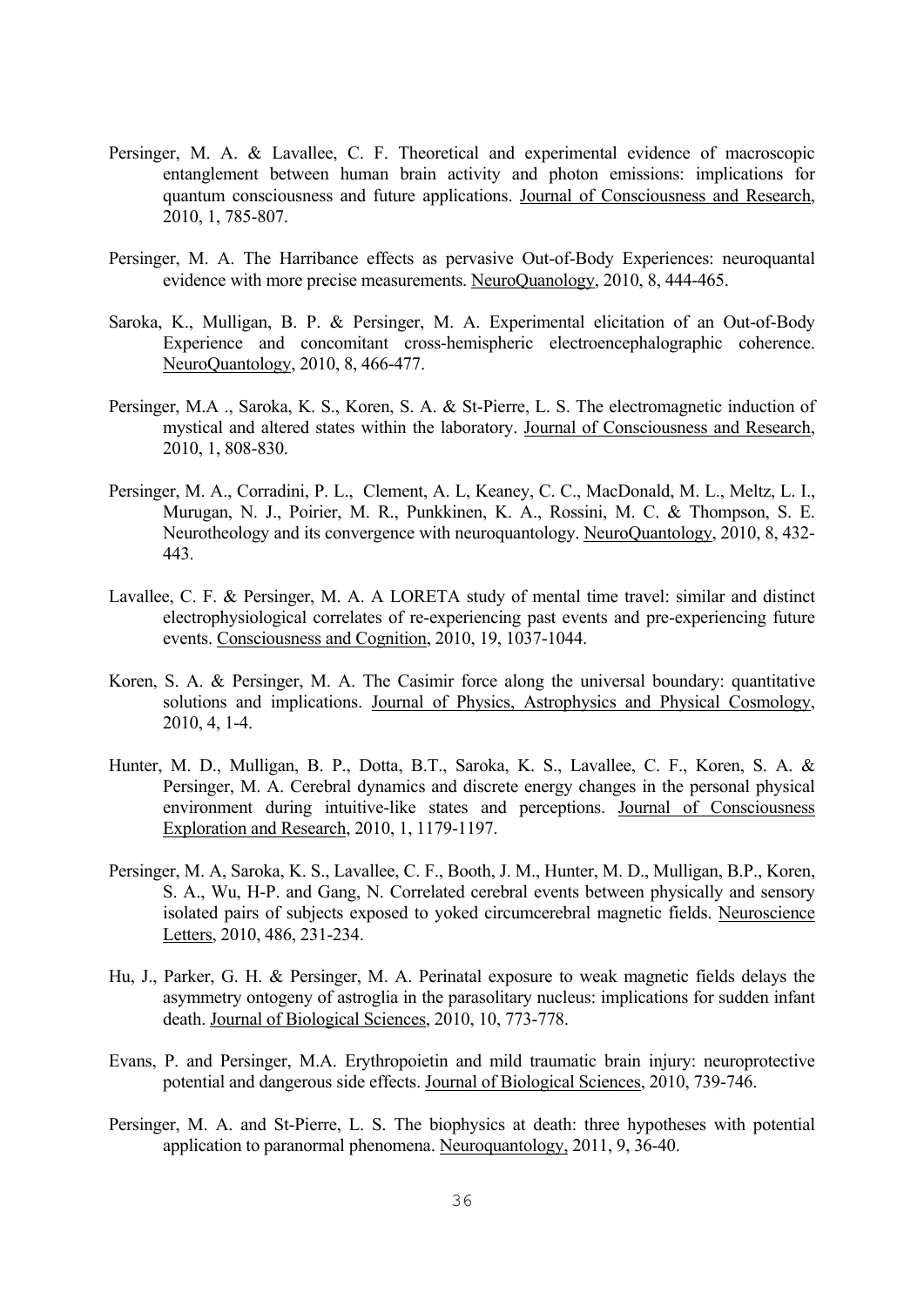Persinger, M. A. & Lavallee, C. F. Theoretical and experimental evidence of macroscopic entanglement between human brain activity and photon emissions: implications for quantum consciousness and future applications. Journal of Consciousness and Research, 2010, 1, 785-807.

Persinger, M. A. The Harribance effects as pervasive Out-of-Body Experiences: neuroquantal evidence with more precise measurements. NeuroQuanology, 2010, 8, 444-465.

Saroka, K., Mulligan, B. P. & Persinger, M. A. Experimental elicitation of an Out-of-Body Experience and concomitant cross-hemispheric electroencephalographic coherence. NeuroQuantology, 2010, 8, 466-477.

Persinger, M.A ., Saroka, K. S., Koren, S. A. & St-Pierre, L. S. The electromagnetic induction of mystical and altered states within the laboratory. Journal of Consciousness and Research, 2010, 1, 808-830.

Persinger, M. A., Corradini, P. L., Clement, A. L, Keaney, C. C., MacDonald, M. L., Meltz, L. I., Murugan, N. J., Poirier, M. R., Punkkinen, K. A., Rossini, M. C. & Thompson, S. E. Neurotheology and its convergence with neuroquantology. NeuroQuantology, 2010, 8, 432-443.

Lavallee, C. F. & Persinger, M. A. A LORETA study of mental time travel: similar and distinct electrophysiological correlates of re-experiencing past events and pre-experiencing future events. Consciousness and Cognition, 2010, 19, 1037-1044.

Koren, S. A. & Persinger, M. A. The Casimir force along the universal boundary: quantitative solutions and implications. Journal of Physics, Astrophysics and Physical Cosmology, 2010, 4, 1-4.

Hunter, M. D., Mulligan, B. P., Dotta, B.T., Saroka, K. S., Lavallee, C. F., Koren, S. A. & Persinger, M. A. Cerebral dynamics and discrete energy changes in the personal physical environment during intuitive-like states and perceptions. Journal of Consciousness Exploration and Research, 2010, 1, 1179-1197.

Persinger, M. A, Saroka, K. S., Lavallee, C. F., Booth, J. M., Hunter, M. D., Mulligan, B.P., Koren, S. A., Wu, H-P. and Gang, N. Correlated cerebral events between physically and sensory isolated pairs of subjects exposed to yoked circumcerebral magnetic fields. Neuroscience Letters, 2010, 486, 231-234.

Hu, J., Parker, G. H. & Persinger, M. A. Perinatal exposure to weak magnetic fields delays the asymmetry ontogeny of astroglia in the parasolitary nucleus: implications for sudden infant death. Journal of Biological Sciences, 2010, 10, 773-778.

Evans, P. and Persinger, M.A. Erythropoietin and mild traumatic brain injury: neuroprotective potential and dangerous side effects. Journal of Biological Sciences, 2010, 739-746.

Persinger, M. A. and St-Pierre, L. S. The biophysics at death: three hypotheses with potential application to paranormal phenomena. Neuroquantology, 2011, 9, 36-40.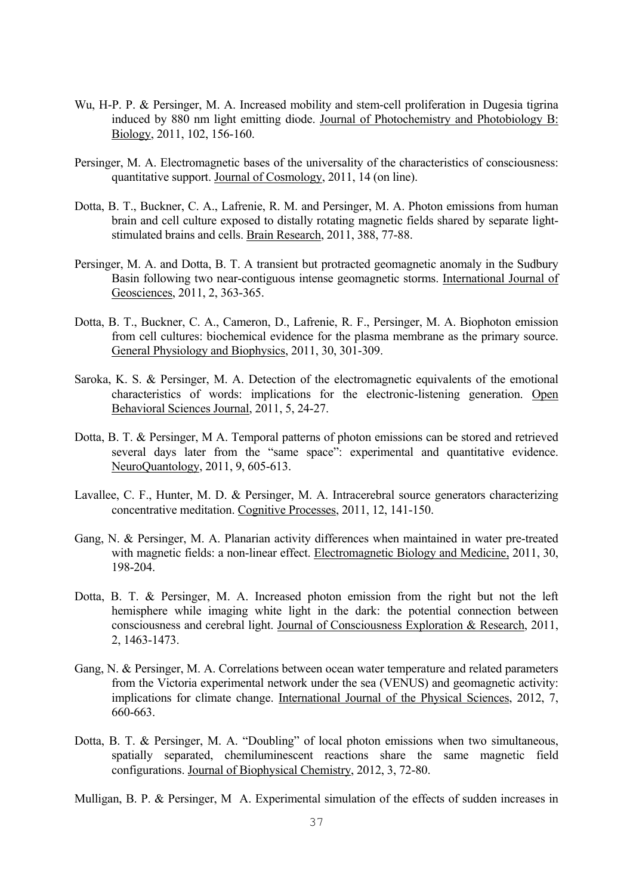Wu, H-P. P. & Persinger, M. A. Increased mobility and stem-cell proliferation in Dugesia tigrina induced by 880 nm light emitting diode. Journal of Photochemistry and Photobiology B: Biology, 2011, 102, 156-160.

Persinger, M. A. Electromagnetic bases of the universality of the characteristics of consciousness: quantitative support. Journal of Cosmology, 2011, 14 (on line).

Dotta, B. T., Buckner, C. A., Lafrenie, R. M. and Persinger, M. A. Photon emissions from human brain and cell culture exposed to distally rotating magnetic fields shared by separate light-stimulated brains and cells. Brain Research, 2011, 388, 77-88.

Persinger, M. A. and Dotta, B. T. A transient but protracted geomagnetic anomaly in the Sudbury Basin following two near-contiguous intense geomagnetic storms. International Journal of Geosciences, 2011, 2, 363-365.

Dotta, B. T., Buckner, C. A., Cameron, D., Lafrenie, R. F., Persinger, M. A. Biophoton emission from cell cultures: biochemical evidence for the plasma membrane as the primary source. General Physiology and Biophysics, 2011, 30, 301-309.

Saroka, K. S. & Persinger, M. A. Detection of the electromagnetic equivalents of the emotional characteristics of words: implications for the electronic-listening generation. Open Behavioral Sciences Journal, 2011, 5, 24-27.

Dotta, B. T. & Persinger, M A. Temporal patterns of photon emissions can be stored and retrieved several days later from the "same space": experimental and quantitative evidence. NeuroQuantology, 2011, 9, 605-613.

Lavallee, C. F., Hunter, M. D. & Persinger, M. A. Intracerebral source generators characterizing concentrative meditation. Cognitive Processes, 2011, 12, 141-150.

Gang, N. & Persinger, M. A. Planarian activity differences when maintained in water pre-treated with magnetic fields: a non-linear effect. Electromagnetic Biology and Medicine, 2011, 30, 198-204.

Dotta, B. T. & Persinger, M. A. Increased photon emission from the right but not the left hemisphere while imaging white light in the dark: the potential connection between consciousness and cerebral light. Journal of Consciousness Exploration & Research, 2011, 2, 1463-1473.

Gang, N. & Persinger, M. A. Correlations between ocean water temperature and related parameters from the Victoria experimental network under the sea (VENUS) and geomagnetic activity: implications for climate change. International Journal of the Physical Sciences, 2012, 7, 660-663.

Dotta, B. T. & Persinger, M. A. "Doubling" of local photon emissions when two simultaneous, spatially separated, chemiluminescent reactions share the same magnetic field configurations. Journal of Biophysical Chemistry, 2012, 3, 72-80.

Mulligan, B. P. & Persinger, M A. Experimental simulation of the effects of sudden increases in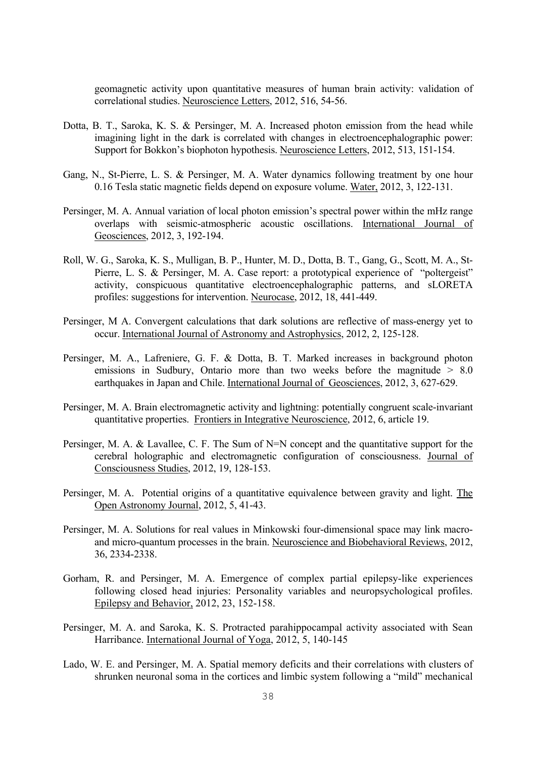geomagnetic activity upon quantitative measures of human brain activity: validation of correlational studies. Neuroscience Letters, 2012, 516, 54-56.

Dotta, B. T., Saroka, K. S. & Persinger, M. A. Increased photon emission from the head while imagining light in the dark is correlated with changes in electroencephalographic power: Support for Bokkon's biophoton hypothesis. Neuroscience Letters, 2012, 513, 151-154.

Gang, N., St-Pierre, L. S. & Persinger, M. A. Water dynamics following treatment by one hour 0.16 Tesla static magnetic fields depend on exposure volume. Water, 2012, 3, 122-131.

Persinger, M. A. Annual variation of local photon emission's spectral power within the mHz range overlaps with seismic-atmospheric acoustic oscillations. International Journal of Geosciences, 2012, 3, 192-194.

Roll, W. G., Saroka, K. S., Mulligan, B. P., Hunter, M. D., Dotta, B. T., Gang, G., Scott, M. A., St-Pierre, L. S. & Persinger, M. A. Case report: a prototypical experience of "poltergeist" activity, conspicuous quantitative electroencephalographic patterns, and sLORETA profiles: suggestions for intervention. Neurocase, 2012, 18, 441-449.

Persinger, M A. Convergent calculations that dark solutions are reflective of mass-energy yet to occur. International Journal of Astronomy and Astrophysics, 2012, 2, 125-128.

Persinger, M. A., Lafreniere, G. F. & Dotta, B. T. Marked increases in background photon emissions in Sudbury, Ontario more than two weeks before the magnitude > 8.0 earthquakes in Japan and Chile. International Journal of Geosciences, 2012, 3, 627-629.

Persinger, M. A. Brain electromagnetic activity and lightning: potentially congruent scale-invariant quantitative properties. Frontiers in Integrative Neuroscience, 2012, 6, article 19.

Persinger, M. A. & Lavallee, C. F. The Sum of N=N concept and the quantitative support for the cerebral holographic and electromagnetic configuration of consciousness. Journal of Consciousness Studies, 2012, 19, 128-153.

Persinger, M. A. Potential origins of a quantitative equivalence between gravity and light. The Open Astronomy Journal, 2012, 5, 41-43.

Persinger, M. A. Solutions for real values in Minkowski four-dimensional space may link macro- and micro-quantum processes in the brain. Neuroscience and Biobehavioral Reviews, 2012, 36, 2334-2338.

Gorham, R. and Persinger, M. A. Emergence of complex partial epilepsy-like experiences following closed head injuries: Personality variables and neuropsychological profiles. Epilepsy and Behavior, 2012, 23, 152-158.

Persinger, M. A. and Saroka, K. S. Protracted parahippocampal activity associated with Sean Harribance. International Journal of Yoga, 2012, 5, 140-145

Lado, W. E. and Persinger, M. A. Spatial memory deficits and their correlations with clusters of shrunken neuronal soma in the cortices and limbic system following a "mild" mechanical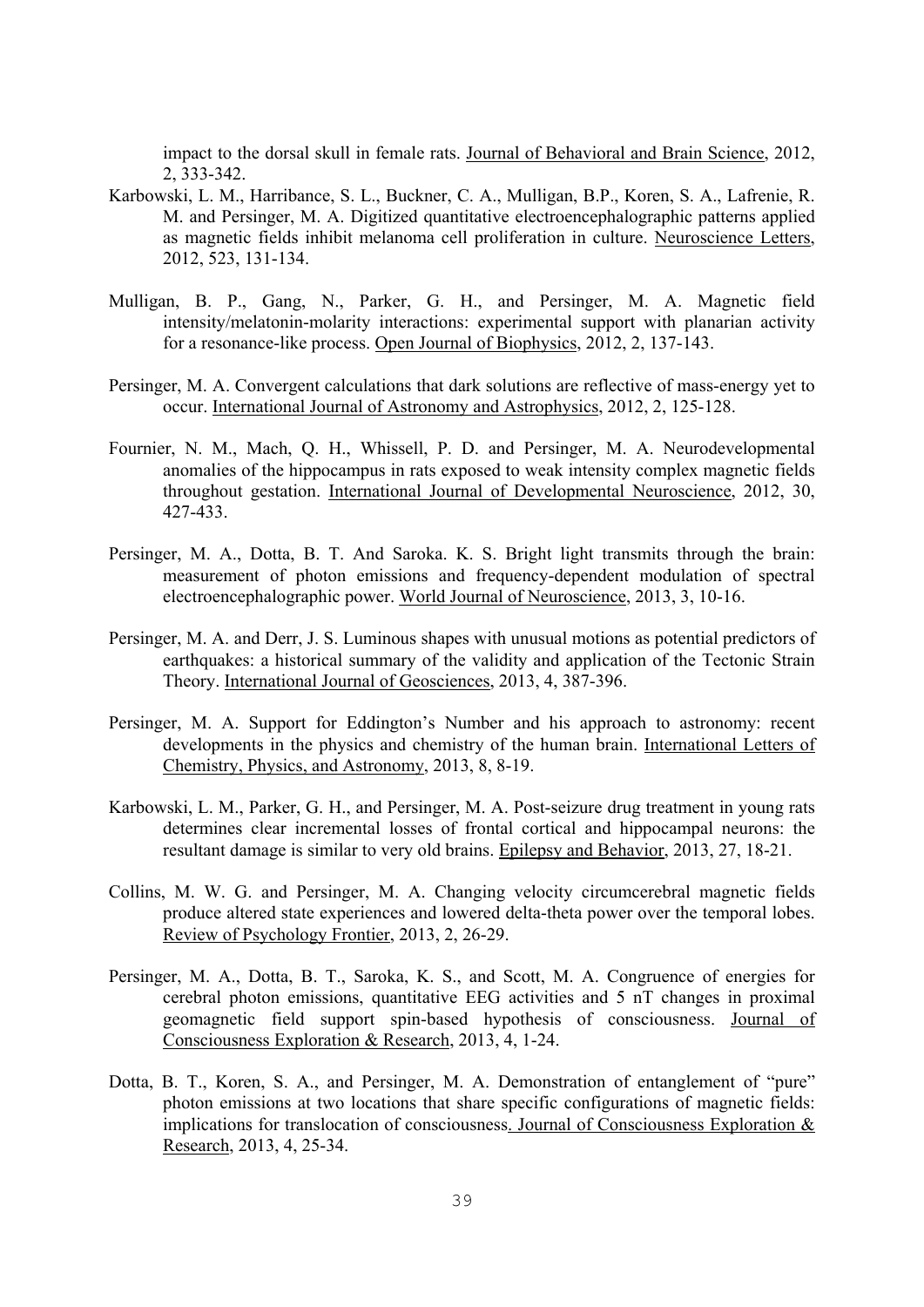impact to the dorsal skull in female rats. Journal of Behavioral and Brain Science, 2012, 2, 333-342.

Karbowski, L. M., Harribance, S. L., Buckner, C. A., Mulligan, B.P., Koren, S. A., Lafrenie, R. M. and Persinger, M. A. Digitized quantitative electroencephalographic patterns applied as magnetic fields inhibit melanoma cell proliferation in culture. Neuroscience Letters, 2012, 523, 131-134.

Mulligan, B. P., Gang, N., Parker, G. H., and Persinger, M. A. Magnetic field intensity/melatonin-molarity interactions: experimental support with planarian activity for a resonance-like process. Open Journal of Biophysics, 2012, 2, 137-143.

Persinger, M. A. Convergent calculations that dark solutions are reflective of mass-energy yet to occur. International Journal of Astronomy and Astrophysics, 2012, 2, 125-128.

Fournier, N. M., Mach, Q. H., Whissell, P. D. and Persinger, M. A. Neurodevelopmental anomalies of the hippocampus in rats exposed to weak intensity complex magnetic fields throughout gestation. International Journal of Developmental Neuroscience, 2012, 30, 427-433.

Persinger, M. A., Dotta, B. T. And Saroka. K. S. Bright light transmits through the brain: measurement of photon emissions and frequency-dependent modulation of spectral electroencephalographic power. World Journal of Neuroscience, 2013, 3, 10-16.

Persinger, M. A. and Derr, J. S. Luminous shapes with unusual motions as potential predictors of earthquakes: a historical summary of the validity and application of the Tectonic Strain Theory. International Journal of Geosciences, 2013, 4, 387-396.

Persinger, M. A. Support for Eddington's Number and his approach to astronomy: recent developments in the physics and chemistry of the human brain. International Letters of Chemistry, Physics, and Astronomy, 2013, 8, 8-19.

Karbowski, L. M., Parker, G. H., and Persinger, M. A. Post-seizure drug treatment in young rats determines clear incremental losses of frontal cortical and hippocampal neurons: the resultant damage is similar to very old brains. Epilepsy and Behavior, 2013, 27, 18-21.

Collins, M. W. G. and Persinger, M. A. Changing velocity circumcerebral magnetic fields produce altered state experiences and lowered delta-theta power over the temporal lobes. Review of Psychology Frontier, 2013, 2, 26-29.

Persinger, M. A., Dotta, B. T., Saroka, K. S., and Scott, M. A. Congruence of energies for cerebral photon emissions, quantitative EEG activities and 5 nT changes in proximal geomagnetic field support spin-based hypothesis of consciousness. Journal of Consciousness Exploration & Research, 2013, 4, 1-24.

Dotta, B. T., Koren, S. A., and Persinger, M. A. Demonstration of entanglement of "pure" photon emissions at two locations that share specific configurations of magnetic fields: implications for translocation of consciousness. Journal of Consciousness Exploration & Research, 2013, 4, 25-34.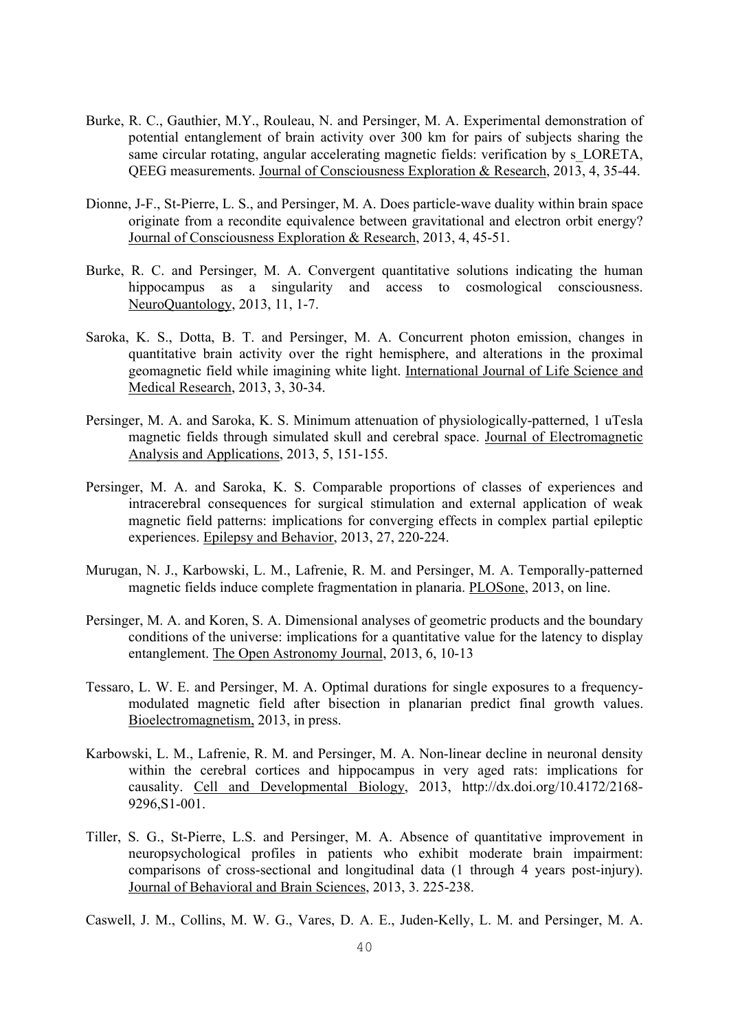Burke, R. C., Gauthier, M.Y., Rouleau, N. and Persinger, M. A. Experimental demonstration of potential entanglement of brain activity over 300 km for pairs of subjects sharing the same circular rotating, angular accelerating magnetic fields: verification by s_LORETA, QEEG measurements. Journal of Consciousness Exploration & Research, 2013, 4, 35-44.

Dionne, J-F., St-Pierre, L. S., and Persinger, M. A. Does particle-wave duality within brain space originate from a recondite equivalence between gravitational and electron orbit energy? Journal of Consciousness Exploration & Research, 2013, 4, 45-51.

Burke, R. C. and Persinger, M. A. Convergent quantitative solutions indicating the human hippocampus as a singularity and access to cosmological consciousness. NeuroQuantology, 2013, 11, 1-7.

Saroka, K. S., Dotta, B. T. and Persinger, M. A. Concurrent photon emission, changes in quantitative brain activity over the right hemisphere, and alterations in the proximal geomagnetic field while imagining white light. International Journal of Life Science and Medical Research, 2013, 3, 30-34.

Persinger, M. A. and Saroka, K. S. Minimum attenuation of physiologically-patterned, 1 uTesla magnetic fields through simulated skull and cerebral space. Journal of Electromagnetic Analysis and Applications, 2013, 5, 151-155.

Persinger, M. A. and Saroka, K. S. Comparable proportions of classes of experiences and intracerebral consequences for surgical stimulation and external application of weak magnetic field patterns: implications for converging effects in complex partial epileptic experiences. Epilepsy and Behavior, 2013, 27, 220-224.

Murugan, N. J., Karbowski, L. M., Lafrenie, R. M. and Persinger, M. A. Temporally-patterned magnetic fields induce complete fragmentation in planaria. PLOSone, 2013, on line.

Persinger, M. A. and Koren, S. A. Dimensional analyses of geometric products and the boundary conditions of the universe: implications for a quantitative value for the latency to display entanglement. The Open Astronomy Journal, 2013, 6, 10-13

Tessaro, L. W. E. and Persinger, M. A. Optimal durations for single exposures to a frequency-modulated magnetic field after bisection in planarian predict final growth values. Bioelectromagnetism, 2013, in press.

Karbowski, L. M., Lafrenie, R. M. and Persinger, M. A. Non-linear decline in neuronal density within the cerebral cortices and hippocampus in very aged rats: implications for causality. Cell and Developmental Biology, 2013, http://dx.doi.org/10.4172/2168-9296,S1-001.

Tiller, S. G., St-Pierre, L.S. and Persinger, M. A. Absence of quantitative improvement in neuropsychological profiles in patients who exhibit moderate brain impairment: comparisons of cross-sectional and longitudinal data (1 through 4 years post-injury). Journal of Behavioral and Brain Sciences, 2013, 3. 225-238.

Caswell, J. M., Collins, M. W. G., Vares, D. A. E., Juden-Kelly, L. M. and Persinger, M. A.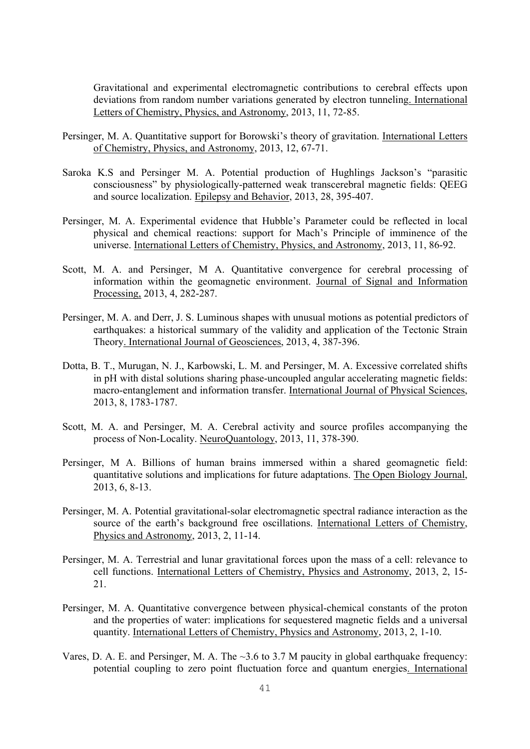Gravitational and experimental electromagnetic contributions to cerebral effects upon deviations from random number variations generated by electron tunneling. International Letters of Chemistry, Physics, and Astronomy, 2013, 11, 72-85.

Persinger, M. A. Quantitative support for Borowski's theory of gravitation. International Letters of Chemistry, Physics, and Astronomy, 2013, 12, 67-71.

Saroka K.S and Persinger M. A. Potential production of Hughlings Jackson's "parasitic consciousness" by physiologically-patterned weak transcerebral magnetic fields: QEEG and source localization. Epilepsy and Behavior, 2013, 28, 395-407.

Persinger, M. A. Experimental evidence that Hubble's Parameter could be reflected in local physical and chemical reactions: support for Mach's Principle of imminence of the universe. International Letters of Chemistry, Physics, and Astronomy, 2013, 11, 86-92.

Scott, M. A. and Persinger, M A. Quantitative convergence for cerebral processing of information within the geomagnetic environment. Journal of Signal and Information Processing, 2013, 4, 282-287.

Persinger, M. A. and Derr, J. S. Luminous shapes with unusual motions as potential predictors of earthquakes: a historical summary of the validity and application of the Tectonic Strain Theory. International Journal of Geosciences, 2013, 4, 387-396.

Dotta, B. T., Murugan, N. J., Karbowski, L. M. and Persinger, M. A. Excessive correlated shifts in pH with distal solutions sharing phase-uncoupled angular accelerating magnetic fields: macro-entanglement and information transfer. International Journal of Physical Sciences, 2013, 8, 1783-1787.

Scott, M. A. and Persinger, M. A. Cerebral activity and source profiles accompanying the process of Non-Locality. NeuroQuantology, 2013, 11, 378-390.

Persinger, M A. Billions of human brains immersed within a shared geomagnetic field: quantitative solutions and implications for future adaptations. The Open Biology Journal, 2013, 6, 8-13.

Persinger, M. A. Potential gravitational-solar electromagnetic spectral radiance interaction as the source of the earth's background free oscillations. International Letters of Chemistry, Physics and Astronomy, 2013, 2, 11-14.

Persinger, M. A. Terrestrial and lunar gravitational forces upon the mass of a cell: relevance to cell functions. International Letters of Chemistry, Physics and Astronomy, 2013, 2, 15-21.

Persinger, M. A. Quantitative convergence between physical-chemical constants of the proton and the properties of water: implications for sequestered magnetic fields and a universal quantity. International Letters of Chemistry, Physics and Astronomy, 2013, 2, 1-10.

Vares, D. A. E. and Persinger, M. A. The ~3.6 to 3.7 M paucity in global earthquake frequency: potential coupling to zero point fluctuation force and quantum energies. International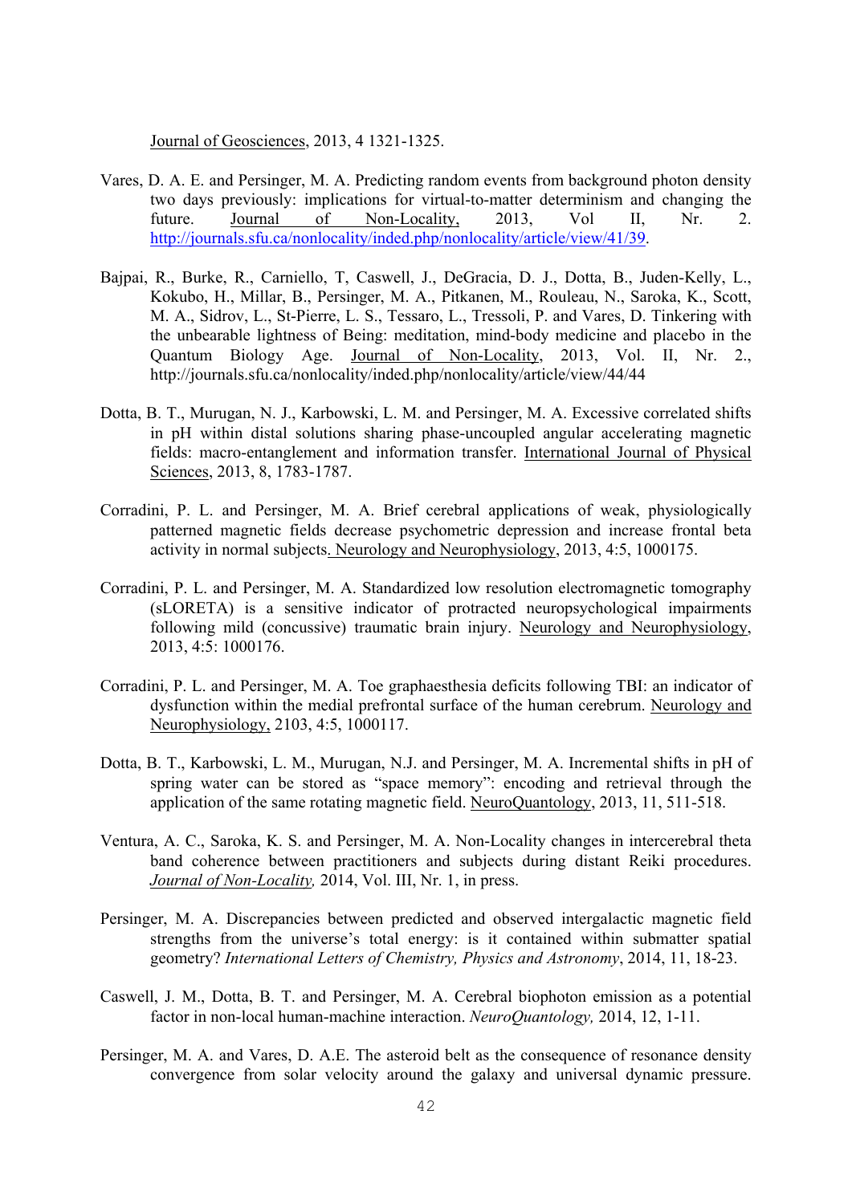Journal of Geosciences, 2013, 4 1321-1325.

Vares, D. A. E. and Persinger, M. A. Predicting random events from background photon density two days previously: implications for virtual-to-matter determinism and changing the future. Journal of Non-Locality, 2013, Vol II, Nr. 2. http://journals.sfu.ca/nonlocality/inded.php/nonlocality/article/view/41/39.

Bajpai, R., Burke, R., Carniello, T, Caswell, J., DeGracia, D. J., Dotta, B., Juden-Kelly, L., Kokubo, H., Millar, B., Persinger, M. A., Pitkanen, M., Rouleau, N., Saroka, K., Scott, M. A., Sidrov, L., St-Pierre, L. S., Tessaro, L., Tressoli, P. and Vares, D. Tinkering with the unbearable lightness of Being: meditation, mind-body medicine and placebo in the Quantum Biology Age. Journal of Non-Locality, 2013, Vol. II, Nr. 2., http://journals.sfu.ca/nonlocality/inded.php/nonlocality/article/view/44/44

Dotta, B. T., Murugan, N. J., Karbowski, L. M. and Persinger, M. A. Excessive correlated shifts in pH within distal solutions sharing phase-uncoupled angular accelerating magnetic fields: macro-entanglement and information transfer. International Journal of Physical Sciences, 2013, 8, 1783-1787.

Corradini, P. L. and Persinger, M. A. Brief cerebral applications of weak, physiologically patterned magnetic fields decrease psychometric depression and increase frontal beta activity in normal subjects. Neurology and Neurophysiology, 2013, 4:5, 1000175.

Corradini, P. L. and Persinger, M. A. Standardized low resolution electromagnetic tomography (sLORETA) is a sensitive indicator of protracted neuropsychological impairments following mild (concussive) traumatic brain injury. Neurology and Neurophysiology, 2013, 4:5: 1000176.

Corradini, P. L. and Persinger, M. A. Toe graphaesthesia deficits following TBI: an indicator of dysfunction within the medial prefrontal surface of the human cerebrum. Neurology and Neurophysiology, 2103, 4:5, 1000117.

Dotta, B. T., Karbowski, L. M., Murugan, N.J. and Persinger, M. A. Incremental shifts in pH of spring water can be stored as "space memory": encoding and retrieval through the application of the same rotating magnetic field. NeuroQuantology, 2013, 11, 511-518.

Ventura, A. C., Saroka, K. S. and Persinger, M. A. Non-Locality changes in intercerebral theta band coherence between practitioners and subjects during distant Reiki procedures. *Journal of Non-Locality,* 2014, Vol. III, Nr. 1, in press.

Persinger, M. A. Discrepancies between predicted and observed intergalactic magnetic field strengths from the universe's total energy: is it contained within submatter spatial geometry? *International Letters of Chemistry, Physics and Astronomy*, 2014, 11, 18-23.

Caswell, J. M., Dotta, B. T. and Persinger, M. A. Cerebral biophoton emission as a potential factor in non-local human-machine interaction. *NeuroQuantology,* 2014, 12, 1-11.

Persinger, M. A. and Vares, D. A.E. The asteroid belt as the consequence of resonance density convergence from solar velocity around the galaxy and universal dynamic pressure.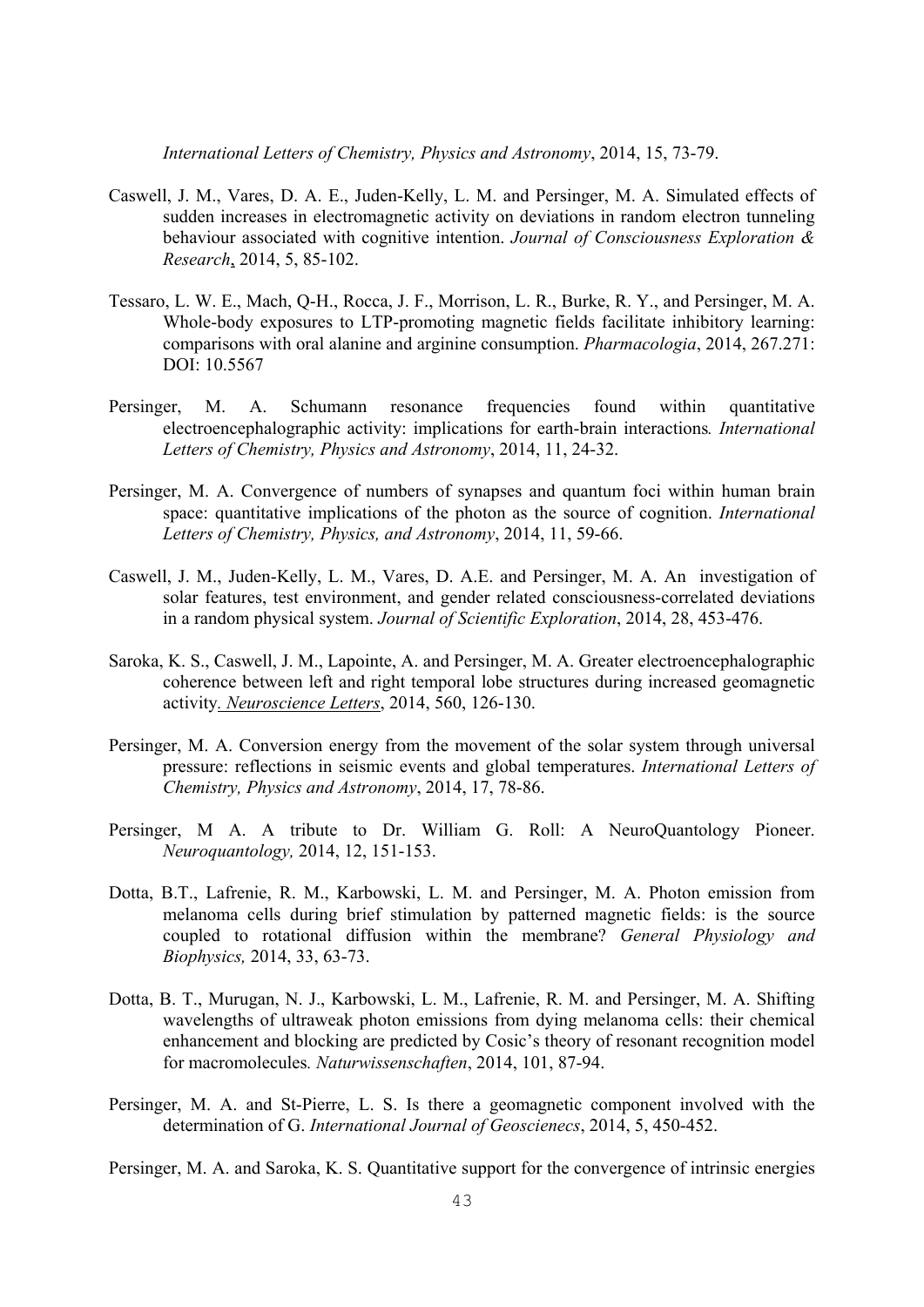*International Letters of Chemistry, Physics and Astronomy*, 2014, 15, 73-79.

Caswell, J. M., Vares, D. A. E., Juden-Kelly, L. M. and Persinger, M. A. Simulated effects of sudden increases in electromagnetic activity on deviations in random electron tunneling behaviour associated with cognitive intention. *Journal of Consciousness Exploration & Research*, 2014, 5, 85-102.

Tessaro, L. W. E., Mach, Q-H., Rocca, J. F., Morrison, L. R., Burke, R. Y., and Persinger, M. A. Whole-body exposures to LTP-promoting magnetic fields facilitate inhibitory learning: comparisons with oral alanine and arginine consumption. *Pharmacologia*, 2014, 267.271: DOI: 10.5567

Persinger, M. A. Schumann resonance frequencies found within quantitative electroencephalographic activity: implications for earth-brain interactions*. International Letters of Chemistry, Physics and Astronomy*, 2014, 11, 24-32.

Persinger, M. A. Convergence of numbers of synapses and quantum foci within human brain space: quantitative implications of the photon as the source of cognition. *International Letters of Chemistry, Physics, and Astronomy*, 2014, 11, 59-66.

Caswell, J. M., Juden-Kelly, L. M., Vares, D. A.E. and Persinger, M. A. An investigation of solar features, test environment, and gender related consciousness-correlated deviations in a random physical system. *Journal of Scientific Exploration*, 2014, 28, 453-476.

Saroka, K. S., Caswell, J. M., Lapointe, A. and Persinger, M. A. Greater electroencephalographic coherence between left and right temporal lobe structures during increased geomagnetic activity*. Neuroscience Letters*, 2014, 560, 126-130.

Persinger, M. A. Conversion energy from the movement of the solar system through universal pressure: reflections in seismic events and global temperatures. *International Letters of Chemistry, Physics and Astronomy*, 2014, 17, 78-86.

Persinger, M A. A tribute to Dr. William G. Roll: A NeuroQuantology Pioneer. *Neuroquantology,* 2014, 12, 151-153.

Dotta, B.T., Lafrenie, R. M., Karbowski, L. M. and Persinger, M. A. Photon emission from melanoma cells during brief stimulation by patterned magnetic fields: is the source coupled to rotational diffusion within the membrane? *General Physiology and Biophysics,* 2014, 33, 63-73.

Dotta, B. T., Murugan, N. J., Karbowski, L. M., Lafrenie, R. M. and Persinger, M. A. Shifting wavelengths of ultraweak photon emissions from dying melanoma cells: their chemical enhancement and blocking are predicted by Cosic's theory of resonant recognition model for macromolecules*. Naturwissenschaften*, 2014, 101, 87-94.

Persinger, M. A. and St-Pierre, L. S. Is there a geomagnetic component involved with the determination of G. *International Journal of Geoscienecs*, 2014, 5, 450-452.

Persinger, M. A. and Saroka, K. S. Quantitative support for the convergence of intrinsic energies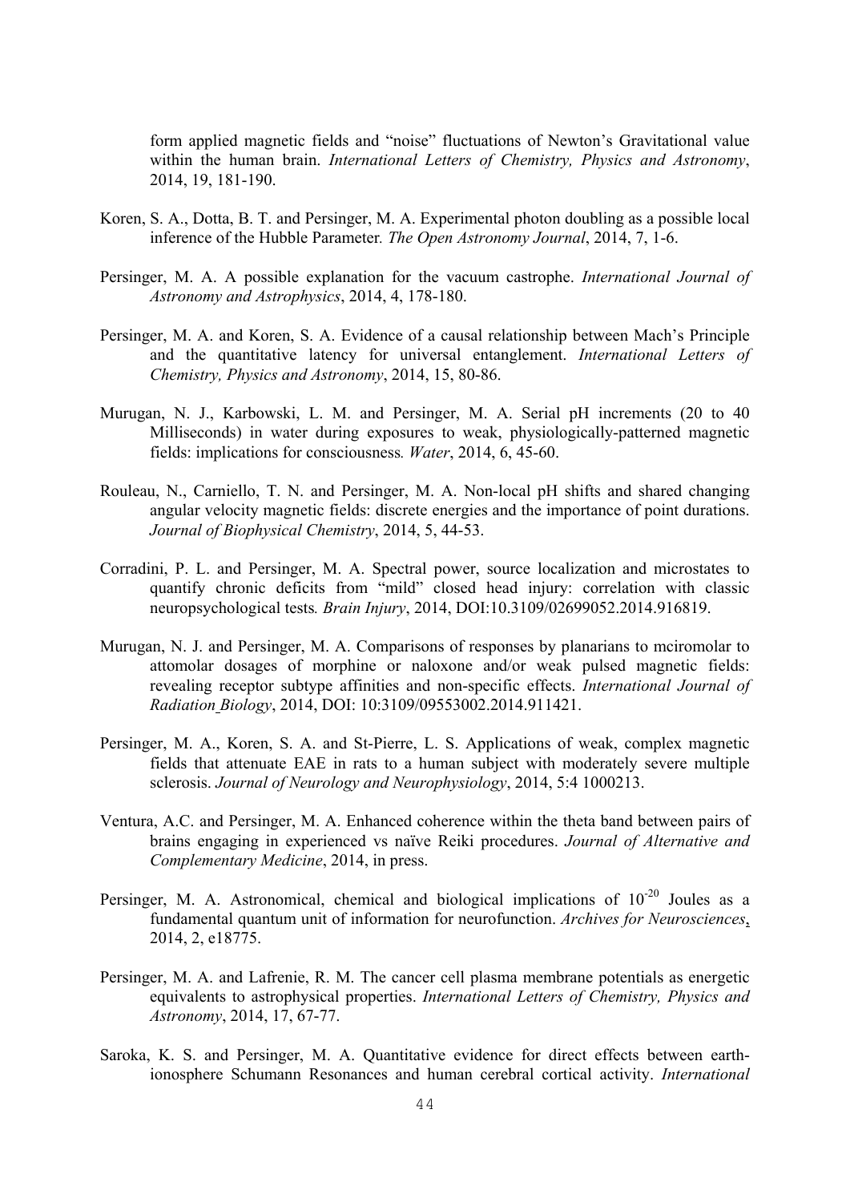form applied magnetic fields and "noise" fluctuations of Newton's Gravitational value within the human brain. *International Letters of Chemistry, Physics and Astronomy*, 2014, 19, 181-190.

Koren, S. A., Dotta, B. T. and Persinger, M. A. Experimental photon doubling as a possible local inference of the Hubble Parameter. *The Open Astronomy Journal*, 2014, 7, 1-6.

Persinger, M. A. A possible explanation for the vacuum castrophe. *International Journal of Astronomy and Astrophysics*, 2014, 4, 178-180.

Persinger, M. A. and Koren, S. A. Evidence of a causal relationship between Mach's Principle and the quantitative latency for universal entanglement. *International Letters of Chemistry, Physics and Astronomy*, 2014, 15, 80-86.

Murugan, N. J., Karbowski, L. M. and Persinger, M. A. Serial pH increments (20 to 40 Milliseconds) in water during exposures to weak, physiologically-patterned magnetic fields: implications for consciousness. *Water*, 2014, 6, 45-60.

Rouleau, N., Carniello, T. N. and Persinger, M. A. Non-local pH shifts and shared changing angular velocity magnetic fields: discrete energies and the importance of point durations. *Journal of Biophysical Chemistry*, 2014, 5, 44-53.

Corradini, P. L. and Persinger, M. A. Spectral power, source localization and microstates to quantify chronic deficits from "mild" closed head injury: correlation with classic neuropsychological tests. *Brain Injury*, 2014, DOI:10.3109/02699052.2014.916819.

Murugan, N. J. and Persinger, M. A. Comparisons of responses by planarians to mciromolar to attomolar dosages of morphine or naloxone and/or weak pulsed magnetic fields: revealing receptor subtype affinities and non-specific effects. *International Journal of Radiation Biology*, 2014, DOI: 10:3109/09553002.2014.911421.

Persinger, M. A., Koren, S. A. and St-Pierre, L. S. Applications of weak, complex magnetic fields that attenuate EAE in rats to a human subject with moderately severe multiple sclerosis. *Journal of Neurology and Neurophysiology*, 2014, 5:4 1000213.

Ventura, A.C. and Persinger, M. A. Enhanced coherence within the theta band between pairs of brains engaging in experienced vs naïve Reiki procedures. *Journal of Alternative and Complementary Medicine*, 2014, in press.

Persinger, M. A. Astronomical, chemical and biological implications of $10^{-20}$ Joules as a fundamental quantum unit of information for neurofunction. *Archives for Neurosciences*, 2014, 2, e18775.

Persinger, M. A. and Lafrenie, R. M. The cancer cell plasma membrane potentials as energetic equivalents to astrophysical properties. *International Letters of Chemistry, Physics and Astronomy*, 2014, 17, 67-77.

Saroka, K. S. and Persinger, M. A. Quantitative evidence for direct effects between earth-ionosphere Schumann Resonances and human cerebral cortical activity. *International*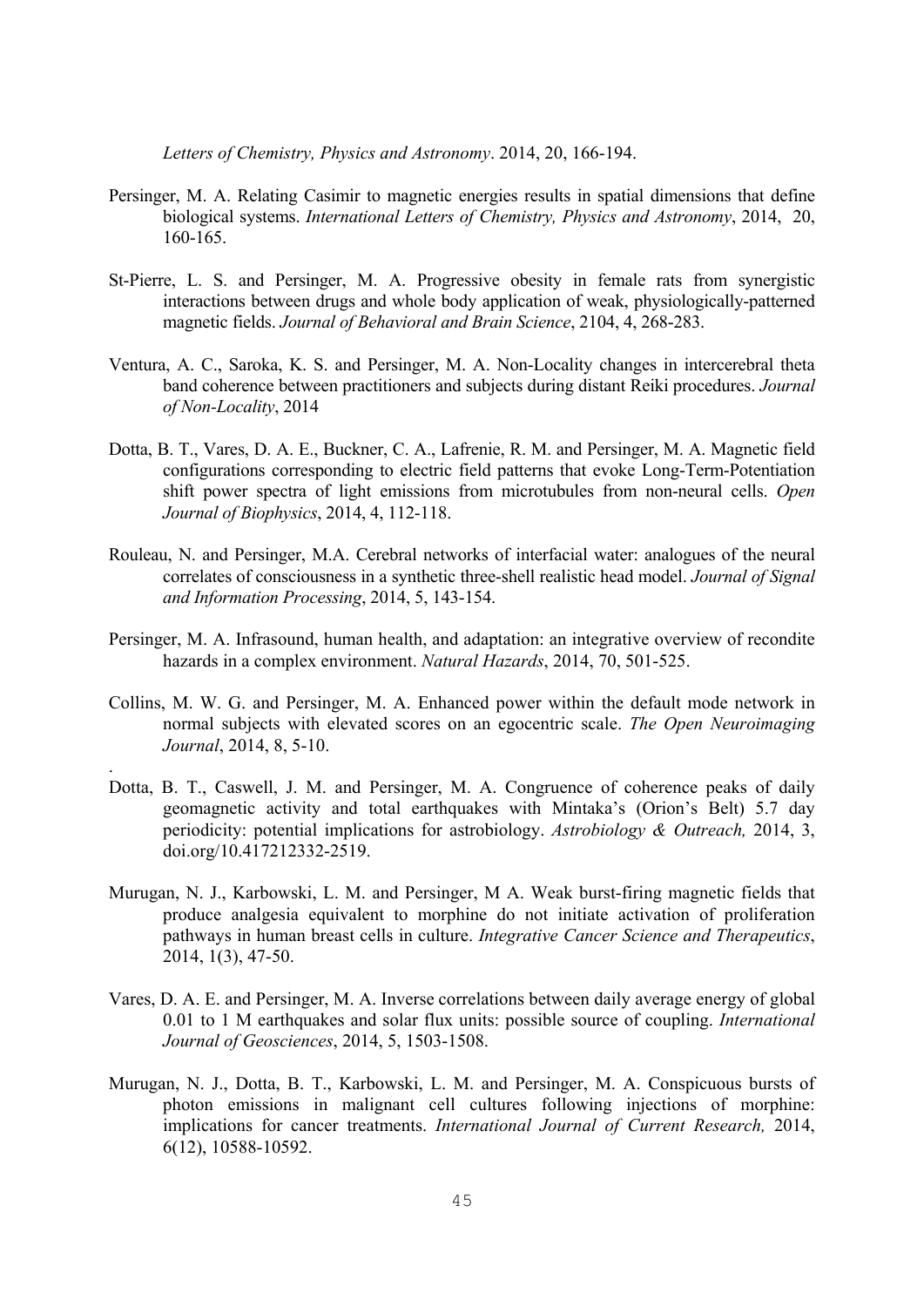*Letters of Chemistry, Physics and Astronomy*. 2014, 20, 166-194.

Persinger, M. A. Relating Casimir to magnetic energies results in spatial dimensions that define biological systems. *International Letters of Chemistry, Physics and Astronomy*, 2014, 20, 160-165.

St-Pierre, L. S. and Persinger, M. A. Progressive obesity in female rats from synergistic interactions between drugs and whole body application of weak, physiologically-patterned magnetic fields. *Journal of Behavioral and Brain Science*, 2104, 4, 268-283.

Ventura, A. C., Saroka, K. S. and Persinger, M. A. Non-Locality changes in intercerebral theta band coherence between practitioners and subjects during distant Reiki procedures. *Journal of Non-Locality*, 2014

Dotta, B. T., Vares, D. A. E., Buckner, C. A., Lafrenie, R. M. and Persinger, M. A. Magnetic field configurations corresponding to electric field patterns that evoke Long-Term-Potentiation shift power spectra of light emissions from microtubules from non-neural cells. *Open Journal of Biophysics*, 2014, 4, 112-118.

Rouleau, N. and Persinger, M.A. Cerebral networks of interfacial water: analogues of the neural correlates of consciousness in a synthetic three-shell realistic head model. *Journal of Signal and Information Processing*, 2014, 5, 143-154.

Persinger, M. A. Infrasound, human health, and adaptation: an integrative overview of recondite hazards in a complex environment. *Natural Hazards*, 2014, 70, 501-525.

Collins, M. W. G. and Persinger, M. A. Enhanced power within the default mode network in normal subjects with elevated scores on an egocentric scale. *The Open Neuroimaging Journal*, 2014, 8, 5-10.

Dotta, B. T., Caswell, J. M. and Persinger, M. A. Congruence of coherence peaks of daily geomagnetic activity and total earthquakes with Mintaka's (Orion's Belt) 5.7 day periodicity: potential implications for astrobiology. *Astrobiology & Outreach,* 2014, 3, doi.org/10.417212332-2519.

Murugan, N. J., Karbowski, L. M. and Persinger, M A. Weak burst-firing magnetic fields that produce analgesia equivalent to morphine do not initiate activation of proliferation pathways in human breast cells in culture. *Integrative Cancer Science and Therapeutics*, 2014, 1(3), 47-50.

Vares, D. A. E. and Persinger, M. A. Inverse correlations between daily average energy of global 0.01 to 1 M earthquakes and solar flux units: possible source of coupling. *International Journal of Geosciences*, 2014, 5, 1503-1508.

Murugan, N. J., Dotta, B. T., Karbowski, L. M. and Persinger, M. A. Conspicuous bursts of photon emissions in malignant cell cultures following injections of morphine: implications for cancer treatments. *International Journal of Current Research,* 2014, 6(12), 10588-10592.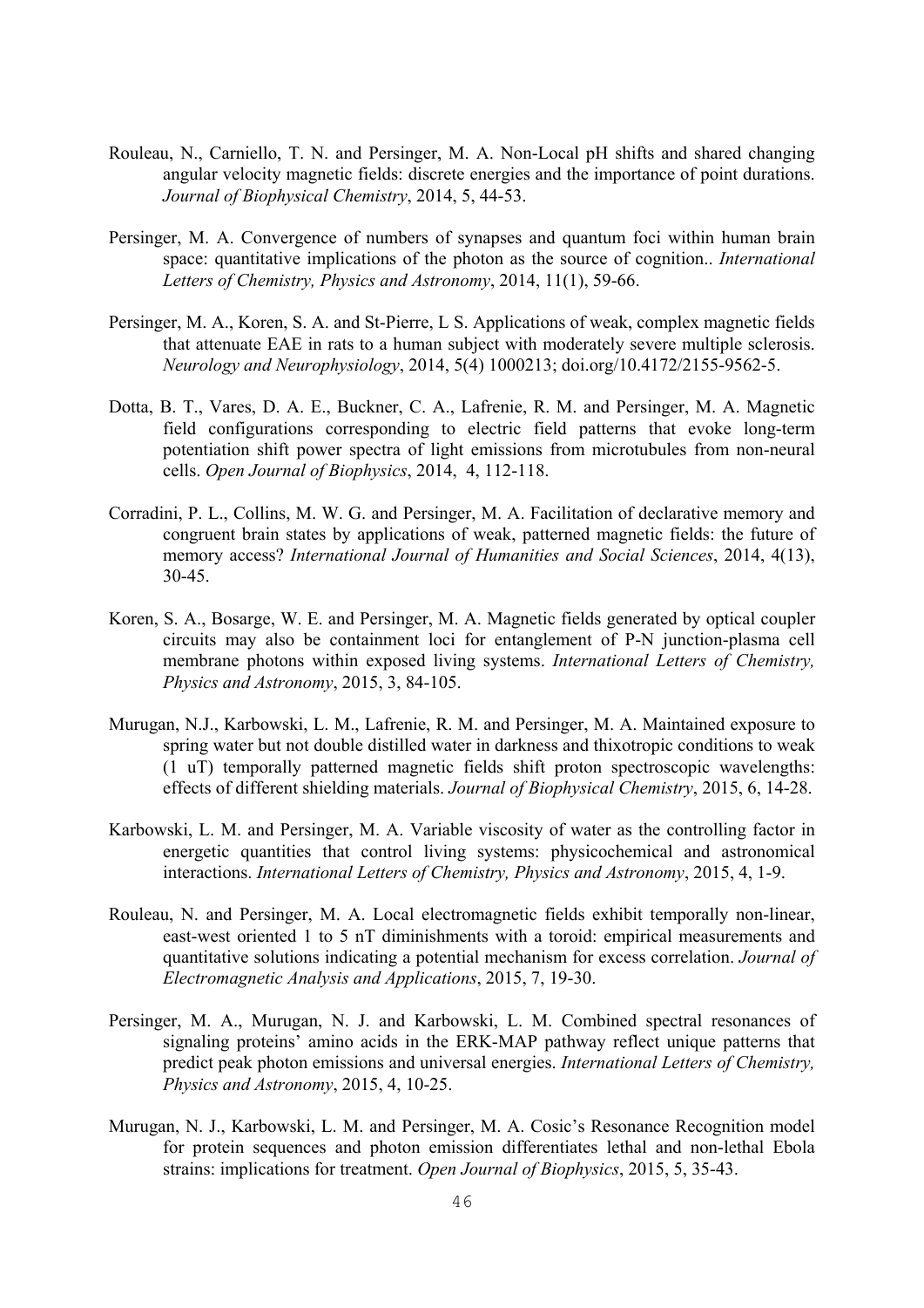Rouleau, N., Carniello, T. N. and Persinger, M. A. Non-Local pH shifts and shared changing angular velocity magnetic fields: discrete energies and the importance of point durations. *Journal of Biophysical Chemistry*, 2014, 5, 44-53.

Persinger, M. A. Convergence of numbers of synapses and quantum foci within human brain space: quantitative implications of the photon as the source of cognition.. *International Letters of Chemistry, Physics and Astronomy*, 2014, 11(1), 59-66.

Persinger, M. A., Koren, S. A. and St-Pierre, L S. Applications of weak, complex magnetic fields that attenuate EAE in rats to a human subject with moderately severe multiple sclerosis. *Neurology and Neurophysiology*, 2014, 5(4) 1000213; doi.org/10.4172/2155-9562-5.

Dotta, B. T., Vares, D. A. E., Buckner, C. A., Lafrenie, R. M. and Persinger, M. A. Magnetic field configurations corresponding to electric field patterns that evoke long-term potentiation shift power spectra of light emissions from microtubules from non-neural cells. *Open Journal of Biophysics*, 2014, 4, 112-118.

Corradini, P. L., Collins, M. W. G. and Persinger, M. A. Facilitation of declarative memory and congruent brain states by applications of weak, patterned magnetic fields: the future of memory access? *International Journal of Humanities and Social Sciences*, 2014, 4(13), 30-45.

Koren, S. A., Bosarge, W. E. and Persinger, M. A. Magnetic fields generated by optical coupler circuits may also be containment loci for entanglement of P-N junction-plasma cell membrane photons within exposed living systems. *International Letters of Chemistry, Physics and Astronomy*, 2015, 3, 84-105.

Murugan, N.J., Karbowski, L. M., Lafrenie, R. M. and Persinger, M. A. Maintained exposure to spring water but not double distilled water in darkness and thixotropic conditions to weak (1 uT) temporally patterned magnetic fields shift proton spectroscopic wavelengths: effects of different shielding materials. *Journal of Biophysical Chemistry*, 2015, 6, 14-28.

Karbowski, L. M. and Persinger, M. A. Variable viscosity of water as the controlling factor in energetic quantities that control living systems: physicochemical and astronomical interactions. *International Letters of Chemistry, Physics and Astronomy*, 2015, 4, 1-9.

Rouleau, N. and Persinger, M. A. Local electromagnetic fields exhibit temporally non-linear, east-west oriented 1 to 5 nT diminishments with a toroid: empirical measurements and quantitative solutions indicating a potential mechanism for excess correlation. *Journal of Electromagnetic Analysis and Applications*, 2015, 7, 19-30.

Persinger, M. A., Murugan, N. J. and Karbowski, L. M. Combined spectral resonances of signaling proteins' amino acids in the ERK-MAP pathway reflect unique patterns that predict peak photon emissions and universal energies. *International Letters of Chemistry, Physics and Astronomy*, 2015, 4, 10-25.

Murugan, N. J., Karbowski, L. M. and Persinger, M. A. Cosic's Resonance Recognition model for protein sequences and photon emission differentiates lethal and non-lethal Ebola strains: implications for treatment. *Open Journal of Biophysics*, 2015, 5, 35-43.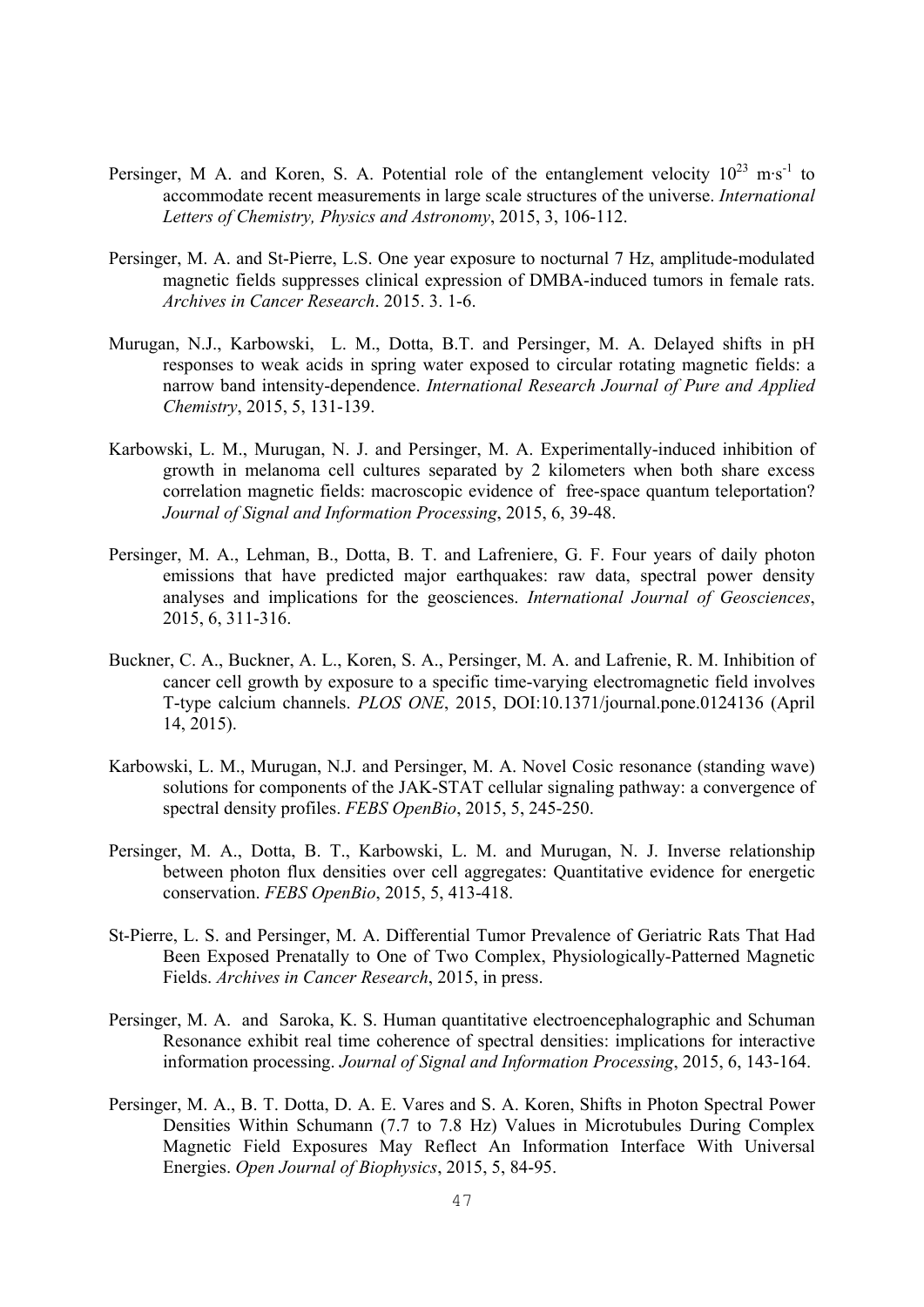Persinger, M A. and Koren, S. A. Potential role of the entanglement velocity $10^{23}$ m·s$^{-1}$ to accommodate recent measurements in large scale structures of the universe. *International Letters of Chemistry, Physics and Astronomy*, 2015, 3, 106-112.

Persinger, M. A. and St-Pierre, L.S. One year exposure to nocturnal 7 Hz, amplitude-modulated magnetic fields suppresses clinical expression of DMBA-induced tumors in female rats. *Archives in Cancer Research*. 2015. 3. 1-6.

Murugan, N.J., Karbowski, L. M., Dotta, B.T. and Persinger, M. A. Delayed shifts in pH responses to weak acids in spring water exposed to circular rotating magnetic fields: a narrow band intensity-dependence. *International Research Journal of Pure and Applied Chemistry*, 2015, 5, 131-139.

Karbowski, L. M., Murugan, N. J. and Persinger, M. A. Experimentally-induced inhibition of growth in melanoma cell cultures separated by 2 kilometers when both share excess correlation magnetic fields: macroscopic evidence of free-space quantum teleportation? *Journal of Signal and Information Processing*, 2015, 6, 39-48.

Persinger, M. A., Lehman, B., Dotta, B. T. and Lafreniere, G. F. Four years of daily photon emissions that have predicted major earthquakes: raw data, spectral power density analyses and implications for the geosciences. *International Journal of Geosciences*, 2015, 6, 311-316.

Buckner, C. A., Buckner, A. L., Koren, S. A., Persinger, M. A. and Lafrenie, R. M. Inhibition of cancer cell growth by exposure to a specific time-varying electromagnetic field involves T-type calcium channels. *PLOS ONE*, 2015, DOI:10.1371/journal.pone.0124136 (April 14, 2015).

Karbowski, L. M., Murugan, N.J. and Persinger, M. A. Novel Cosic resonance (standing wave) solutions for components of the JAK-STAT cellular signaling pathway: a convergence of spectral density profiles. *FEBS OpenBio*, 2015, 5, 245-250.

Persinger, M. A., Dotta, B. T., Karbowski, L. M. and Murugan, N. J. Inverse relationship between photon flux densities over cell aggregates: Quantitative evidence for energetic conservation. *FEBS OpenBio*, 2015, 5, 413-418.

St-Pierre, L. S. and Persinger, M. A. Differential Tumor Prevalence of Geriatric Rats That Had Been Exposed Prenatally to One of Two Complex, Physiologically-Patterned Magnetic Fields. *Archives in Cancer Research*, 2015, in press.

Persinger, M. A. and Saroka, K. S. Human quantitative electroencephalographic and Schuman Resonance exhibit real time coherence of spectral densities: implications for interactive information processing. *Journal of Signal and Information Processing*, 2015, 6, 143-164.

Persinger, M. A., B. T. Dotta, D. A. E. Vares and S. A. Koren, Shifts in Photon Spectral Power Densities Within Schumann (7.7 to 7.8 Hz) Values in Microtubules During Complex Magnetic Field Exposures May Reflect An Information Interface With Universal Energies. *Open Journal of Biophysics*, 2015, 5, 84-95.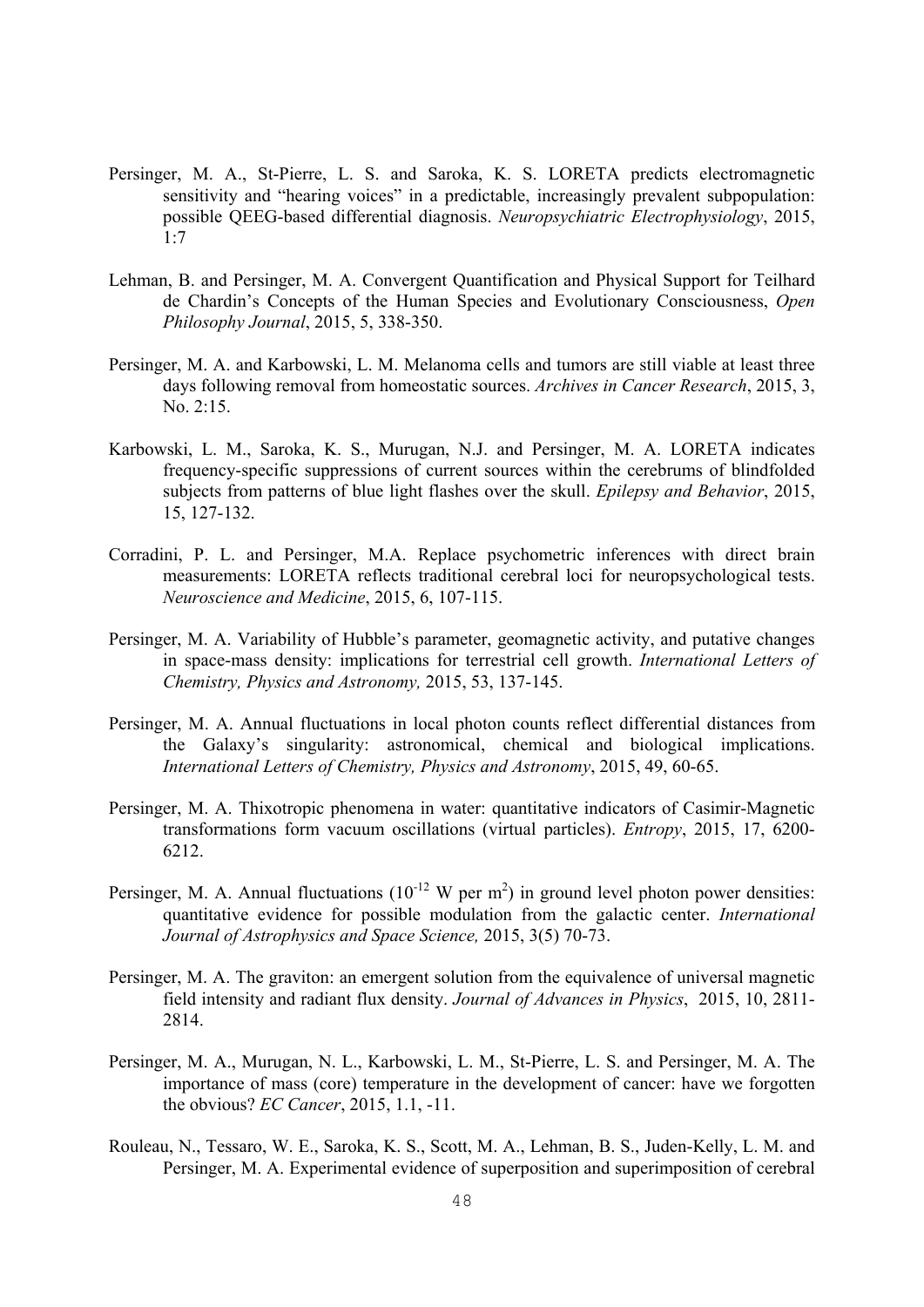Persinger, M. A., St-Pierre, L. S. and Saroka, K. S. LORETA predicts electromagnetic sensitivity and "hearing voices" in a predictable, increasingly prevalent subpopulation: possible QEEG-based differential diagnosis. *Neuropsychiatric Electrophysiology*, 2015, 1:7

Lehman, B. and Persinger, M. A. Convergent Quantification and Physical Support for Teilhard de Chardin's Concepts of the Human Species and Evolutionary Consciousness, *Open Philosophy Journal*, 2015, 5, 338-350.

Persinger, M. A. and Karbowski, L. M. Melanoma cells and tumors are still viable at least three days following removal from homeostatic sources. *Archives in Cancer Research*, 2015, 3, No. 2:15.

Karbowski, L. M., Saroka, K. S., Murugan, N.J. and Persinger, M. A. LORETA indicates frequency-specific suppressions of current sources within the cerebrums of blindfolded subjects from patterns of blue light flashes over the skull. *Epilepsy and Behavior*, 2015, 15, 127-132.

Corradini, P. L. and Persinger, M.A. Replace psychometric inferences with direct brain measurements: LORETA reflects traditional cerebral loci for neuropsychological tests. *Neuroscience and Medicine*, 2015, 6, 107-115.

Persinger, M. A. Variability of Hubble's parameter, geomagnetic activity, and putative changes in space-mass density: implications for terrestrial cell growth. *International Letters of Chemistry, Physics and Astronomy,* 2015, 53, 137-145.

Persinger, M. A. Annual fluctuations in local photon counts reflect differential distances from the Galaxy's singularity: astronomical, chemical and biological implications. *International Letters of Chemistry, Physics and Astronomy*, 2015, 49, 60-65.

Persinger, M. A. Thixotropic phenomena in water: quantitative indicators of Casimir-Magnetic transformations form vacuum oscillations (virtual particles). *Entropy*, 2015, 17, 6200-6212.

Persinger, M. A. Annual fluctuations ($10^{-12}$ W per $m^2$) in ground level photon power densities: quantitative evidence for possible modulation from the galactic center. *International Journal of Astrophysics and Space Science,* 2015, 3(5) 70-73.

Persinger, M. A. The graviton: an emergent solution from the equivalence of universal magnetic field intensity and radiant flux density. *Journal of Advances in Physics*, 2015, 10, 2811-2814.

Persinger, M. A., Murugan, N. L., Karbowski, L. M., St-Pierre, L. S. and Persinger, M. A. The importance of mass (core) temperature in the development of cancer: have we forgotten the obvious? *EC Cancer*, 2015, 1.1, -11.

Rouleau, N., Tessaro, W. E., Saroka, K. S., Scott, M. A., Lehman, B. S., Juden-Kelly, L. M. and Persinger, M. A. Experimental evidence of superposition and superimposition of cerebral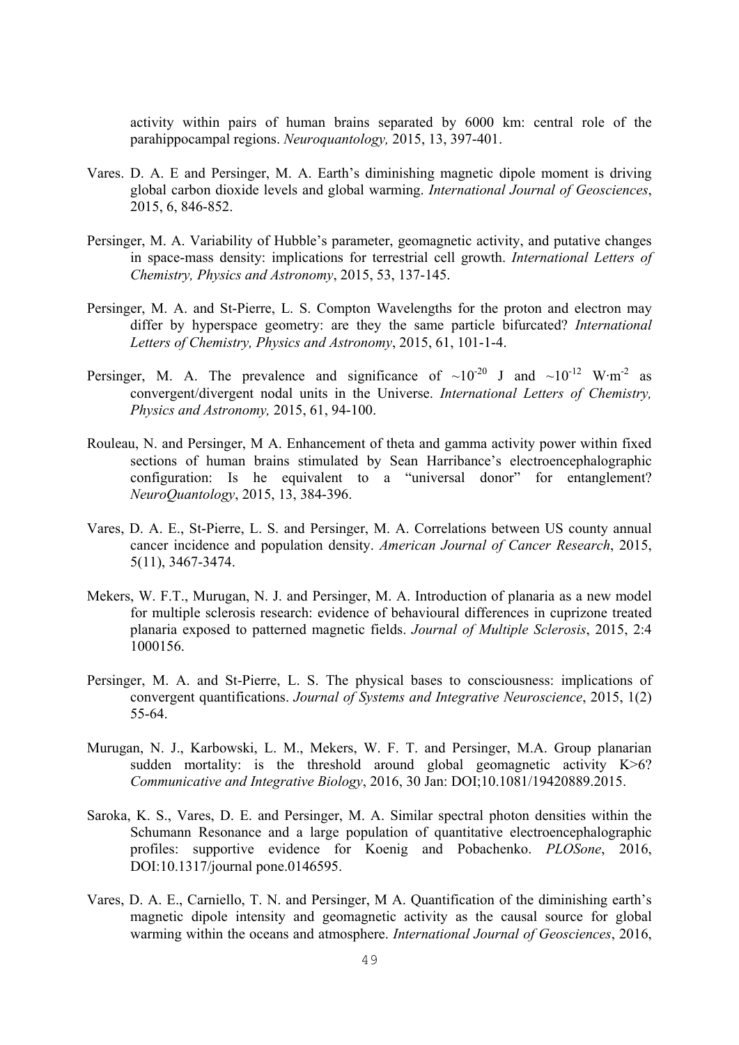activity within pairs of human brains separated by 6000 km: central role of the parahippocampal regions. *Neuroquantology,* 2015, 13, 397-401.

Vares. D. A. E and Persinger, M. A. Earth's diminishing magnetic dipole moment is driving global carbon dioxide levels and global warming. *International Journal of Geosciences*, 2015, 6, 846-852.

Persinger, M. A. Variability of Hubble's parameter, geomagnetic activity, and putative changes in space-mass density: implications for terrestrial cell growth. *International Letters of Chemistry, Physics and Astronomy*, 2015, 53, 137-145.

Persinger, M. A. and St-Pierre, L. S. Compton Wavelengths for the proton and electron may differ by hyperspace geometry: are they the same particle bifurcated? *International Letters of Chemistry, Physics and Astronomy*, 2015, 61, 101-1-4.

Persinger, M. A. The prevalence and significance of $\sim 10^{-20}$ J and $\sim 10^{-12}$ $W \cdot m^{-2}$ as convergent/divergent nodal units in the Universe. *International Letters of Chemistry, Physics and Astronomy,* 2015, 61, 94-100.

Rouleau, N. and Persinger, M A. Enhancement of theta and gamma activity power within fixed sections of human brains stimulated by Sean Harribance's electroencephalographic configuration: Is he equivalent to a "universal donor" for entanglement? *NeuroQuantology*, 2015, 13, 384-396.

Vares, D. A. E., St-Pierre, L. S. and Persinger, M. A. Correlations between US county annual cancer incidence and population density. *American Journal of Cancer Research*, 2015, 5(11), 3467-3474.

Mekers, W. F.T., Murugan, N. J. and Persinger, M. A. Introduction of planaria as a new model for multiple sclerosis research: evidence of behavioural differences in cuprizone treated planaria exposed to patterned magnetic fields. *Journal of Multiple Sclerosis*, 2015, 2:4 1000156.

Persinger, M. A. and St-Pierre, L. S. The physical bases to consciousness: implications of convergent quantifications. *Journal of Systems and Integrative Neuroscience*, 2015, 1(2) 55-64.

Murugan, N. J., Karbowski, L. M., Mekers, W. F. T. and Persinger, M.A. Group planarian sudden mortality: is the threshold around global geomagnetic activity K>6? *Communicative and Integrative Biology*, 2016, 30 Jan: DOI;10.1081/19420889.2015.

Saroka, K. S., Vares, D. E. and Persinger, M. A. Similar spectral photon densities within the Schumann Resonance and a large population of quantitative electroencephalographic profiles: supportive evidence for Koenig and Pobachenko. *PLOSone*, 2016, DOI:10.1317/journal pone.0146595.

Vares, D. A. E., Carniello, T. N. and Persinger, M A. Quantification of the diminishing earth's magnetic dipole intensity and geomagnetic activity as the causal source for global warming within the oceans and atmosphere. *International Journal of Geosciences*, 2016,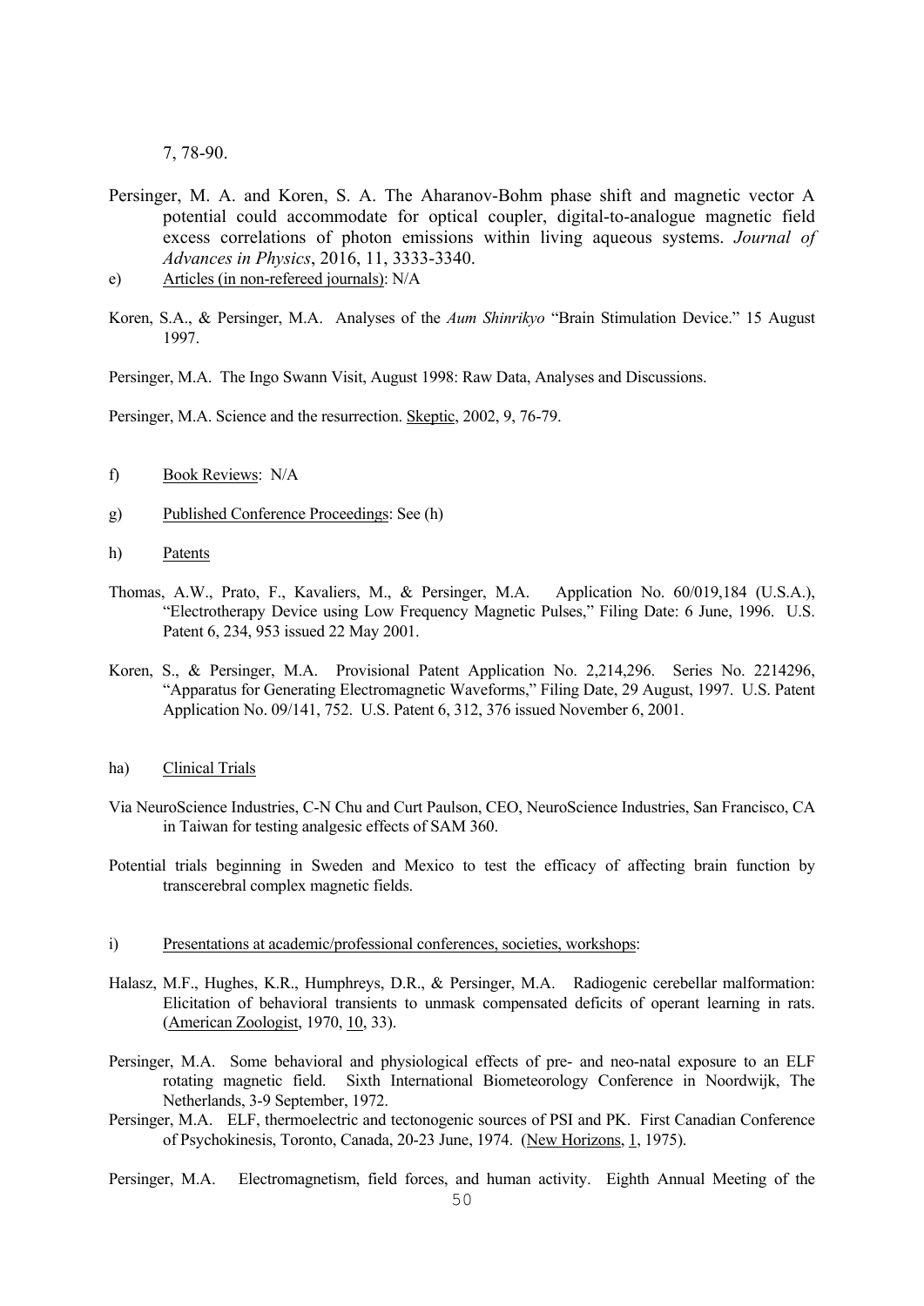7, 78-90.

Persinger, M. A. and Koren, S. A. The Aharanov-Bohm phase shift and magnetic vector A potential could accommodate for optical coupler, digital-to-analogue magnetic field excess correlations of photon emissions within living aqueous systems. *Journal of Advances in Physics*, 2016, 11, 3333-3340.

e) Articles (in non-refereed journals): N/A

Koren, S.A., & Persinger, M.A. Analyses of the *Aum Shinrikyo* "Brain Stimulation Device." 15 August 1997.

Persinger, M.A. The Ingo Swann Visit, August 1998: Raw Data, Analyses and Discussions.

Persinger, M.A. Science and the resurrection. Skeptic, 2002, 9, 76-79.

f) Book Reviews: N/A

g) Published Conference Proceedings: See (h)

h) Patents

Thomas, A.W., Prato, F., Kavaliers, M., & Persinger, M.A. Application No. 60/019,184 (U.S.A.), "Electrotherapy Device using Low Frequency Magnetic Pulses," Filing Date: 6 June, 1996. U.S. Patent 6, 234, 953 issued 22 May 2001.

Koren, S., & Persinger, M.A. Provisional Patent Application No. 2,214,296. Series No. 2214296, "Apparatus for Generating Electromagnetic Waveforms," Filing Date, 29 August, 1997. U.S. Patent Application No. 09/141, 752. U.S. Patent 6, 312, 376 issued November 6, 2001.

ha) Clinical Trials

Via NeuroScience Industries, C-N Chu and Curt Paulson, CEO, NeuroScience Industries, San Francisco, CA in Taiwan for testing analgesic effects of SAM 360.

Potential trials beginning in Sweden and Mexico to test the efficacy of affecting brain function by transcerebral complex magnetic fields.

i) Presentations at academic/professional conferences, societies, workshops:

Halasz, M.F., Hughes, K.R., Humphreys, D.R., & Persinger, M.A. Radiogenic cerebellar malformation: Elicitation of behavioral transients to unmask compensated deficits of operant learning in rats. (American Zoologist, 1970, 10, 33).

Persinger, M.A. Some behavioral and physiological effects of pre- and neo-natal exposure to an ELF rotating magnetic field. Sixth International Biometeorology Conference in Noordwijk, The Netherlands, 3-9 September, 1972.

Persinger, M.A. ELF, thermoelectric and tectonogenic sources of PSI and PK. First Canadian Conference of Psychokinesis, Toronto, Canada, 20-23 June, 1974. (New Horizons, 1, 1975).

Persinger, M.A. Electromagnetism, field forces, and human activity. Eighth Annual Meeting of the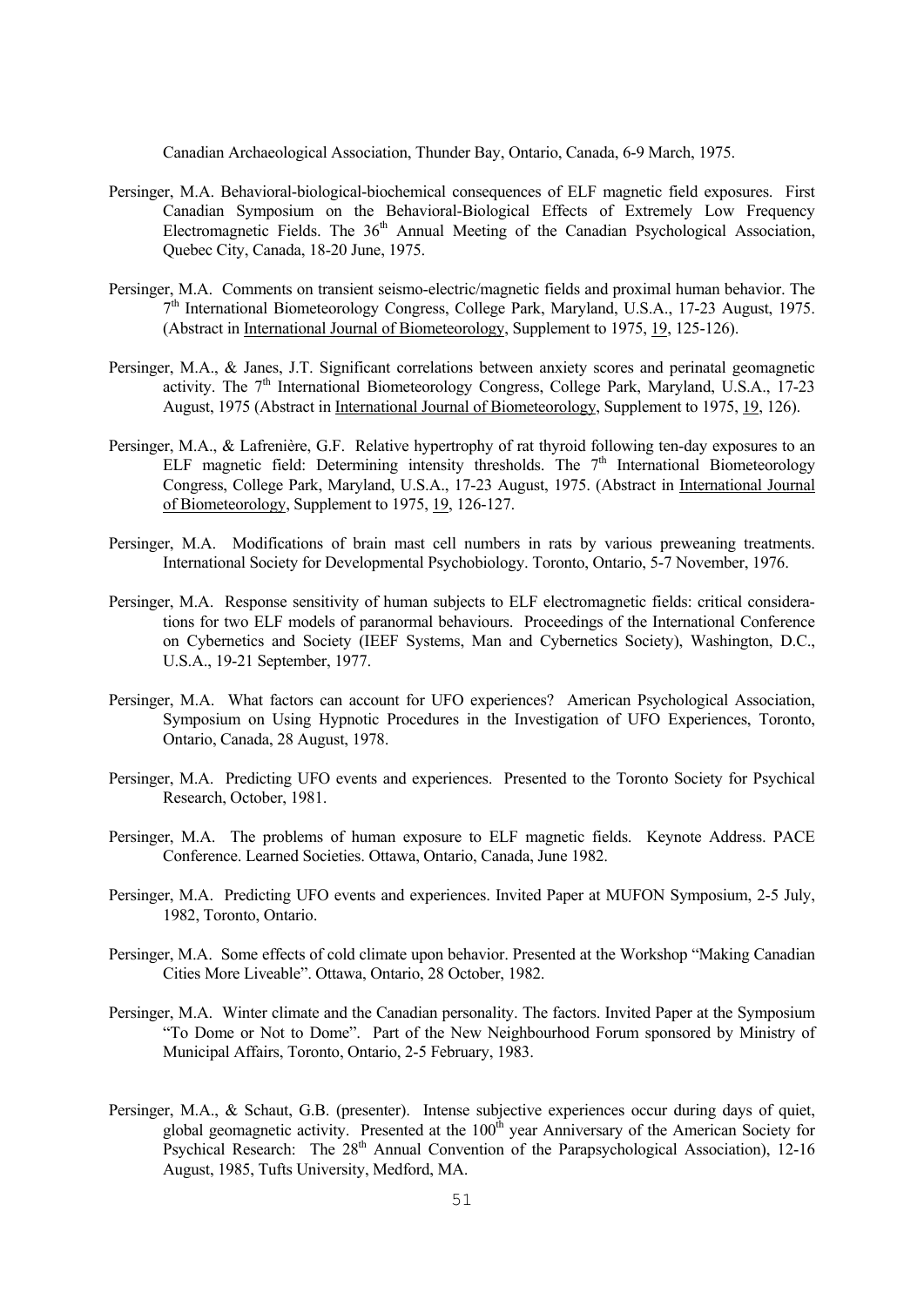Canadian Archaeological Association, Thunder Bay, Ontario, Canada, 6-9 March, 1975.

Persinger, M.A. Behavioral-biological-biochemical consequences of ELF magnetic field exposures. First Canadian Symposium on the Behavioral-Biological Effects of Extremely Low Frequency Electromagnetic Fields. The 36th Annual Meeting of the Canadian Psychological Association, Quebec City, Canada, 18-20 June, 1975.

Persinger, M.A. Comments on transient seismo-electric/magnetic fields and proximal human behavior. The 7th International Biometeorology Congress, College Park, Maryland, U.S.A., 17-23 August, 1975. (Abstract in International Journal of Biometeorology, Supplement to 1975, 19, 125-126).

Persinger, M.A., & Janes, J.T. Significant correlations between anxiety scores and perinatal geomagnetic activity. The 7th International Biometeorology Congress, College Park, Maryland, U.S.A., 17-23 August, 1975 (Abstract in International Journal of Biometeorology, Supplement to 1975, 19, 126).

Persinger, M.A., & Lafrenière, G.F. Relative hypertrophy of rat thyroid following ten-day exposures to an ELF magnetic field: Determining intensity thresholds. The 7th International Biometeorology Congress, College Park, Maryland, U.S.A., 17-23 August, 1975. (Abstract in International Journal of Biometeorology, Supplement to 1975, 19, 126-127.

Persinger, M.A. Modifications of brain mast cell numbers in rats by various preweaning treatments. International Society for Developmental Psychobiology. Toronto, Ontario, 5-7 November, 1976.

Persinger, M.A. Response sensitivity of human subjects to ELF electromagnetic fields: critical considerations for two ELF models of paranormal behaviours. Proceedings of the International Conference on Cybernetics and Society (IEEF Systems, Man and Cybernetics Society), Washington, D.C., U.S.A., 19-21 September, 1977.

Persinger, M.A. What factors can account for UFO experiences? American Psychological Association, Symposium on Using Hypnotic Procedures in the Investigation of UFO Experiences, Toronto, Ontario, Canada, 28 August, 1978.

Persinger, M.A. Predicting UFO events and experiences. Presented to the Toronto Society for Psychical Research, October, 1981.

Persinger, M.A. The problems of human exposure to ELF magnetic fields. Keynote Address. PACE Conference. Learned Societies. Ottawa, Ontario, Canada, June 1982.

Persinger, M.A. Predicting UFO events and experiences. Invited Paper at MUFON Symposium, 2-5 July, 1982, Toronto, Ontario.

Persinger, M.A. Some effects of cold climate upon behavior. Presented at the Workshop "Making Canadian Cities More Liveable". Ottawa, Ontario, 28 October, 1982.

Persinger, M.A. Winter climate and the Canadian personality. The factors. Invited Paper at the Symposium "To Dome or Not to Dome". Part of the New Neighbourhood Forum sponsored by Ministry of Municipal Affairs, Toronto, Ontario, 2-5 February, 1983.

Persinger, M.A., & Schaut, G.B. (presenter). Intense subjective experiences occur during days of quiet, global geomagnetic activity. Presented at the 100th year Anniversary of the American Society for Psychical Research: The 28th Annual Convention of the Parapsychological Association), 12-16 August, 1985, Tufts University, Medford, MA.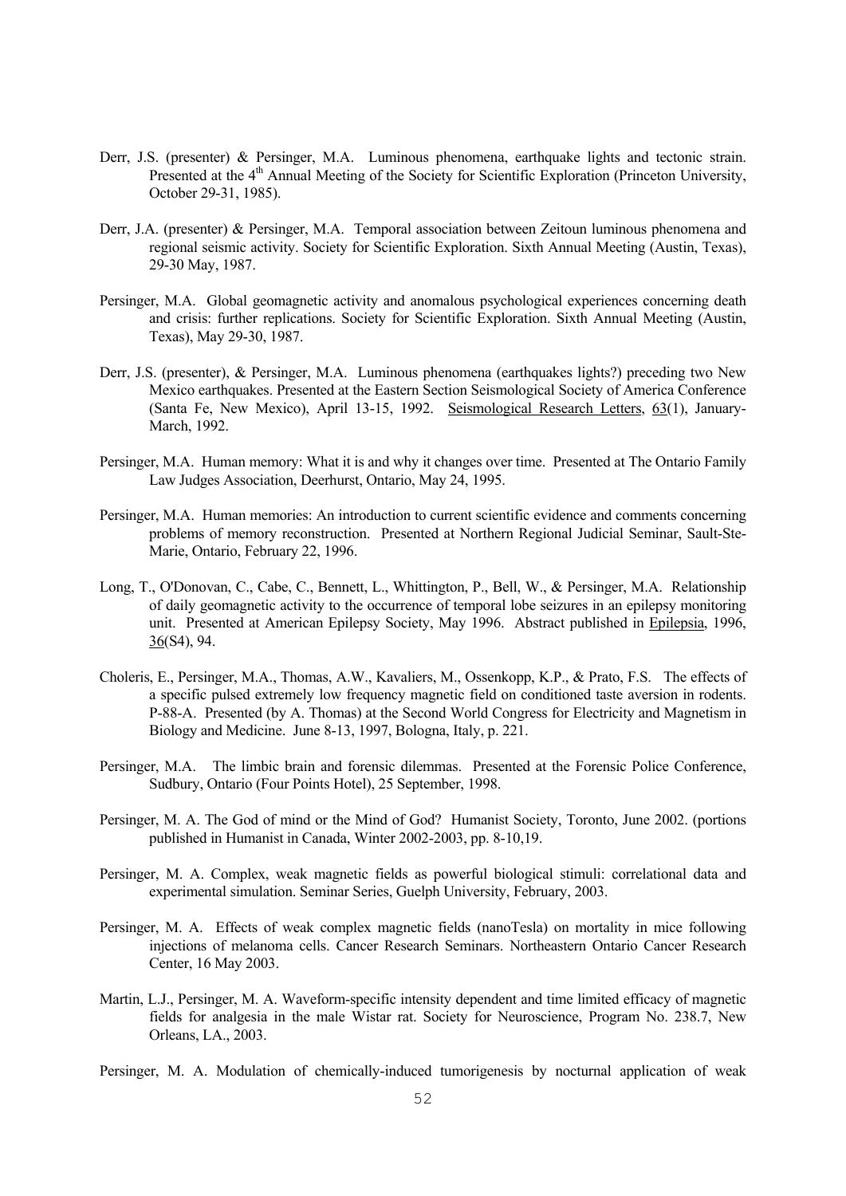Derr, J.S. (presenter) & Persinger, M.A. Luminous phenomena, earthquake lights and tectonic strain. Presented at the 4th Annual Meeting of the Society for Scientific Exploration (Princeton University, October 29-31, 1985).

Derr, J.A. (presenter) & Persinger, M.A. Temporal association between Zeitoun luminous phenomena and regional seismic activity. Society for Scientific Exploration. Sixth Annual Meeting (Austin, Texas), 29-30 May, 1987.

Persinger, M.A. Global geomagnetic activity and anomalous psychological experiences concerning death and crisis: further replications. Society for Scientific Exploration. Sixth Annual Meeting (Austin, Texas), May 29-30, 1987.

Derr, J.S. (presenter), & Persinger, M.A. Luminous phenomena (earthquakes lights?) preceding two New Mexico earthquakes. Presented at the Eastern Section Seismological Society of America Conference (Santa Fe, New Mexico), April 13-15, 1992. Seismological Research Letters, 63(1), January-March, 1992.

Persinger, M.A. Human memory: What it is and why it changes over time. Presented at The Ontario Family Law Judges Association, Deerhurst, Ontario, May 24, 1995.

Persinger, M.A. Human memories: An introduction to current scientific evidence and comments concerning problems of memory reconstruction. Presented at Northern Regional Judicial Seminar, Sault-Ste-Marie, Ontario, February 22, 1996.

Long, T., O'Donovan, C., Cabe, C., Bennett, L., Whittington, P., Bell, W., & Persinger, M.A. Relationship of daily geomagnetic activity to the occurrence of temporal lobe seizures in an epilepsy monitoring unit. Presented at American Epilepsy Society, May 1996. Abstract published in Epilepsia, 1996, 36(S4), 94.

Choleris, E., Persinger, M.A., Thomas, A.W., Kavaliers, M., Ossenkopp, K.P., & Prato, F.S. The effects of a specific pulsed extremely low frequency magnetic field on conditioned taste aversion in rodents. P-88-A. Presented (by A. Thomas) at the Second World Congress for Electricity and Magnetism in Biology and Medicine. June 8-13, 1997, Bologna, Italy, p. 221.

Persinger, M.A. The limbic brain and forensic dilemmas. Presented at the Forensic Police Conference, Sudbury, Ontario (Four Points Hotel), 25 September, 1998.

Persinger, M. A. The God of mind or the Mind of God? Humanist Society, Toronto, June 2002. (portions published in Humanist in Canada, Winter 2002-2003, pp. 8-10,19.

Persinger, M. A. Complex, weak magnetic fields as powerful biological stimuli: correlational data and experimental simulation. Seminar Series, Guelph University, February, 2003.

Persinger, M. A. Effects of weak complex magnetic fields (nanoTesla) on mortality in mice following injections of melanoma cells. Cancer Research Seminars. Northeastern Ontario Cancer Research Center, 16 May 2003.

Martin, L.J., Persinger, M. A. Waveform-specific intensity dependent and time limited efficacy of magnetic fields for analgesia in the male Wistar rat. Society for Neuroscience, Program No. 238.7, New Orleans, LA., 2003.

Persinger, M. A. Modulation of chemically-induced tumorigenesis by nocturnal application of weak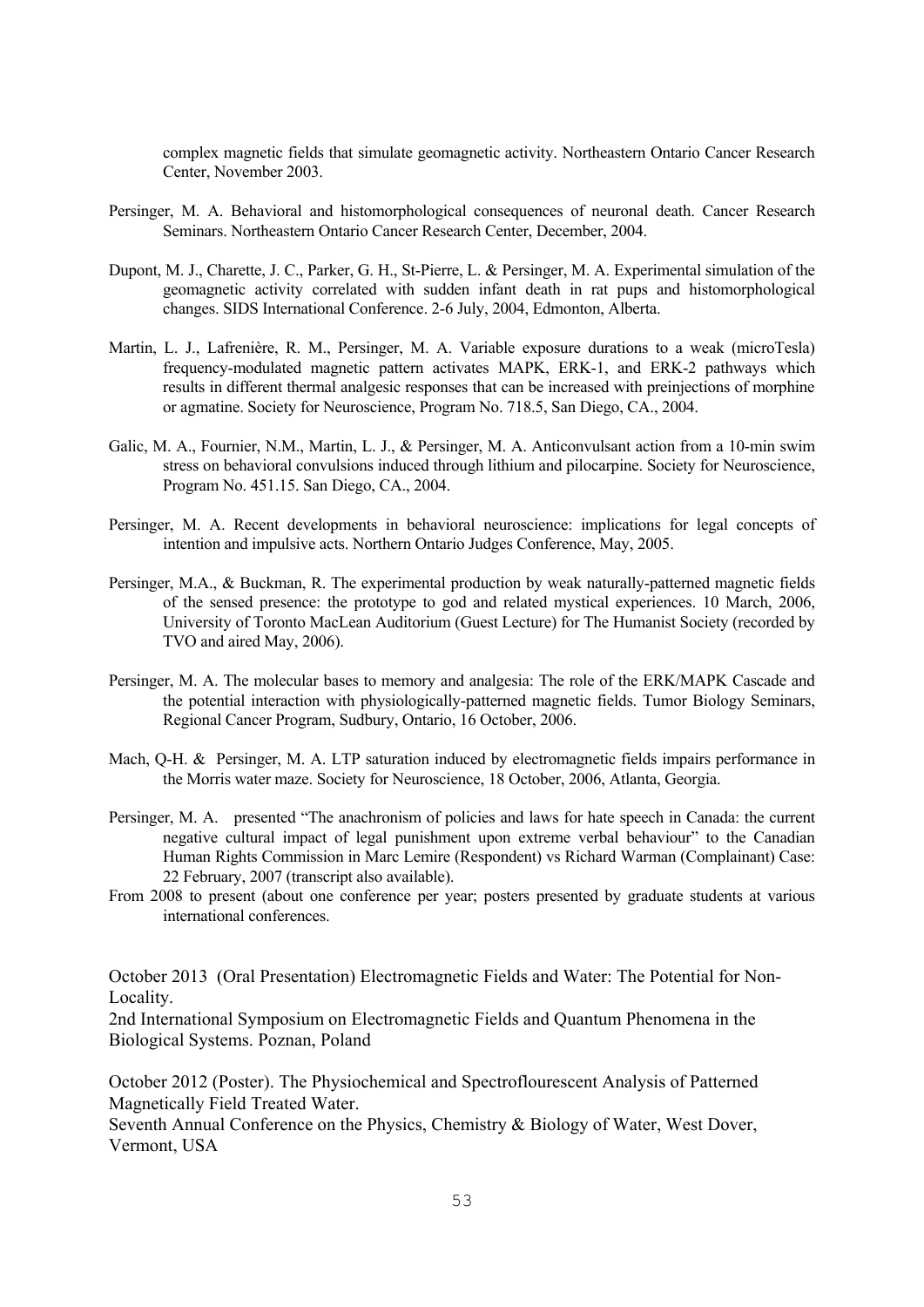complex magnetic fields that simulate geomagnetic activity. Northeastern Ontario Cancer Research Center, November 2003.

Persinger, M. A. Behavioral and histomorphological consequences of neuronal death. Cancer Research Seminars. Northeastern Ontario Cancer Research Center, December, 2004.

Dupont, M. J., Charette, J. C., Parker, G. H., St-Pierre, L. & Persinger, M. A. Experimental simulation of the geomagnetic activity correlated with sudden infant death in rat pups and histomorphological changes. SIDS International Conference. 2-6 July, 2004, Edmonton, Alberta.

Martin, L. J., Lafrenière, R. M., Persinger, M. A. Variable exposure durations to a weak (microTesla) frequency-modulated magnetic pattern activates MAPK, ERK-1, and ERK-2 pathways which results in different thermal analgesic responses that can be increased with preinjections of morphine or agmatine. Society for Neuroscience, Program No. 718.5, San Diego, CA., 2004.

Galic, M. A., Fournier, N.M., Martin, L. J., & Persinger, M. A. Anticonvulsant action from a 10-min swim stress on behavioral convulsions induced through lithium and pilocarpine. Society for Neuroscience, Program No. 451.15. San Diego, CA., 2004.

Persinger, M. A. Recent developments in behavioral neuroscience: implications for legal concepts of intention and impulsive acts. Northern Ontario Judges Conference, May, 2005.

Persinger, M.A., & Buckman, R. The experimental production by weak naturally-patterned magnetic fields of the sensed presence: the prototype to god and related mystical experiences. 10 March, 2006, University of Toronto MacLean Auditorium (Guest Lecture) for The Humanist Society (recorded by TVO and aired May, 2006).

Persinger, M. A. The molecular bases to memory and analgesia: The role of the ERK/MAPK Cascade and the potential interaction with physiologically-patterned magnetic fields. Tumor Biology Seminars, Regional Cancer Program, Sudbury, Ontario, 16 October, 2006.

Mach, Q-H. & Persinger, M. A. LTP saturation induced by electromagnetic fields impairs performance in the Morris water maze. Society for Neuroscience, 18 October, 2006, Atlanta, Georgia.

Persinger, M. A. presented "The anachronism of policies and laws for hate speech in Canada: the current negative cultural impact of legal punishment upon extreme verbal behaviour" to the Canadian Human Rights Commission in Marc Lemire (Respondent) vs Richard Warman (Complainant) Case: 22 February, 2007 (transcript also available).

From 2008 to present (about one conference per year; posters presented by graduate students at various international conferences.

October 2013 (Oral Presentation) Electromagnetic Fields and Water: The Potential for Non-Locality.
2nd International Symposium on Electromagnetic Fields and Quantum Phenomena in the Biological Systems. Poznan, Poland

October 2012 (Poster). The Physiochemical and Spectroflourescent Analysis of Patterned Magnetically Field Treated Water.
Seventh Annual Conference on the Physics, Chemistry & Biology of Water, West Dover, Vermont, USA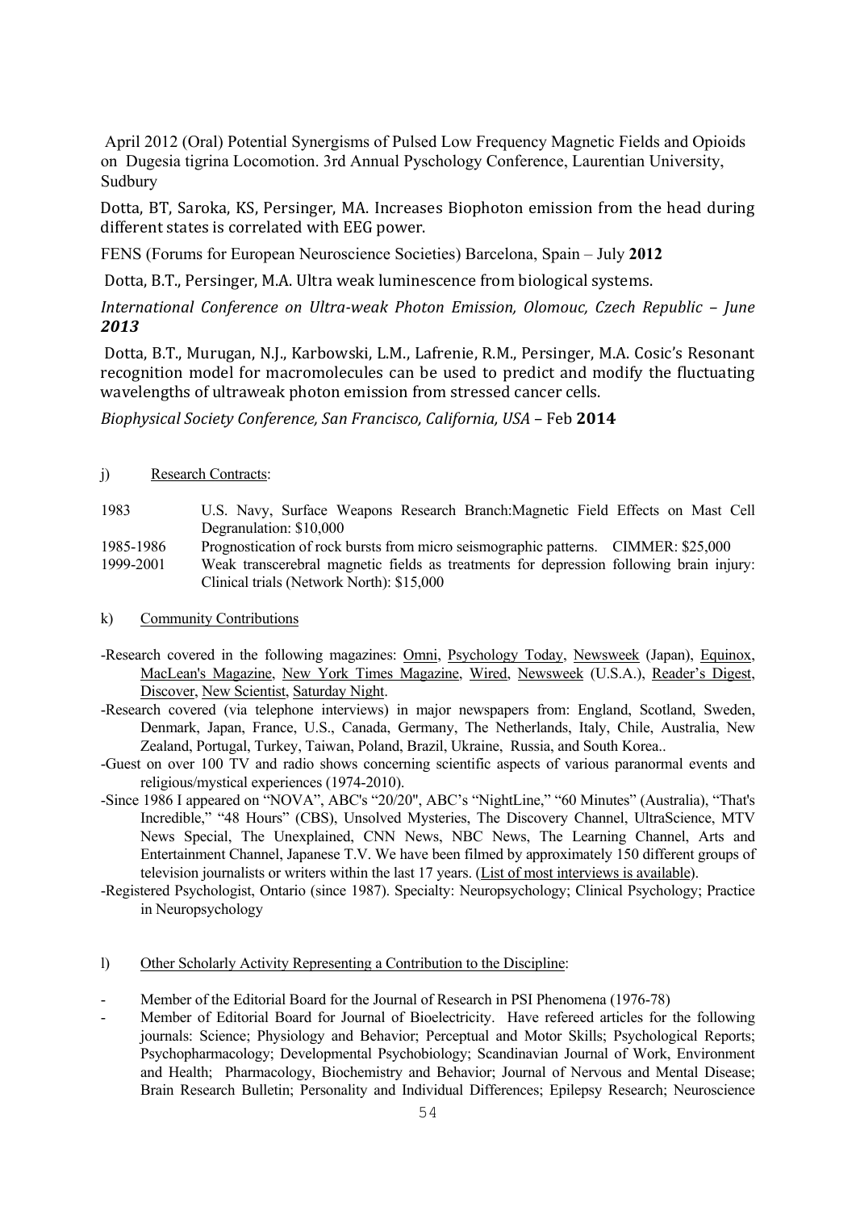April 2012 (Oral) Potential Synergisms of Pulsed Low Frequency Magnetic Fields and Opioids on Dugesia tigrina Locomotion. 3rd Annual Pyschology Conference, Laurentian University, Sudbury

Dotta, BT, Saroka, KS, Persinger, MA. Increases Biophoton emission from the head during different states is correlated with EEG power.

FENS (Forums for European Neuroscience Societies) Barcelona, Spain – July **2012**

Dotta, B.T., Persinger, M.A. Ultra weak luminescence from biological systems.

*International Conference on Ultra-weak Photon Emission, Olomouc, Czech Republic – June **2013***

Dotta, B.T., Murugan, N.J., Karbowski, L.M., Lafrenie, R.M., Persinger, M.A. Cosic's Resonant recognition model for macromolecules can be used to predict and modify the fluctuating wavelengths of ultraweak photon emission from stressed cancer cells.

*Biophysical Society Conference, San Francisco, California, USA* – Feb **2014**

j) Research Contracts:

| | |
|---|---|
| 1983 | U.S. Navy, Surface Weapons Research Branch:Magnetic Field Effects on Mast Cell Degranulation: $10,000 |
| 1985-1986 | Prognostication of rock bursts from micro seismographic patterns. CIMMER: $25,000 |
| 1999-2001 | Weak transcerebral magnetic fields as treatments for depression following brain injury: Clinical trials (Network North): $15,000 |

k) Community Contributions

- Research covered in the following magazines: Omni, Psychology Today, Newsweek (Japan), Equinox, MacLean's Magazine, New York Times Magazine, Wired, Newsweek (U.S.A.), Reader's Digest, Discover, New Scientist, Saturday Night.
- Research covered (via telephone interviews) in major newspapers from: England, Scotland, Sweden, Denmark, Japan, France, U.S., Canada, Germany, The Netherlands, Italy, Chile, Australia, New Zealand, Portugal, Turkey, Taiwan, Poland, Brazil, Ukraine, Russia, and South Korea..
- Guest on over 100 TV and radio shows concerning scientific aspects of various paranormal events and religious/mystical experiences (1974-2010).
- Since 1986 I appeared on "NOVA", ABC's "20/20", ABC's "NightLine," "60 Minutes" (Australia), "That's Incredible," "48 Hours" (CBS), Unsolved Mysteries, The Discovery Channel, UltraScience, MTV News Special, The Unexplained, CNN News, NBC News, The Learning Channel, Arts and Entertainment Channel, Japanese T.V. We have been filmed by approximately 150 different groups of television journalists or writers within the last 17 years. (List of most interviews is available).
- Registered Psychologist, Ontario (since 1987). Specialty: Neuropsychology; Clinical Psychology; Practice in Neuropsychology

l) Other Scholarly Activity Representing a Contribution to the Discipline:

- Member of the Editorial Board for the Journal of Research in PSI Phenomena (1976-78)
- Member of Editorial Board for Journal of Bioelectricity. Have refereed articles for the following journals: Science; Physiology and Behavior; Perceptual and Motor Skills; Psychological Reports; Psychopharmacology; Developmental Psychobiology; Scandinavian Journal of Work, Environment and Health; Pharmacology, Biochemistry and Behavior; Journal of Nervous and Mental Disease; Brain Research Bulletin; Personality and Individual Differences; Epilepsy Research; Neuroscience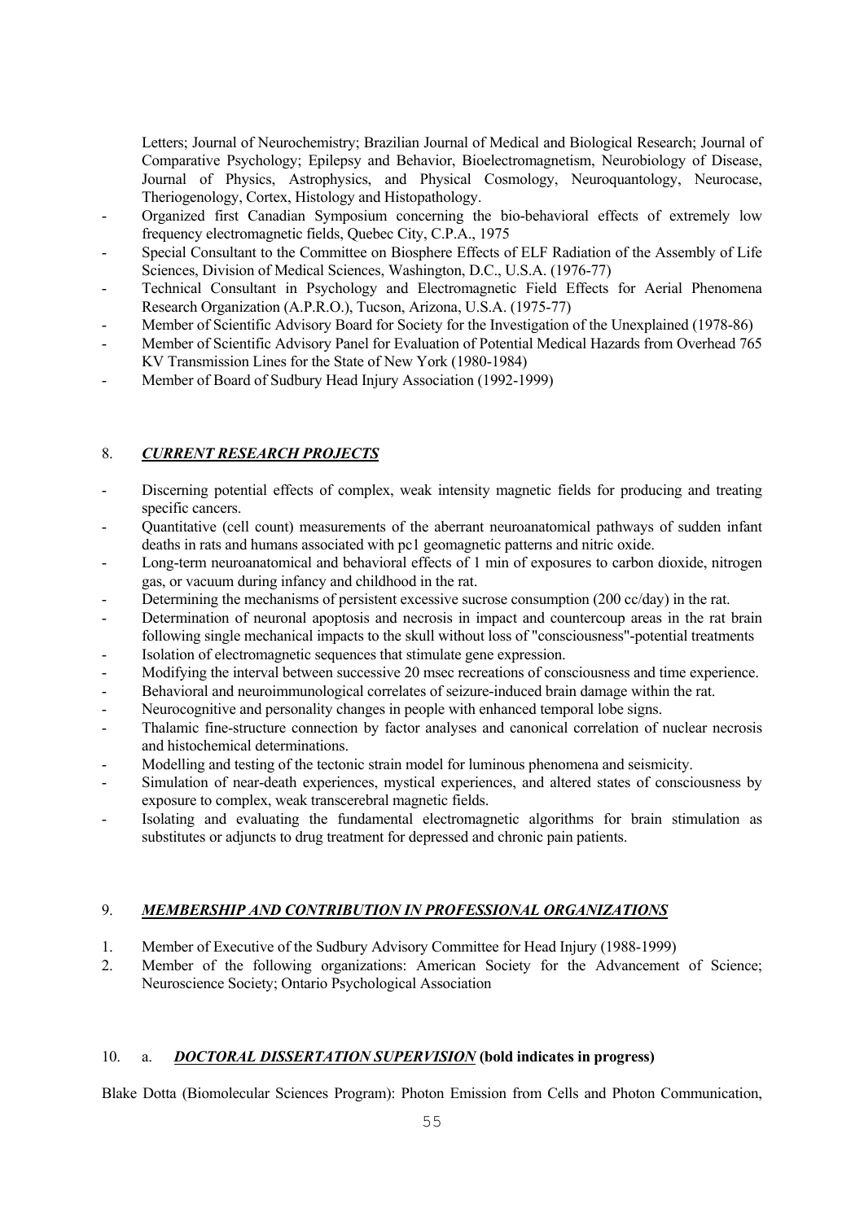Letters; Journal of Neurochemistry; Brazilian Journal of Medical and Biological Research; Journal of Comparative Psychology; Epilepsy and Behavior, Bioelectromagnetism, Neurobiology of Disease, Journal of Physics, Astrophysics, and Physical Cosmology, Neuroquantology, Neurocase, Theriogenology, Cortex, Histology and Histopathology.

- Organized first Canadian Symposium concerning the bio-behavioral effects of extremely low frequency electromagnetic fields, Quebec City, C.P.A., 1975
- Special Consultant to the Committee on Biosphere Effects of ELF Radiation of the Assembly of Life Sciences, Division of Medical Sciences, Washington, D.C., U.S.A. (1976-77)
- Technical Consultant in Psychology and Electromagnetic Field Effects for Aerial Phenomena Research Organization (A.P.R.O.), Tucson, Arizona, U.S.A. (1975-77)
- Member of Scientific Advisory Board for Society for the Investigation of the Unexplained (1978-86)
- Member of Scientific Advisory Panel for Evaluation of Potential Medical Hazards from Overhead 765 KV Transmission Lines for the State of New York (1980-1984)
- Member of Board of Sudbury Head Injury Association (1992-1999)

## 8. *CURRENT RESEARCH PROJECTS*

- Discerning potential effects of complex, weak intensity magnetic fields for producing and treating specific cancers.
- Quantitative (cell count) measurements of the aberrant neuroanatomical pathways of sudden infant deaths in rats and humans associated with pc1 geomagnetic patterns and nitric oxide.
- Long-term neuroanatomical and behavioral effects of 1 min of exposures to carbon dioxide, nitrogen gas, or vacuum during infancy and childhood in the rat.
- Determining the mechanisms of persistent excessive sucrose consumption (200 cc/day) in the rat.
- Determination of neuronal apoptosis and necrosis in impact and countercoup areas in the rat brain following single mechanical impacts to the skull without loss of "consciousness"-potential treatments
- Isolation of electromagnetic sequences that stimulate gene expression.
- Modifying the interval between successive 20 msec recreations of consciousness and time experience.
- Behavioral and neuroimmunological correlates of seizure-induced brain damage within the rat.
- Neurocognitive and personality changes in people with enhanced temporal lobe signs.
- Thalamic fine-structure connection by factor analyses and canonical correlation of nuclear necrosis and histochemical determinations.
- Modelling and testing of the tectonic strain model for luminous phenomena and seismicity.
- Simulation of near-death experiences, mystical experiences, and altered states of consciousness by exposure to complex, weak transcerebral magnetic fields.
- Isolating and evaluating the fundamental electromagnetic algorithms for brain stimulation as substitutes or adjuncts to drug treatment for depressed and chronic pain patients.

## 9. *MEMBERSHIP AND CONTRIBUTION IN PROFESSIONAL ORGANIZATIONS*

1. Member of Executive of the Sudbury Advisory Committee for Head Injury (1988-1999)
2. Member of the following organizations: American Society for the Advancement of Science; Neuroscience Society; Ontario Psychological Association

## 10. a. *DOCTORAL DISSERTATION SUPERVISION* **(bold indicates in progress)**

Blake Dotta (Biomolecular Sciences Program): Photon Emission from Cells and Photon Communication,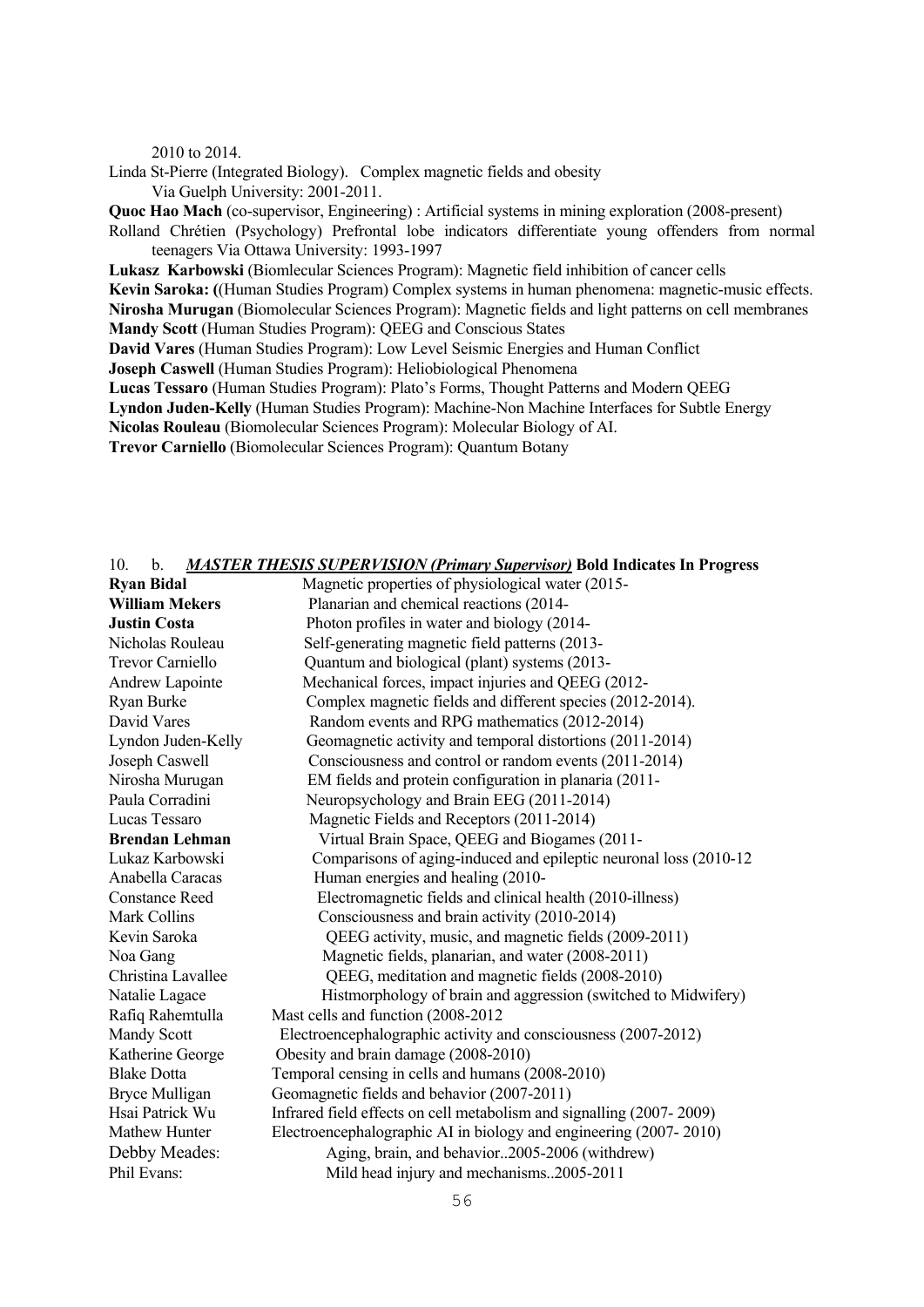2010 to 2014.

Linda St-Pierre (Integrated Biology). Complex magnetic fields and obesity
Via Guelph University: 2001-2011.

**Quoc Hao Mach** (co-supervisor, Engineering) : Artificial systems in mining exploration (2008-present)

Rolland Chrétien (Psychology) Prefrontal lobe indicators differentiate young offenders from normal teenagers Via Ottawa University: 1993-1997

**Lukasz Karbowski** (Biomlecular Sciences Program): Magnetic field inhibition of cancer cells

**Kevin Saroka: ((**Human Studies Program) Complex systems in human phenomena: magnetic-music effects.

**Nirosha Murugan** (Biomolecular Sciences Program): Magnetic fields and light patterns on cell membranes

**Mandy Scott** (Human Studies Program): QEEG and Conscious States

**David Vares** (Human Studies Program): Low Level Seismic Energies and Human Conflict

**Joseph Caswell** (Human Studies Program): Heliobiological Phenomena

**Lucas Tessaro** (Human Studies Program): Plato's Forms, Thought Patterns and Modern QEEG

**Lyndon Juden-Kelly** (Human Studies Program): Machine-Non Machine Interfaces for Subtle Energy

**Nicolas Rouleau** (Biomolecular Sciences Program): Molecular Biology of AI.

**Trevor Carniello** (Biomolecular Sciences Program): Quantum Botany

10. b. ***MASTER THESIS SUPERVISION (Primary Supervisor)*** **Bold Indicates In Progress**

| | |
|---|---|
| **Ryan Bidal** | Magnetic properties of physiological water (2015- |
| **William Mekers** | Planarian and chemical reactions (2014- |
| **Justin Costa** | Photon profiles in water and biology (2014- |
| Nicholas Rouleau | Self-generating magnetic field patterns (2013- |
| Trevor Carniello | Quantum and biological (plant) systems (2013- |
| Andrew Lapointe | Mechanical forces, impact injuries and QEEG (2012- |
| Ryan Burke | Complex magnetic fields and different species (2012-2014). |
| David Vares | Random events and RPG mathematics (2012-2014) |
| Lyndon Juden-Kelly | Geomagnetic activity and temporal distortions (2011-2014) |
| Joseph Caswell | Consciousness and control or random events (2011-2014) |
| Nirosha Murugan | EM fields and protein configuration in planaria (2011- |
| Paula Corradini | Neuropsychology and Brain EEG (2011-2014) |
| Lucas Tessaro | Magnetic Fields and Receptors (2011-2014) |
| **Brendan Lehman** | Virtual Brain Space, QEEG and Biogames (2011- |
| Lukaz Karbowski | Comparisons of aging-induced and epileptic neuronal loss (2010-12 |
| Anabella Caracas | Human energies and healing (2010- |
| Constance Reed | Electromagnetic fields and clinical health (2010-illness) |
| Mark Collins | Consciousness and brain activity (2010-2014) |
| Kevin Saroka | QEEG activity, music, and magnetic fields (2009-2011) |
| Noa Gang | Magnetic fields, planarian, and water (2008-2011) |
| Christina Lavallee | QEEG, meditation and magnetic fields (2008-2010) |
| Natalie Lagace | Histmorphology of brain and aggression (switched to Midwifery) |
| Rafiq Rahemtulla | Mast cells and function (2008-2012 |
| Mandy Scott | Electroencephalographic activity and consciousness (2007-2012) |
| Katherine George | Obesity and brain damage (2008-2010) |
| Blake Dotta | Temporal censing in cells and humans (2008-2010) |
| Bryce Mulligan | Geomagnetic fields and behavior (2007-2011) |
| Hsai Patrick Wu | Infrared field effects on cell metabolism and signalling (2007- 2009) |
| Mathew Hunter | Electroencephalographic AI in biology and engineering (2007- 2010) |
| Debby Meades: | Aging, brain, and behavior..2005-2006 (withdrew) |
| Phil Evans: | Mild head injury and mechanisms..2005-2011 |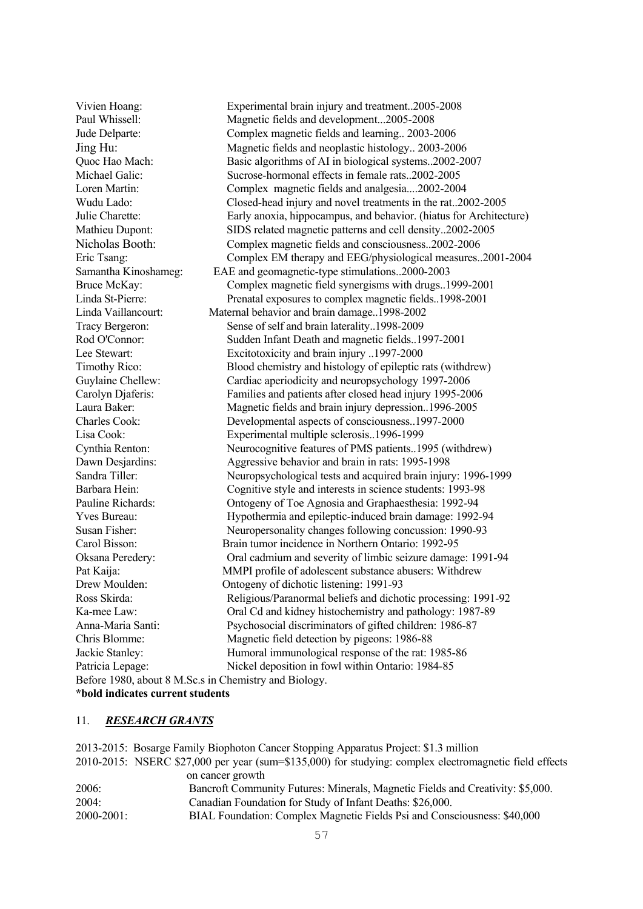Vivien Hoang: Experimental brain injury and treatment..2005-2008
Paul Whissell: Magnetic fields and development...2005-2008
Jude Delparte: Complex magnetic fields and learning.. 2003-2006
Jing Hu: Magnetic fields and neoplastic histology.. 2003-2006
Quoc Hao Mach: Basic algorithms of AI in biological systems..2002-2007
Michael Galic: Sucrose-hormonal effects in female rats..2002-2005
Loren Martin: Complex magnetic fields and analgesia....2002-2004
Wudu Lado: Closed-head injury and novel treatments in the rat..2002-2005
Julie Charette: Early anoxia, hippocampus, and behavior. (hiatus for Architecture)
Mathieu Dupont: SIDS related magnetic patterns and cell density..2002-2005
Nicholas Booth: Complex magnetic fields and consciousness..2002-2006
Eric Tsang: Complex EM therapy and EEG/physiological measures..2001-2004
Samantha Kinoshameg: EAE and geomagnetic-type stimulations..2000-2003
Bruce McKay: Complex magnetic field synergisms with drugs..1999-2001
Linda St-Pierre: Prenatal exposures to complex magnetic fields..1998-2001
Linda Vaillancourt: Maternal behavior and brain damage..1998-2002
Tracy Bergeron: Sense of self and brain laterality..1998-2009
Rod O'Connor: Sudden Infant Death and magnetic fields..1997-2001
Lee Stewart: Excitotoxicity and brain injury ..1997-2000
Timothy Rico: Blood chemistry and histology of epileptic rats (withdrew)
Guylaine Chellew: Cardiac aperiodicity and neuropsychology 1997-2006
Carolyn Djaferis: Families and patients after closed head injury 1995-2006
Laura Baker: Magnetic fields and brain injury depression..1996-2005
Charles Cook: Developmental aspects of consciousness..1997-2000
Lisa Cook: Experimental multiple sclerosis..1996-1999
Cynthia Renton: Neurocognitive features of PMS patients..1995 (withdrew)
Dawn Desjardins: Aggressive behavior and brain in rats: 1995-1998
Sandra Tiller: Neuropsychological tests and acquired brain injury: 1996-1999
Barbara Hein: Cognitive style and interests in science students: 1993-98
Pauline Richards: Ontogeny of Toe Agnosia and Graphaesthesia: 1992-94
Yves Bureau: Hypothermia and epileptic-induced brain damage: 1992-94
Susan Fisher: Neuropersonality changes following concussion: 1990-93
Carol Bisson: Brain tumor incidence in Northern Ontario: 1992-95
Oksana Peredery: Oral cadmium and severity of limbic seizure damage: 1991-94
Pat Kaija: MMPI profile of adolescent substance abusers: Withdrew
Drew Moulden: Ontogeny of dichotic listening: 1991-93
Ross Skirda: Religious/Paranormal beliefs and dichotic processing: 1991-92
Ka-mee Law: Oral Cd and kidney histochemistry and pathology: 1987-89
Anna-Maria Santi: Psychosocial discriminators of gifted children: 1986-87
Chris Blomme: Magnetic field detection by pigeons: 1986-88
Jackie Stanley: Humoral immunological response of the rat: 1985-86
Patricia Lepage: Nickel deposition in fowl within Ontario: 1984-85
Before 1980, about 8 M.Sc.s in Chemistry and Biology.

**\*bold indicates current students**

## 11. ***RESEARCH GRANTS***

2013-2015: Bosarge Family Biophoton Cancer Stopping Apparatus Project: $1.3 million
2010-2015: NSERC $27,000 per year (sum=$135,000) for studying: complex electromagnetic field effects on cancer growth
2006: Bancroft Community Futures: Minerals, Magnetic Fields and Creativity: $5,000.
2004: Canadian Foundation for Study of Infant Deaths: $26,000.
2000-2001: BIAL Foundation: Complex Magnetic Fields Psi and Consciousness: $40,000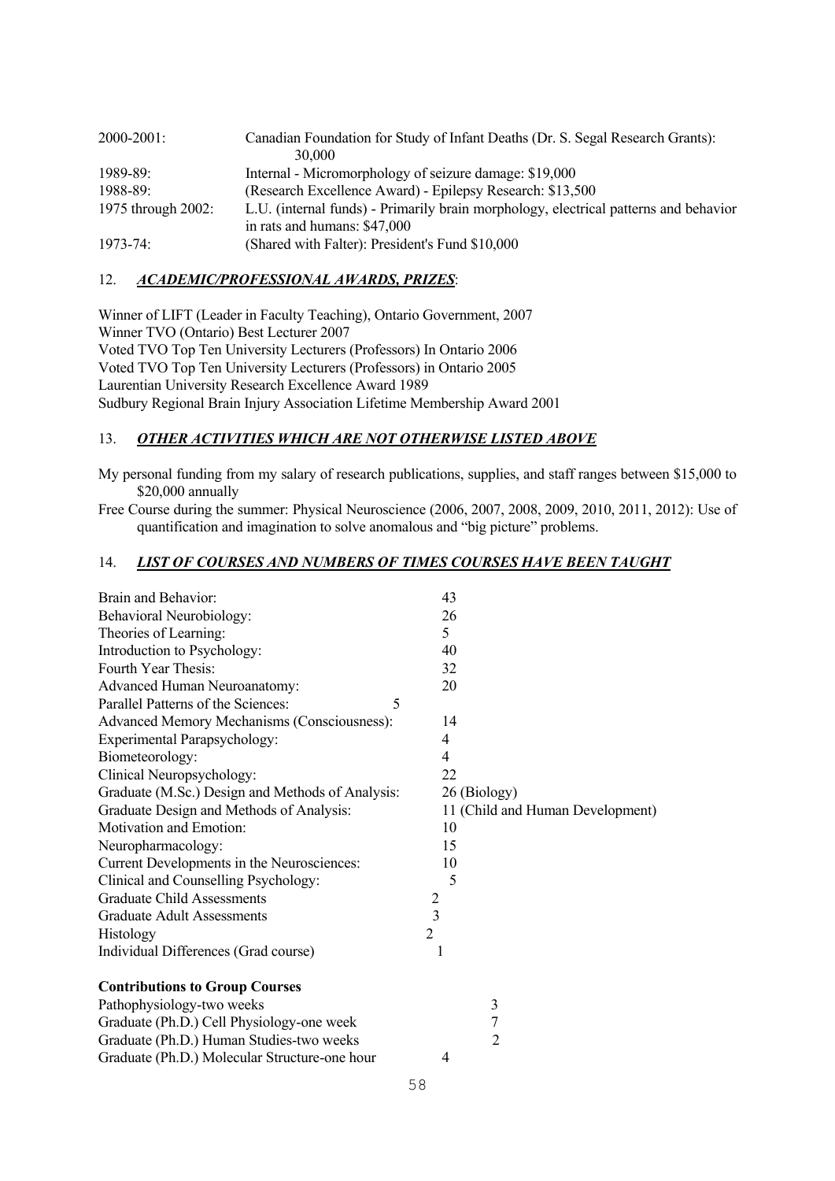| | |
|---|---|
| 2000-2001: | Canadian Foundation for Study of Infant Deaths (Dr. S. Segal Research Grants): 30,000 |
| 1989-89: | Internal - Micromorphology of seizure damage: $19,000 |
| 1988-89: | (Research Excellence Award) - Epilepsy Research: $13,500 |
| 1975 through 2002: | L.U. (internal funds) - Primarily brain morphology, electrical patterns and behavior in rats and humans: $47,000 |
| 1973-74: | (Shared with Falter): President's Fund $10,000 |

## 12. ***ACADEMIC/PROFESSIONAL AWARDS, PRIZES***:

Winner of LIFT (Leader in Faculty Teaching), Ontario Government, 2007
Winner TVO (Ontario) Best Lecturer 2007
Voted TVO Top Ten University Lecturers (Professors) In Ontario 2006
Voted TVO Top Ten University Lecturers (Professors) in Ontario 2005
Laurentian University Research Excellence Award 1989
Sudbury Regional Brain Injury Association Lifetime Membership Award 2001

## 13. ***OTHER ACTIVITIES WHICH ARE NOT OTHERWISE LISTED ABOVE***

My personal funding from my salary of research publications, supplies, and staff ranges between $15,000 to $20,000 annually

Free Course during the summer: Physical Neuroscience (2006, 2007, 2008, 2009, 2010, 2011, 2012): Use of quantification and imagination to solve anomalous and "big picture" problems.

## 14. ***LIST OF COURSES AND NUMBERS OF TIMES COURSES HAVE BEEN TAUGHT***

| | |
|---|---|
| Brain and Behavior: | 43 |
| Behavioral Neurobiology: | 26 |
| Theories of Learning: | 5 |
| Introduction to Psychology: | 40 |
| Fourth Year Thesis: | 32 |
| Advanced Human Neuroanatomy: | 20 |
| Parallel Patterns of the Sciences: | 5 |
| Advanced Memory Mechanisms (Consciousness): | 14 |
| Experimental Parapsychology: | 4 |
| Biometeorology: | 4 |
| Clinical Neuropsychology: | 22 |
| Graduate (M.Sc.) Design and Methods of Analysis: | 26 (Biology) |
| Graduate Design and Methods of Analysis: | 11 (Child and Human Development) |
| Motivation and Emotion: | 10 |
| Neuropharmacology: | 15 |
| Current Developments in the Neurosciences: | 10 |
| Clinical and Counselling Psychology: | 5 |
| Graduate Child Assessments | 2 |
| Graduate Adult Assessments | 3 |
| Histology | 2 |
| Individual Differences (Grad course) | 1 |

**Contributions to Group Courses**

| | |
|---|---|
| Pathophysiology-two weeks | 3 |
| Graduate (Ph.D.) Cell Physiology-one week | 7 |
| Graduate (Ph.D.) Human Studies-two weeks | 2 |
| Graduate (Ph.D.) Molecular Structure-one hour | 4 |